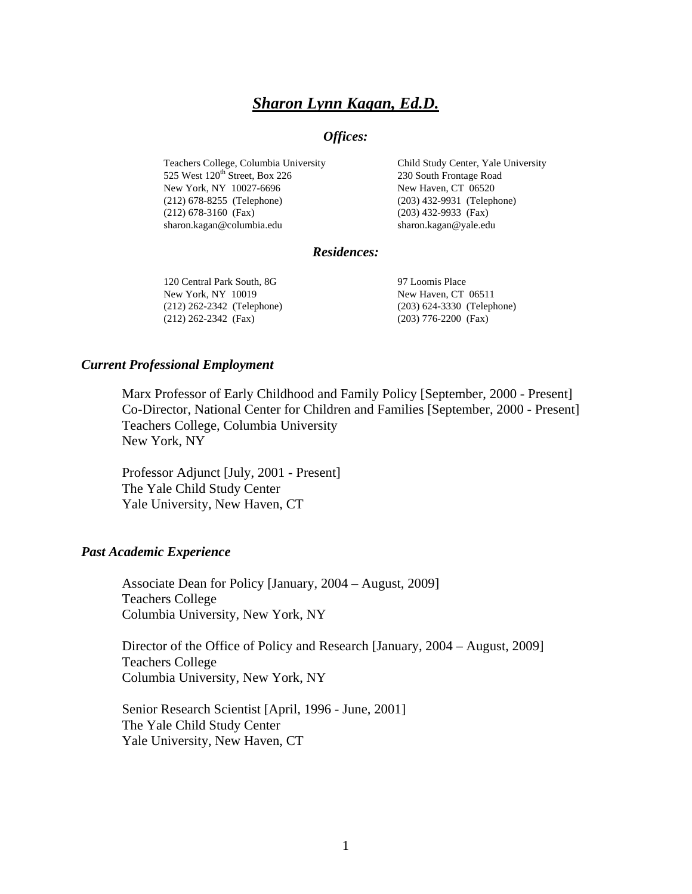# ***Sharon Lynn Kagan, Ed.D.***

### *Offices:*

Teachers College, Columbia University
525 West 120th Street, Box 226
New York, NY 10027-6696
(212) 678-8255 (Telephone)
(212) 678-3160 (Fax)
sharon.kagan@columbia.edu

Child Study Center, Yale University
230 South Frontage Road
New Haven, CT 06520
(203) 432-9931 (Telephone)
(203) 432-9933 (Fax)
sharon.kagan@yale.edu

### *Residences:*

120 Central Park South, 8G
New York, NY 10019
(212) 262-2342 (Telephone)
(212) 262-2342 (Fax)

97 Loomis Place
New Haven, CT 06511
(203) 624-3330 (Telephone)
(203) 776-2200 (Fax)

## *Current Professional Employment*

Marx Professor of Early Childhood and Family Policy [September, 2000 - Present]
Co-Director, National Center for Children and Families [September, 2000 - Present]
Teachers College, Columbia University
New York, NY

Professor Adjunct [July, 2001 - Present]
The Yale Child Study Center
Yale University, New Haven, CT

## *Past Academic Experience*

Associate Dean for Policy [January, 2004 – August, 2009]
Teachers College
Columbia University, New York, NY

Director of the Office of Policy and Research [January, 2004 – August, 2009]
Teachers College
Columbia University, New York, NY

Senior Research Scientist [April, 1996 - June, 2001]
The Yale Child Study Center
Yale University, New Haven, CT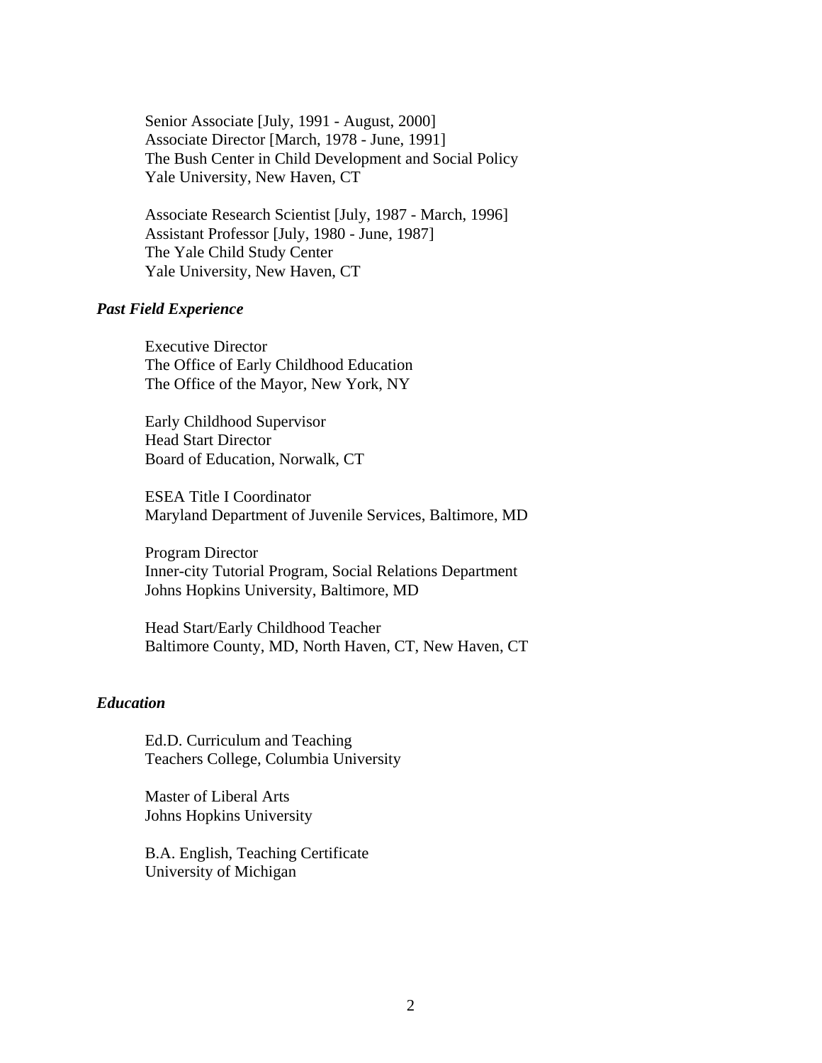Senior Associate [July, 1991 - August, 2000]
Associate Director [March, 1978 - June, 1991]
The Bush Center in Child Development and Social Policy
Yale University, New Haven, CT

Associate Research Scientist [July, 1987 - March, 1996]
Assistant Professor [July, 1980 - June, 1987]
The Yale Child Study Center
Yale University, New Haven, CT

### *Past Field Experience*

Executive Director
The Office of Early Childhood Education
The Office of the Mayor, New York, NY

Early Childhood Supervisor
Head Start Director
Board of Education, Norwalk, CT

ESEA Title I Coordinator
Maryland Department of Juvenile Services, Baltimore, MD

Program Director
Inner-city Tutorial Program, Social Relations Department
Johns Hopkins University, Baltimore, MD

Head Start/Early Childhood Teacher
Baltimore County, MD, North Haven, CT, New Haven, CT

### *Education*

Ed.D. Curriculum and Teaching
Teachers College, Columbia University

Master of Liberal Arts
Johns Hopkins University

B.A. English, Teaching Certificate
University of Michigan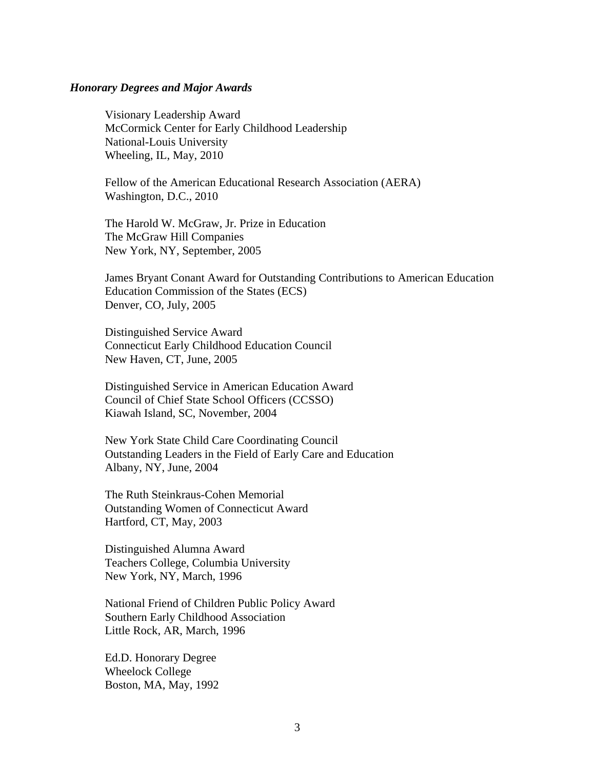***Honorary Degrees and Major Awards***

Visionary Leadership Award  
McCormick Center for Early Childhood Leadership  
National-Louis University  
Wheeling, IL, May, 2010

Fellow of the American Educational Research Association (AERA)  
Washington, D.C., 2010

The Harold W. McGraw, Jr. Prize in Education  
The McGraw Hill Companies  
New York, NY, September, 2005

James Bryant Conant Award for Outstanding Contributions to American Education  
Education Commission of the States (ECS)  
Denver, CO, July, 2005

Distinguished Service Award  
Connecticut Early Childhood Education Council  
New Haven, CT, June, 2005

Distinguished Service in American Education Award  
Council of Chief State School Officers (CCSSO)  
Kiawah Island, SC, November, 2004

New York State Child Care Coordinating Council  
Outstanding Leaders in the Field of Early Care and Education  
Albany, NY, June, 2004

The Ruth Steinkraus-Cohen Memorial  
Outstanding Women of Connecticut Award  
Hartford, CT, May, 2003

Distinguished Alumna Award  
Teachers College, Columbia University  
New York, NY, March, 1996

National Friend of Children Public Policy Award  
Southern Early Childhood Association  
Little Rock, AR, March, 1996

Ed.D. Honorary Degree  
Wheelock College  
Boston, MA, May, 1992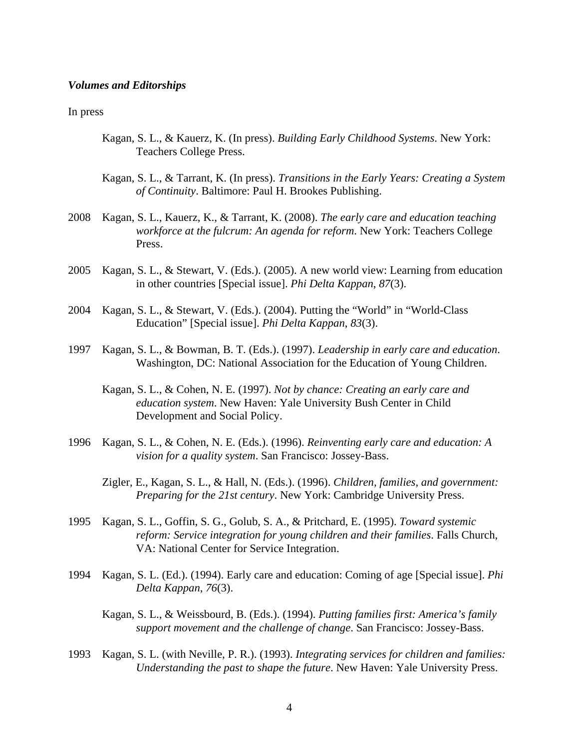***Volumes and Editorships***

In press

Kagan, S. L., & Kauerz, K. (In press). *Building Early Childhood Systems*. New York: Teachers College Press.

Kagan, S. L., & Tarrant, K. (In press). *Transitions in the Early Years: Creating a System of Continuity*. Baltimore: Paul H. Brookes Publishing.

2008 Kagan, S. L., Kauerz, K., & Tarrant, K. (2008). *The early care and education teaching workforce at the fulcrum: An agenda for reform*. New York: Teachers College Press.

2005 Kagan, S. L., & Stewart, V. (Eds.). (2005). A new world view: Learning from education in other countries [Special issue]. *Phi Delta Kappan*, *87*(3).

2004 Kagan, S. L., & Stewart, V. (Eds.). (2004). Putting the “World” in “World-Class Education” [Special issue]. *Phi Delta Kappan*, *83*(3).

1997 Kagan, S. L., & Bowman, B. T. (Eds.). (1997). *Leadership in early care and education*. Washington, DC: National Association for the Education of Young Children.

Kagan, S. L., & Cohen, N. E. (1997). *Not by chance: Creating an early care and education system*. New Haven: Yale University Bush Center in Child Development and Social Policy.

1996 Kagan, S. L., & Cohen, N. E. (Eds.). (1996). *Reinventing early care and education: A vision for a quality system*. San Francisco: Jossey-Bass.

Zigler, E., Kagan, S. L., & Hall, N. (Eds.). (1996). *Children, families, and government: Preparing for the 21st century*. New York: Cambridge University Press.

1995 Kagan, S. L., Goffin, S. G., Golub, S. A., & Pritchard, E. (1995). *Toward systemic reform: Service integration for young children and their families*. Falls Church, VA: National Center for Service Integration.

1994 Kagan, S. L. (Ed.). (1994). Early care and education: Coming of age [Special issue]. *Phi Delta Kappan*, *76*(3).

Kagan, S. L., & Weissbourd, B. (Eds.). (1994). *Putting families first: America’s family support movement and the challenge of change*. San Francisco: Jossey-Bass.

1993 Kagan, S. L. (with Neville, P. R.). (1993). *Integrating services for children and families: Understanding the past to shape the future*. New Haven: Yale University Press.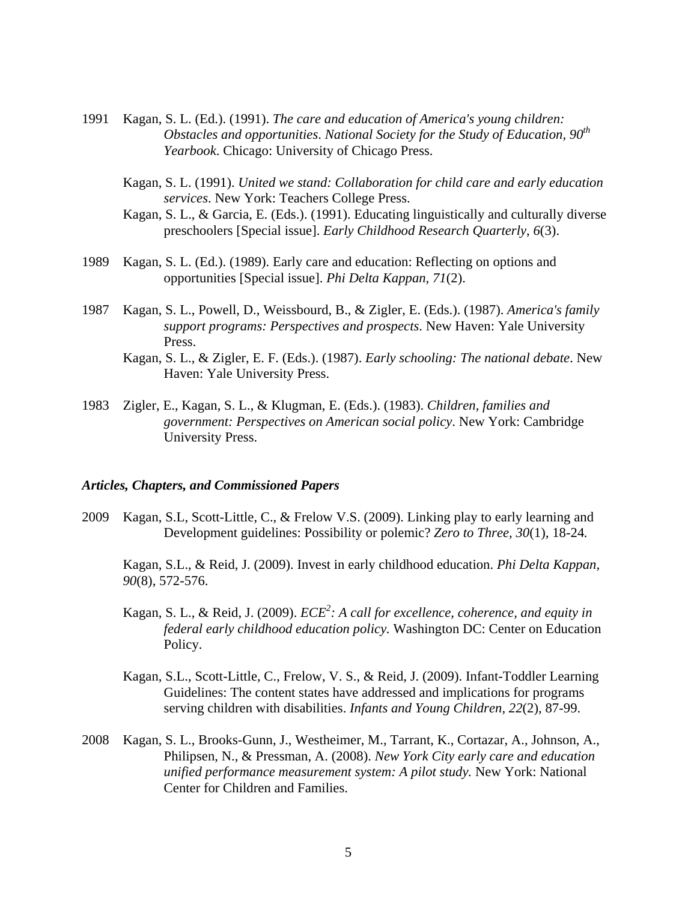1991 Kagan, S. L. (Ed.). (1991). *The care and education of America's young children: Obstacles and opportunities*. *National Society for the Study of Education, 90th Yearbook*. Chicago: University of Chicago Press.

Kagan, S. L. (1991). *United we stand: Collaboration for child care and early education services*. New York: Teachers College Press.

Kagan, S. L., & Garcia, E. (Eds.). (1991). Educating linguistically and culturally diverse preschoolers [Special issue]. *Early Childhood Research Quarterly*, *6*(3).

1989 Kagan, S. L. (Ed.). (1989). Early care and education: Reflecting on options and opportunities [Special issue]. *Phi Delta Kappan*, *71*(2).

1987 Kagan, S. L., Powell, D., Weissbourd, B., & Zigler, E. (Eds.). (1987). *America's family support programs: Perspectives and prospects*. New Haven: Yale University Press.

Kagan, S. L., & Zigler, E. F. (Eds.). (1987). *Early schooling: The national debate*. New Haven: Yale University Press.

1983 Zigler, E., Kagan, S. L., & Klugman, E. (Eds.). (1983). *Children, families and government: Perspectives on American social policy*. New York: Cambridge University Press.

### *Articles, Chapters, and Commissioned Papers*

2009 Kagan, S.L, Scott-Little, C., & Frelow V.S. (2009). Linking play to early learning and Development guidelines: Possibility or polemic? *Zero to Three, 30*(1), 18-24.

Kagan, S.L., & Reid, J. (2009). Invest in early childhood education. *Phi Delta Kappan, 90*(8), 572-576.

Kagan, S. L., & Reid, J. (2009). *ECE$^2$: A call for excellence, coherence, and equity in federal early childhood education policy.* Washington DC: Center on Education Policy.

Kagan, S.L., Scott-Little, C., Frelow, V. S., & Reid, J. (2009). Infant-Toddler Learning Guidelines: The content states have addressed and implications for programs serving children with disabilities. *Infants and Young Children, 22*(2), 87-99.

2008 Kagan, S. L., Brooks-Gunn, J., Westheimer, M., Tarrant, K., Cortazar, A., Johnson, A., Philipsen, N., & Pressman, A. (2008). *New York City early care and education unified performance measurement system: A pilot study.* New York: National Center for Children and Families.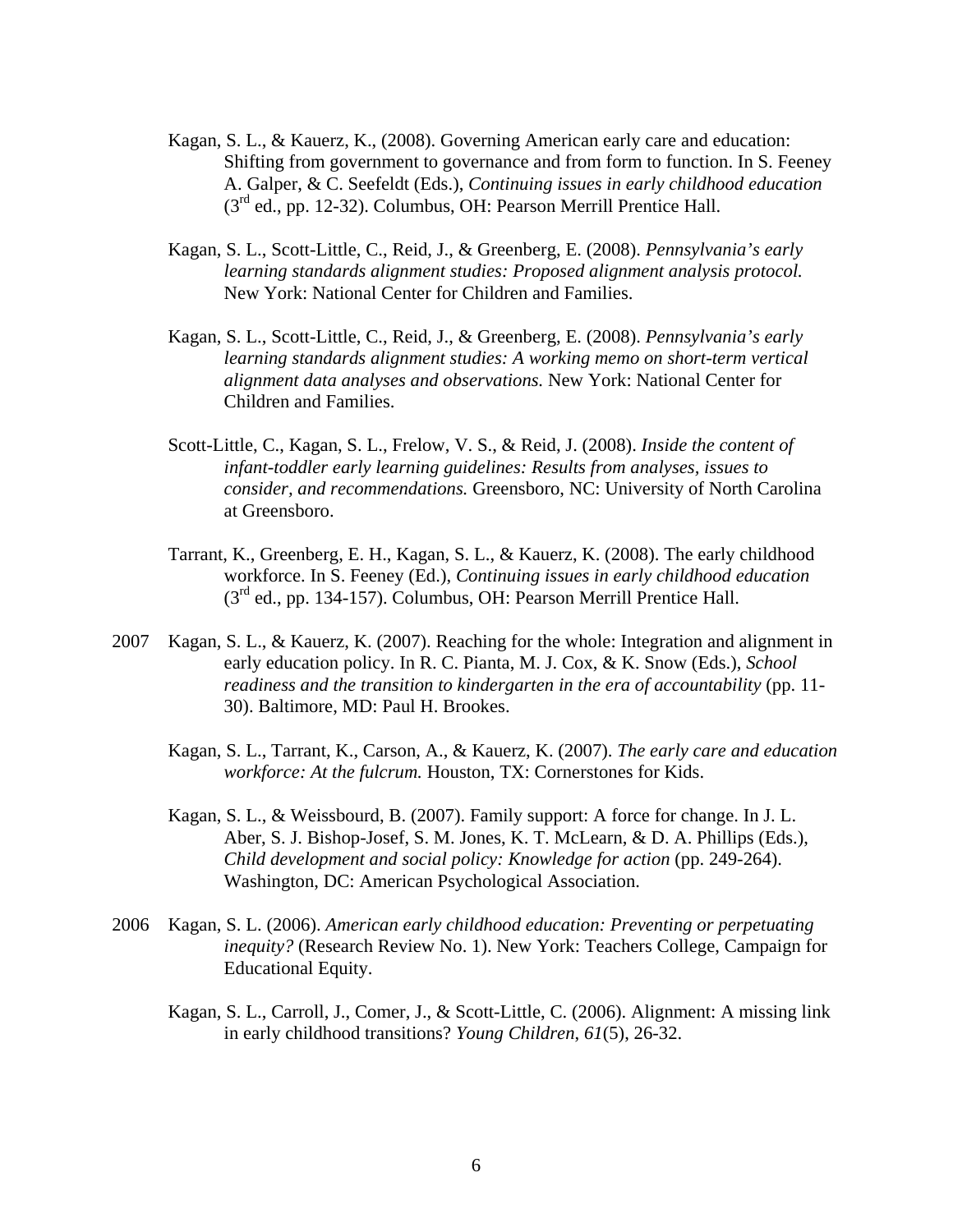Kagan, S. L., & Kauerz, K., (2008). Governing American early care and education: Shifting from government to governance and from form to function. In S. Feeney A. Galper, & C. Seefeldt (Eds.), *Continuing issues in early childhood education* (3rd ed., pp. 12-32). Columbus, OH: Pearson Merrill Prentice Hall.

Kagan, S. L., Scott-Little, C., Reid, J., & Greenberg, E. (2008). *Pennsylvania's early learning standards alignment studies: Proposed alignment analysis protocol.* New York: National Center for Children and Families.

Kagan, S. L., Scott-Little, C., Reid, J., & Greenberg, E. (2008). *Pennsylvania's early learning standards alignment studies: A working memo on short-term vertical alignment data analyses and observations.* New York: National Center for Children and Families.

Scott-Little, C., Kagan, S. L., Frelow, V. S., & Reid, J. (2008). *Inside the content of infant-toddler early learning guidelines: Results from analyses, issues to consider, and recommendations.* Greensboro, NC: University of North Carolina at Greensboro.

Tarrant, K., Greenberg, E. H., Kagan, S. L., & Kauerz, K. (2008). The early childhood workforce. In S. Feeney (Ed.), *Continuing issues in early childhood education* (3rd ed., pp. 134-157). Columbus, OH: Pearson Merrill Prentice Hall.

2007 Kagan, S. L., & Kauerz, K. (2007). Reaching for the whole: Integration and alignment in early education policy. In R. C. Pianta, M. J. Cox, & K. Snow (Eds.), *School readiness and the transition to kindergarten in the era of accountability* (pp. 11-30). Baltimore, MD: Paul H. Brookes.

Kagan, S. L., Tarrant, K., Carson, A., & Kauerz, K. (2007). *The early care and education workforce: At the fulcrum.* Houston, TX: Cornerstones for Kids.

Kagan, S. L., & Weissbourd, B. (2007). Family support: A force for change. In J. L. Aber, S. J. Bishop-Josef, S. M. Jones, K. T. McLearn, & D. A. Phillips (Eds.), *Child development and social policy: Knowledge for action* (pp. 249-264). Washington, DC: American Psychological Association.

2006 Kagan, S. L. (2006). *American early childhood education: Preventing or perpetuating inequity?* (Research Review No. 1). New York: Teachers College, Campaign for Educational Equity.

Kagan, S. L., Carroll, J., Comer, J., & Scott-Little, C. (2006). Alignment: A missing link in early childhood transitions? *Young Children*, *61*(5), 26-32.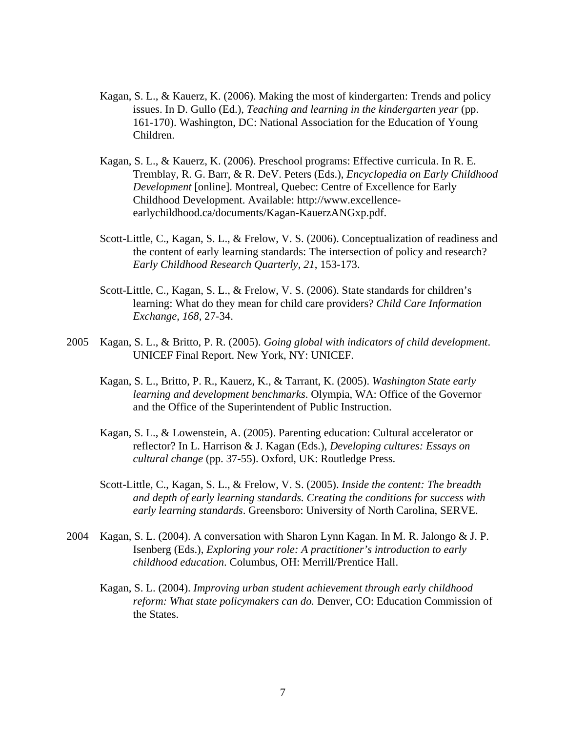Kagan, S. L., & Kauerz, K. (2006). Making the most of kindergarten: Trends and policy issues. In D. Gullo (Ed.), *Teaching and learning in the kindergarten year* (pp. 161-170). Washington, DC: National Association for the Education of Young Children.

Kagan, S. L., & Kauerz, K. (2006). Preschool programs: Effective curricula. In R. E. Tremblay, R. G. Barr, & R. DeV. Peters (Eds.), *Encyclopedia on Early Childhood Development* [online]. Montreal, Quebec: Centre of Excellence for Early Childhood Development. Available: http://www.excellence-earlychildhood.ca/documents/Kagan-KauerzANGxp.pdf.

Scott-Little, C., Kagan, S. L., & Frelow, V. S. (2006). Conceptualization of readiness and the content of early learning standards: The intersection of policy and research? *Early Childhood Research Quarterly*, *21*, 153-173.

Scott-Little, C., Kagan, S. L., & Frelow, V. S. (2006). State standards for children's learning: What do they mean for child care providers? *Child Care Information Exchange*, *168*, 27-34.

2005 Kagan, S. L., & Britto, P. R. (2005). *Going global with indicators of child development*. UNICEF Final Report. New York, NY: UNICEF.

Kagan, S. L., Britto, P. R., Kauerz, K., & Tarrant, K. (2005). *Washington State early learning and development benchmarks*. Olympia, WA: Office of the Governor and the Office of the Superintendent of Public Instruction.

Kagan, S. L., & Lowenstein, A. (2005). Parenting education: Cultural accelerator or reflector? In L. Harrison & J. Kagan (Eds.), *Developing cultures: Essays on cultural change* (pp. 37-55). Oxford, UK: Routledge Press.

Scott-Little, C., Kagan, S. L., & Frelow, V. S. (2005). *Inside the content: The breadth and depth of early learning standards. Creating the conditions for success with early learning standards*. Greensboro: University of North Carolina, SERVE.

2004 Kagan, S. L. (2004). A conversation with Sharon Lynn Kagan. In M. R. Jalongo & J. P. Isenberg (Eds.), *Exploring your role: A practitioner's introduction to early childhood education*. Columbus, OH: Merrill/Prentice Hall.

Kagan, S. L. (2004). *Improving urban student achievement through early childhood reform: What state policymakers can do.* Denver, CO: Education Commission of the States.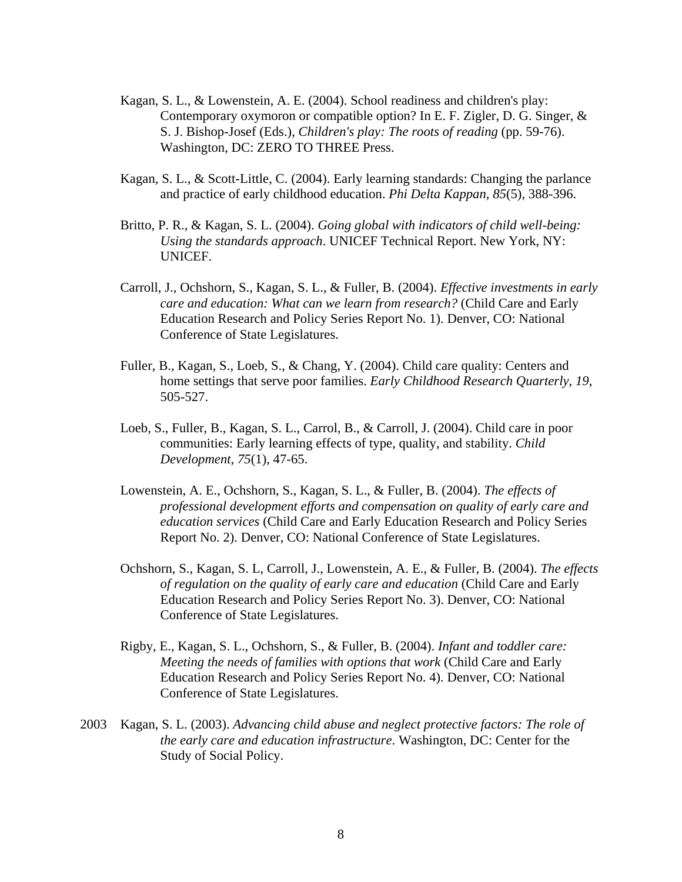Kagan, S. L., & Lowenstein, A. E. (2004). School readiness and children's play: Contemporary oxymoron or compatible option? In E. F. Zigler, D. G. Singer, & S. J. Bishop-Josef (Eds.), *Children's play: The roots of reading* (pp. 59-76). Washington, DC: ZERO TO THREE Press.

Kagan, S. L., & Scott-Little, C. (2004). Early learning standards: Changing the parlance and practice of early childhood education. *Phi Delta Kappan, 85*(5), 388-396.

Britto, P. R., & Kagan, S. L. (2004). *Going global with indicators of child well-being: Using the standards approach*. UNICEF Technical Report. New York, NY: UNICEF.

Carroll, J., Ochshorn, S., Kagan, S. L., & Fuller, B. (2004). *Effective investments in early care and education: What can we learn from research?* (Child Care and Early Education Research and Policy Series Report No. 1). Denver, CO: National Conference of State Legislatures.

Fuller, B., Kagan, S., Loeb, S., & Chang, Y. (2004). Child care quality: Centers and home settings that serve poor families. *Early Childhood Research Quarterly*, *19*, 505-527.

Loeb, S., Fuller, B., Kagan, S. L., Carrol, B., & Carroll, J. (2004). Child care in poor communities: Early learning effects of type, quality, and stability. *Child Development*, *75*(1), 47-65.

Lowenstein, A. E., Ochshorn, S., Kagan, S. L., & Fuller, B. (2004). *The effects of professional development efforts and compensation on quality of early care and education services* (Child Care and Early Education Research and Policy Series Report No. 2). Denver, CO: National Conference of State Legislatures.

Ochshorn, S., Kagan, S. L, Carroll, J., Lowenstein, A. E., & Fuller, B. (2004). *The effects of regulation on the quality of early care and education* (Child Care and Early Education Research and Policy Series Report No. 3). Denver, CO: National Conference of State Legislatures.

Rigby, E., Kagan, S. L., Ochshorn, S., & Fuller, B. (2004). *Infant and toddler care: Meeting the needs of families with options that work* (Child Care and Early Education Research and Policy Series Report No. 4). Denver, CO: National Conference of State Legislatures.

2003 Kagan, S. L. (2003). *Advancing child abuse and neglect protective factors: The role of the early care and education infrastructure*. Washington, DC: Center for the Study of Social Policy.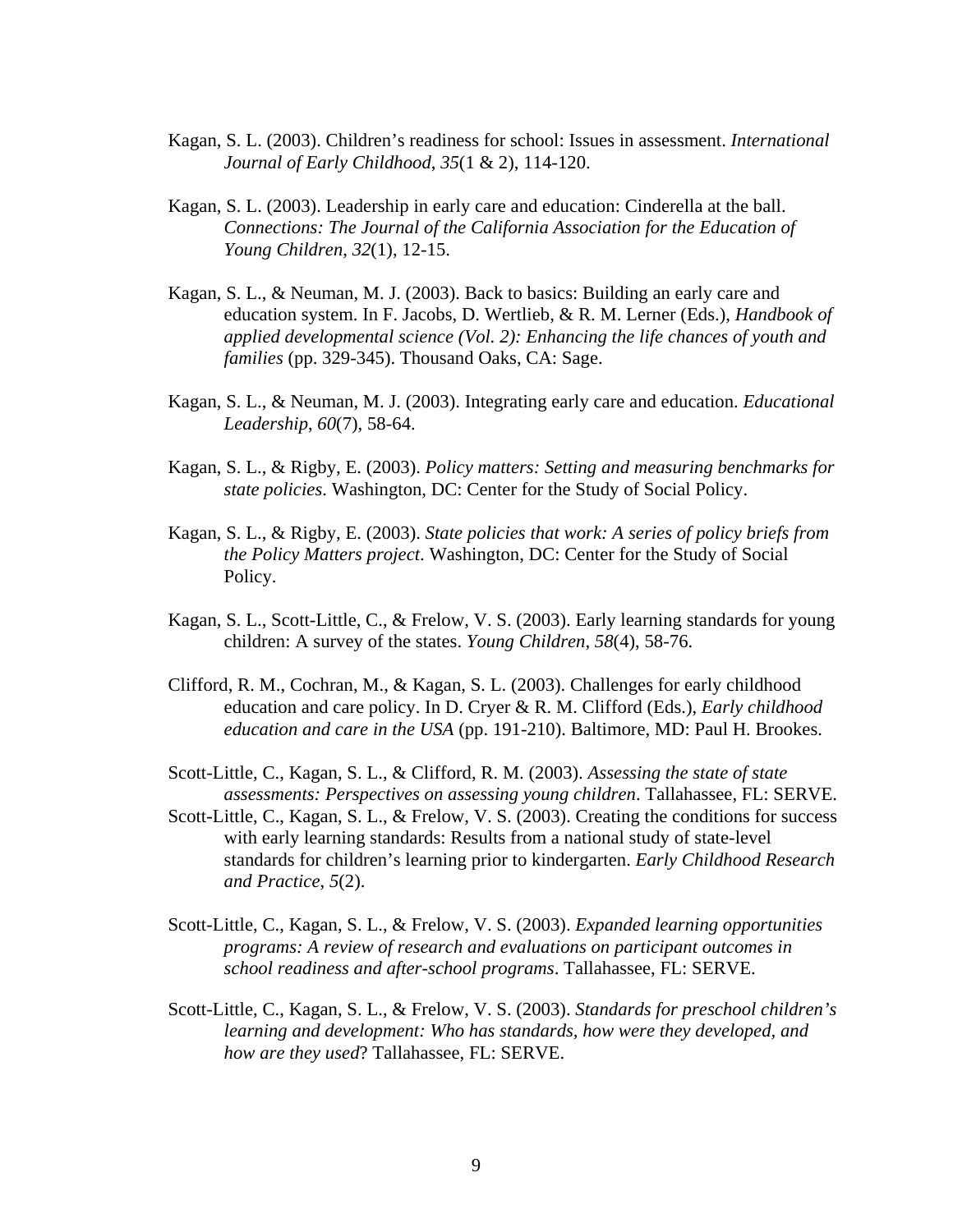Kagan, S. L. (2003). Children's readiness for school: Issues in assessment. *International Journal of Early Childhood*, *35*(1 & 2), 114-120.

Kagan, S. L. (2003). Leadership in early care and education: Cinderella at the ball. *Connections: The Journal of the California Association for the Education of Young Children*, *32*(1), 12-15.

Kagan, S. L., & Neuman, M. J. (2003). Back to basics: Building an early care and education system. In F. Jacobs, D. Wertlieb, & R. M. Lerner (Eds.), *Handbook of applied developmental science (Vol. 2): Enhancing the life chances of youth and families* (pp. 329-345). Thousand Oaks, CA: Sage.

Kagan, S. L., & Neuman, M. J. (2003). Integrating early care and education. *Educational Leadership*, *60*(7), 58-64.

Kagan, S. L., & Rigby, E. (2003). *Policy matters: Setting and measuring benchmarks for state policies*. Washington, DC: Center for the Study of Social Policy.

Kagan, S. L., & Rigby, E. (2003). *State policies that work: A series of policy briefs from the Policy Matters project*. Washington, DC: Center for the Study of Social Policy.

Kagan, S. L., Scott-Little, C., & Frelow, V. S. (2003). Early learning standards for young children: A survey of the states. *Young Children*, *58*(4), 58-76.

Clifford, R. M., Cochran, M., & Kagan, S. L. (2003). Challenges for early childhood education and care policy. In D. Cryer & R. M. Clifford (Eds.), *Early childhood education and care in the USA* (pp. 191-210). Baltimore, MD: Paul H. Brookes.

Scott-Little, C., Kagan, S. L., & Clifford, R. M. (2003). *Assessing the state of state assessments: Perspectives on assessing young children*. Tallahassee, FL: SERVE.

Scott-Little, C., Kagan, S. L., & Frelow, V. S. (2003). Creating the conditions for success with early learning standards: Results from a national study of state-level standards for children's learning prior to kindergarten. *Early Childhood Research and Practice*, *5*(2).

Scott-Little, C., Kagan, S. L., & Frelow, V. S. (2003). *Expanded learning opportunities programs: A review of research and evaluations on participant outcomes in school readiness and after-school programs*. Tallahassee, FL: SERVE.

Scott-Little, C., Kagan, S. L., & Frelow, V. S. (2003). *Standards for preschool children's learning and development: Who has standards, how were they developed, and how are they used*? Tallahassee, FL: SERVE.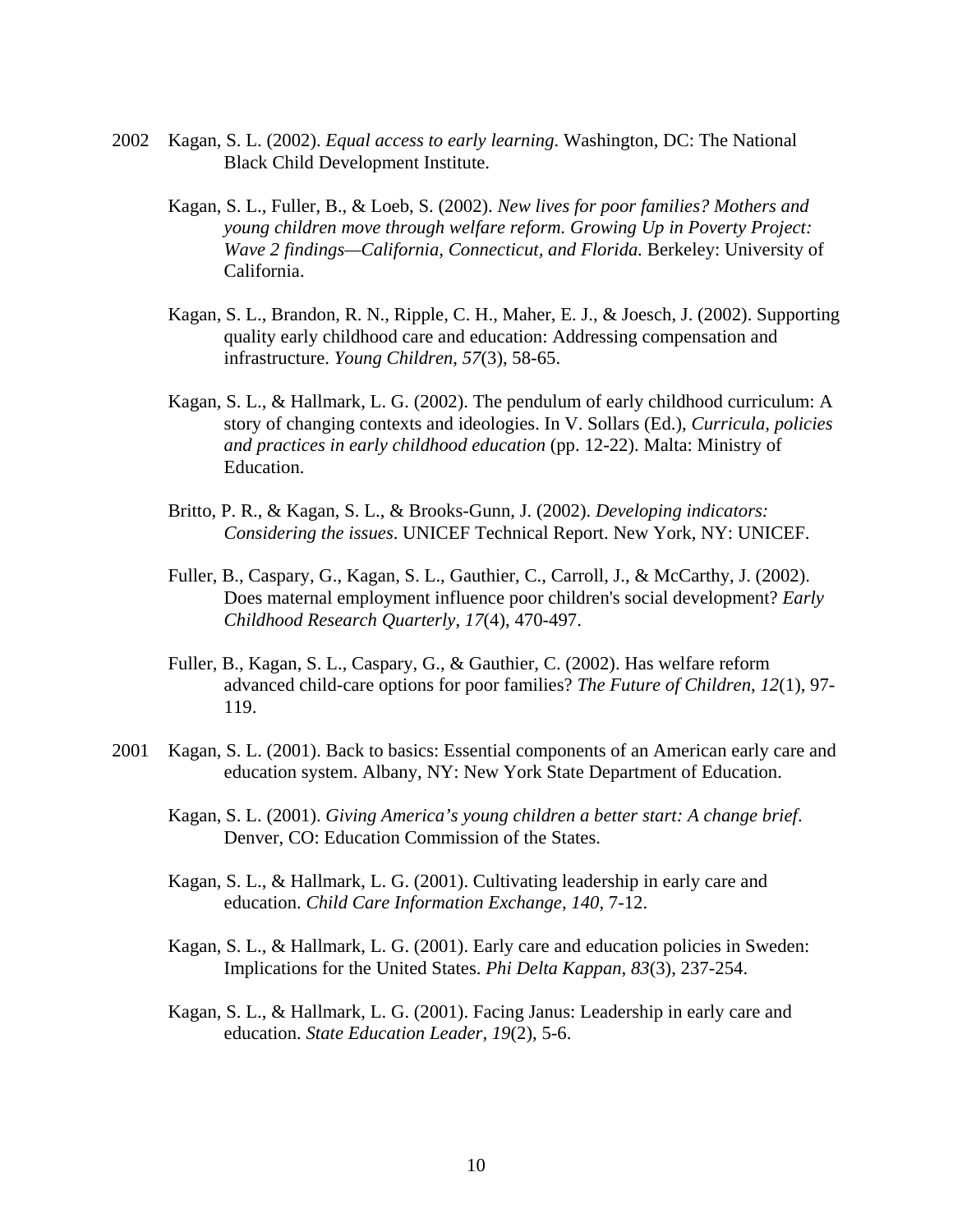2002 Kagan, S. L. (2002). *Equal access to early learning*. Washington, DC: The National Black Child Development Institute.

Kagan, S. L., Fuller, B., & Loeb, S. (2002). *New lives for poor families? Mothers and young children move through welfare reform. Growing Up in Poverty Project: Wave 2 findings—California, Connecticut, and Florida.* Berkeley: University of California.

Kagan, S. L., Brandon, R. N., Ripple, C. H., Maher, E. J., & Joesch, J. (2002). Supporting quality early childhood care and education: Addressing compensation and infrastructure. *Young Children*, *57*(3), 58-65.

Kagan, S. L., & Hallmark, L. G. (2002). The pendulum of early childhood curriculum: A story of changing contexts and ideologies. In V. Sollars (Ed.), *Curricula, policies and practices in early childhood education* (pp. 12-22). Malta: Ministry of Education.

Britto, P. R., & Kagan, S. L., & Brooks-Gunn, J. (2002). *Developing indicators: Considering the issues*. UNICEF Technical Report. New York, NY: UNICEF.

Fuller, B., Caspary, G., Kagan, S. L., Gauthier, C., Carroll, J., & McCarthy, J. (2002). Does maternal employment influence poor children's social development? *Early Childhood Research Quarterly*, *17*(4), 470-497.

Fuller, B., Kagan, S. L., Caspary, G., & Gauthier, C. (2002). Has welfare reform advanced child-care options for poor families? *The Future of Children*, *12*(1), 97-119.

2001 Kagan, S. L. (2001). Back to basics: Essential components of an American early care and education system. Albany, NY: New York State Department of Education.

Kagan, S. L. (2001). *Giving America's young children a better start: A change brief*. Denver, CO: Education Commission of the States.

Kagan, S. L., & Hallmark, L. G. (2001). Cultivating leadership in early care and education. *Child Care Information Exchange*, *140*, 7-12.

Kagan, S. L., & Hallmark, L. G. (2001). Early care and education policies in Sweden: Implications for the United States. *Phi Delta Kappan*, *83*(3), 237-254.

Kagan, S. L., & Hallmark, L. G. (2001). Facing Janus: Leadership in early care and education. *State Education Leader*, *19*(2), 5-6.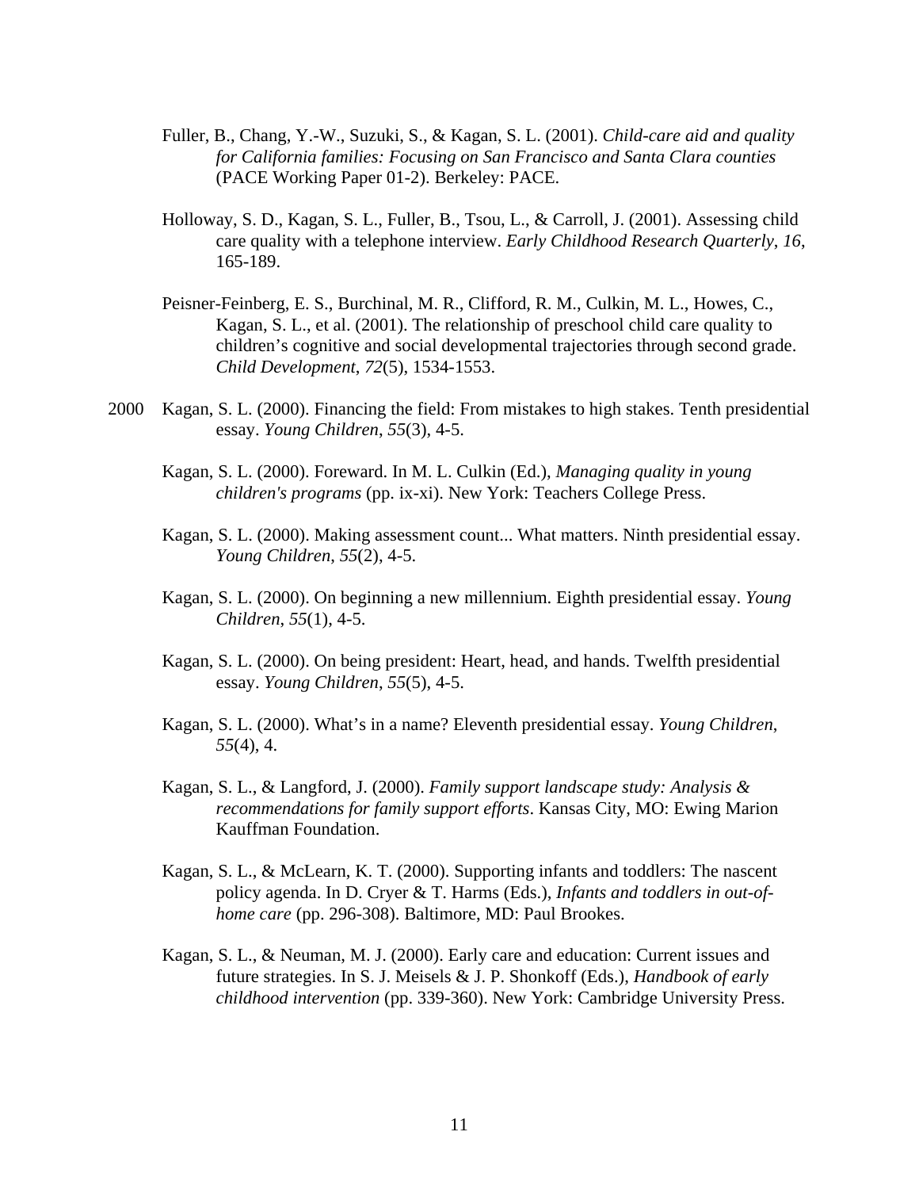Fuller, B., Chang, Y.-W., Suzuki, S., & Kagan, S. L. (2001). *Child-care aid and quality for California families: Focusing on San Francisco and Santa Clara counties* (PACE Working Paper 01-2). Berkeley: PACE.

Holloway, S. D., Kagan, S. L., Fuller, B., Tsou, L., & Carroll, J. (2001). Assessing child care quality with a telephone interview. *Early Childhood Research Quarterly*, *16*, 165-189.

Peisner-Feinberg, E. S., Burchinal, M. R., Clifford, R. M., Culkin, M. L., Howes, C., Kagan, S. L., et al. (2001). The relationship of preschool child care quality to children's cognitive and social developmental trajectories through second grade. *Child Development*, *72*(5), 1534-1553.

2000 Kagan, S. L. (2000). Financing the field: From mistakes to high stakes. Tenth presidential essay. *Young Children*, *55*(3), 4-5.

Kagan, S. L. (2000). Foreward. In M. L. Culkin (Ed.), *Managing quality in young children's programs* (pp. ix-xi). New York: Teachers College Press.

Kagan, S. L. (2000). Making assessment count... What matters. Ninth presidential essay. *Young Children*, *55*(2), 4-5.

Kagan, S. L. (2000). On beginning a new millennium. Eighth presidential essay. *Young Children*, *55*(1), 4-5.

Kagan, S. L. (2000). On being president: Heart, head, and hands. Twelfth presidential essay. *Young Children*, *55*(5), 4-5.

Kagan, S. L. (2000). What's in a name? Eleventh presidential essay. *Young Children*, *55*(4), 4.

Kagan, S. L., & Langford, J. (2000). *Family support landscape study: Analysis & recommendations for family support efforts*. Kansas City, MO: Ewing Marion Kauffman Foundation.

Kagan, S. L., & McLearn, K. T. (2000). Supporting infants and toddlers: The nascent policy agenda. In D. Cryer & T. Harms (Eds.), *Infants and toddlers in out-of-home care* (pp. 296-308). Baltimore, MD: Paul Brookes.

Kagan, S. L., & Neuman, M. J. (2000). Early care and education: Current issues and future strategies. In S. J. Meisels & J. P. Shonkoff (Eds.), *Handbook of early childhood intervention* (pp. 339-360). New York: Cambridge University Press.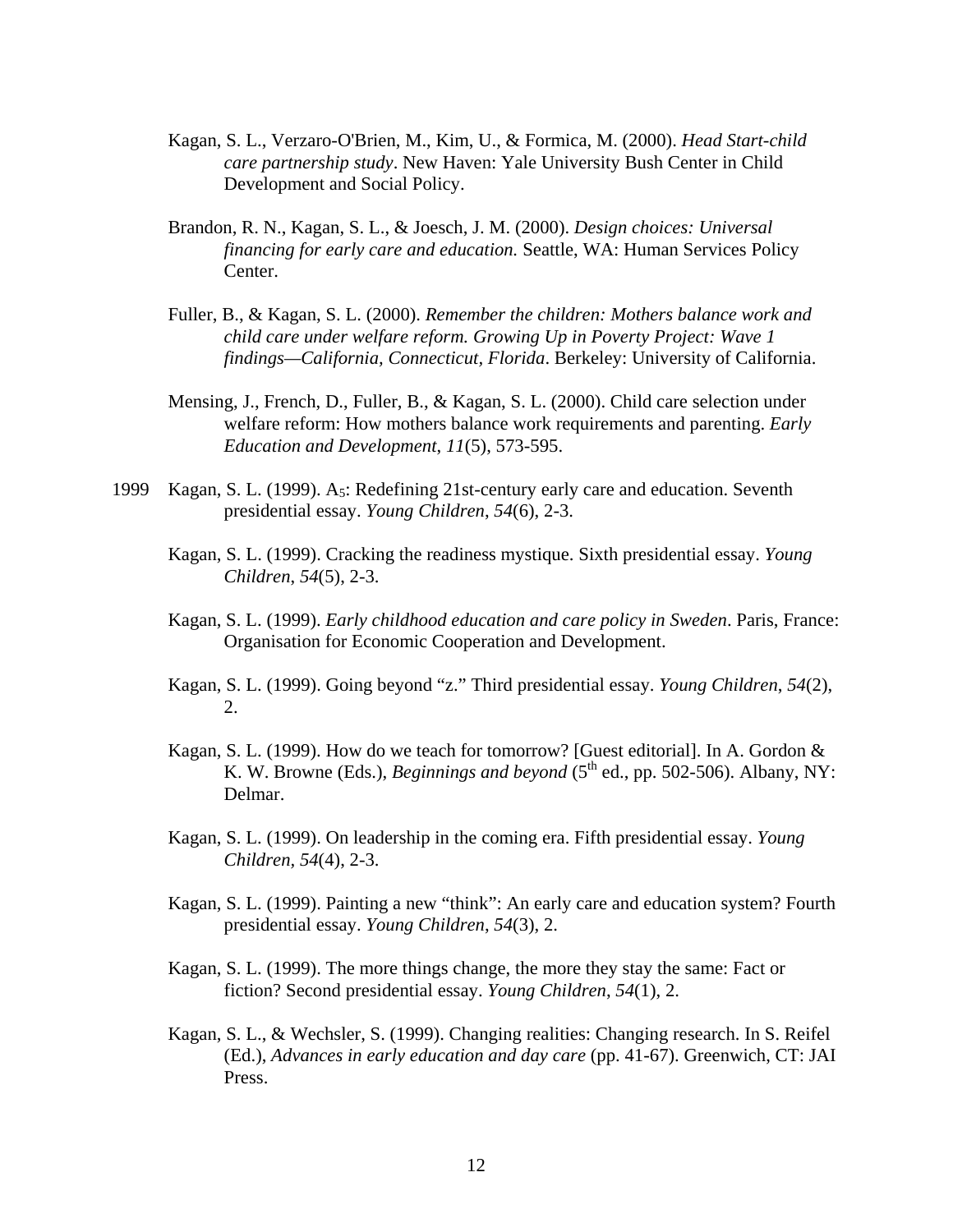Kagan, S. L., Verzaro-O'Brien, M., Kim, U., & Formica, M. (2000). *Head Start-child care partnership study*. New Haven: Yale University Bush Center in Child Development and Social Policy.

Brandon, R. N., Kagan, S. L., & Joesch, J. M. (2000). *Design choices: Universal financing for early care and education.* Seattle, WA: Human Services Policy Center.

Fuller, B., & Kagan, S. L. (2000). *Remember the children: Mothers balance work and child care under welfare reform. Growing Up in Poverty Project: Wave 1 findings—California, Connecticut, Florida*. Berkeley: University of California.

Mensing, J., French, D., Fuller, B., & Kagan, S. L. (2000). Child care selection under welfare reform: How mothers balance work requirements and parenting. *Early Education and Development*, *11*(5), 573-595.

1999 Kagan, S. L. (1999). $A_5$: Redefining 21st-century early care and education. Seventh presidential essay. *Young Children*, *54*(6), 2-3.

Kagan, S. L. (1999). Cracking the readiness mystique. Sixth presidential essay. *Young Children*, *54*(5), 2-3.

Kagan, S. L. (1999). *Early childhood education and care policy in Sweden*. Paris, France: Organisation for Economic Cooperation and Development.

Kagan, S. L. (1999). Going beyond "z." Third presidential essay. *Young Children*, *54*(2), 2.

Kagan, S. L. (1999). How do we teach for tomorrow? [Guest editorial]. In A. Gordon & K. W. Browne (Eds.), *Beginnings and beyond* (5th ed., pp. 502-506). Albany, NY: Delmar.

Kagan, S. L. (1999). On leadership in the coming era. Fifth presidential essay. *Young Children, 54*(4), 2-3.

Kagan, S. L. (1999). Painting a new "think": An early care and education system? Fourth presidential essay. *Young Children*, *54*(3), 2.

Kagan, S. L. (1999). The more things change, the more they stay the same: Fact or fiction? Second presidential essay. *Young Children*, *54*(1), 2.

Kagan, S. L., & Wechsler, S. (1999). Changing realities: Changing research. In S. Reifel (Ed.), *Advances in early education and day care* (pp. 41-67). Greenwich, CT: JAI Press.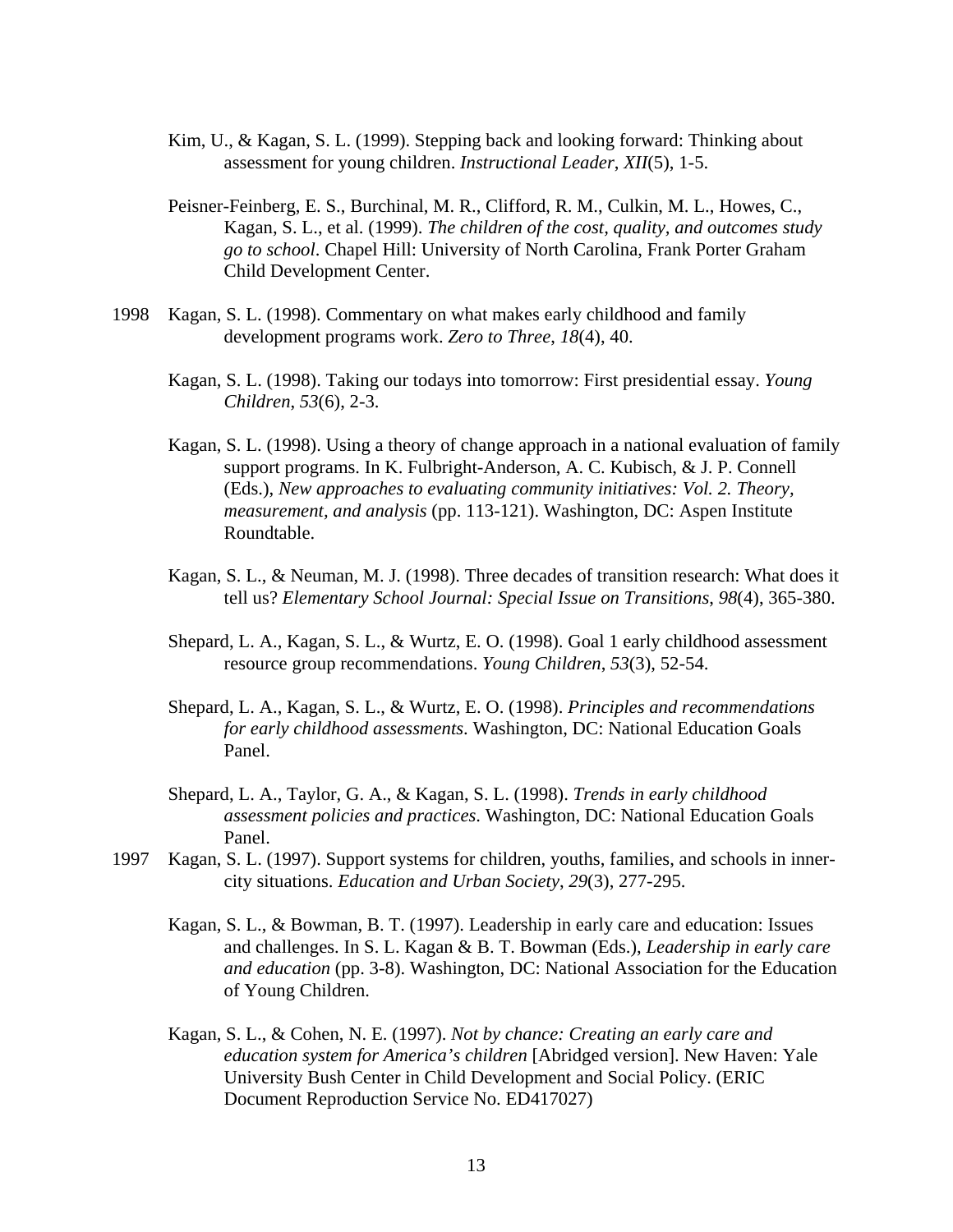Kim, U., & Kagan, S. L. (1999). Stepping back and looking forward: Thinking about assessment for young children. *Instructional Leader*, *XII*(5), 1-5.

Peisner-Feinberg, E. S., Burchinal, M. R., Clifford, R. M., Culkin, M. L., Howes, C., Kagan, S. L., et al. (1999). *The children of the cost, quality, and outcomes study go to school*. Chapel Hill: University of North Carolina, Frank Porter Graham Child Development Center.

1998 Kagan, S. L. (1998). Commentary on what makes early childhood and family development programs work. *Zero to Three*, *18*(4), 40.

Kagan, S. L. (1998). Taking our todays into tomorrow: First presidential essay. *Young Children*, *53*(6), 2-3.

Kagan, S. L. (1998). Using a theory of change approach in a national evaluation of family support programs. In K. Fulbright-Anderson, A. C. Kubisch, & J. P. Connell (Eds.), *New approaches to evaluating community initiatives: Vol. 2. Theory, measurement, and analysis* (pp. 113-121). Washington, DC: Aspen Institute Roundtable.

Kagan, S. L., & Neuman, M. J. (1998). Three decades of transition research: What does it tell us? *Elementary School Journal: Special Issue on Transitions*, *98*(4), 365-380.

Shepard, L. A., Kagan, S. L., & Wurtz, E. O. (1998). Goal 1 early childhood assessment resource group recommendations. *Young Children*, *53*(3), 52-54.

Shepard, L. A., Kagan, S. L., & Wurtz, E. O. (1998). *Principles and recommendations for early childhood assessments*. Washington, DC: National Education Goals Panel.

Shepard, L. A., Taylor, G. A., & Kagan, S. L. (1998). *Trends in early childhood assessment policies and practices*. Washington, DC: National Education Goals Panel.

1997 Kagan, S. L. (1997). Support systems for children, youths, families, and schools in inner-city situations. *Education and Urban Society*, *29*(3), 277-295.

Kagan, S. L., & Bowman, B. T. (1997). Leadership in early care and education: Issues and challenges. In S. L. Kagan & B. T. Bowman (Eds.), *Leadership in early care and education* (pp. 3-8). Washington, DC: National Association for the Education of Young Children.

Kagan, S. L., & Cohen, N. E. (1997). *Not by chance: Creating an early care and education system for America's children* [Abridged version]. New Haven: Yale University Bush Center in Child Development and Social Policy. (ERIC Document Reproduction Service No. ED417027)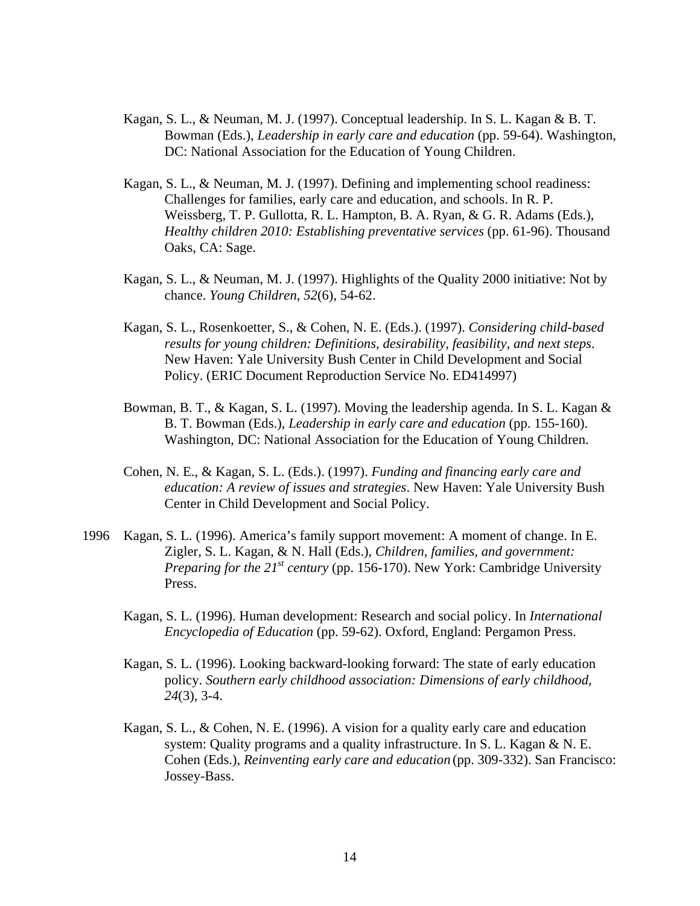Kagan, S. L., & Neuman, M. J. (1997). Conceptual leadership. In S. L. Kagan & B. T. Bowman (Eds.), *Leadership in early care and education* (pp. 59-64). Washington, DC: National Association for the Education of Young Children.

Kagan, S. L., & Neuman, M. J. (1997). Defining and implementing school readiness: Challenges for families, early care and education, and schools. In R. P. Weissberg, T. P. Gullotta, R. L. Hampton, B. A. Ryan, & G. R. Adams (Eds.), *Healthy children 2010: Establishing preventative services* (pp. 61-96). Thousand Oaks, CA: Sage.

Kagan, S. L., & Neuman, M. J. (1997). Highlights of the Quality 2000 initiative: Not by chance. *Young Children*, *52*(6), 54-62.

Kagan, S. L., Rosenkoetter, S., & Cohen, N. E. (Eds.). (1997). *Considering child-based results for young children: Definitions, desirability, feasibility, and next steps*. New Haven: Yale University Bush Center in Child Development and Social Policy. (ERIC Document Reproduction Service No. ED414997)

Bowman, B. T., & Kagan, S. L. (1997). Moving the leadership agenda. In S. L. Kagan & B. T. Bowman (Eds.), *Leadership in early care and education* (pp. 155-160). Washington, DC: National Association for the Education of Young Children.

Cohen, N. E., & Kagan, S. L. (Eds.). (1997). *Funding and financing early care and education: A review of issues and strategies*. New Haven: Yale University Bush Center in Child Development and Social Policy.

1996 Kagan, S. L. (1996). America's family support movement: A moment of change. In E. Zigler, S. L. Kagan, & N. Hall (Eds.), *Children, families, and government: Preparing for the 21st century* (pp. 156-170). New York: Cambridge University Press.

Kagan, S. L. (1996). Human development: Research and social policy. In *International Encyclopedia of Education* (pp. 59-62). Oxford, England: Pergamon Press.

Kagan, S. L. (1996). Looking backward-looking forward: The state of early education policy. *Southern early childhood association: Dimensions of early childhood, 24*(3), 3-4.

Kagan, S. L., & Cohen, N. E. (1996). A vision for a quality early care and education system: Quality programs and a quality infrastructure. In S. L. Kagan & N. E. Cohen (Eds.), *Reinventing early care and education* (pp. 309-332). San Francisco: Jossey-Bass.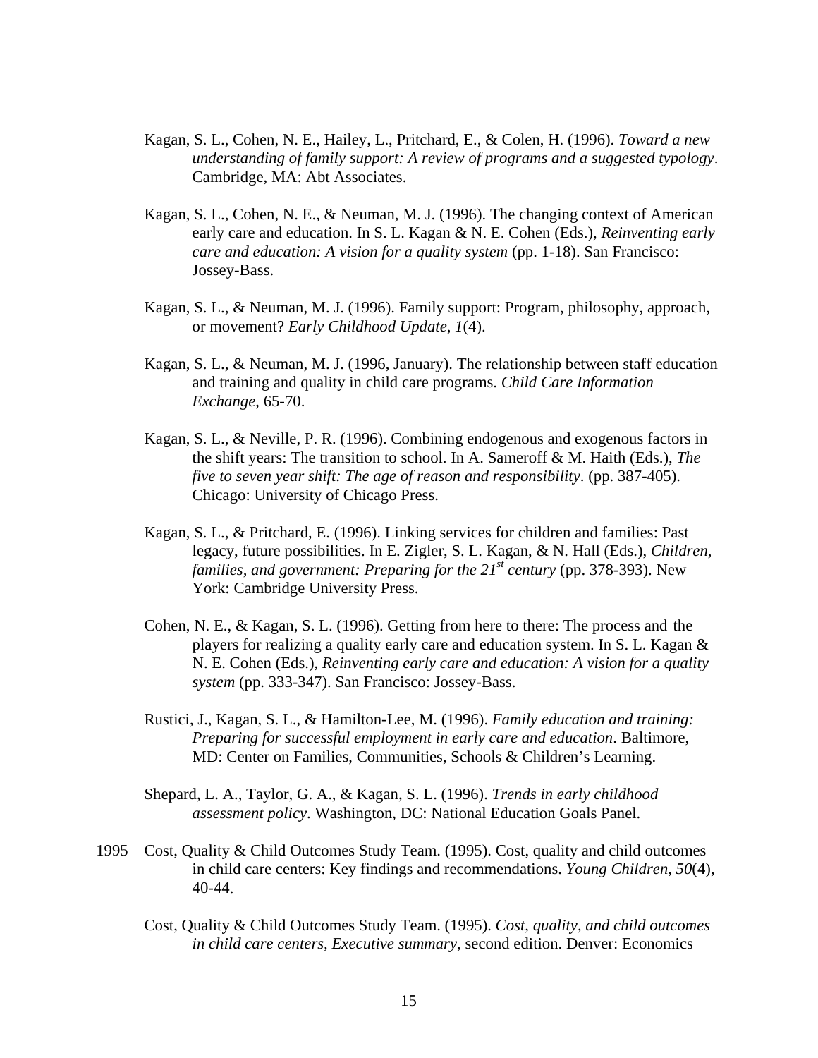Kagan, S. L., Cohen, N. E., Hailey, L., Pritchard, E., & Colen, H. (1996). *Toward a new understanding of family support: A review of programs and a suggested typology*. Cambridge, MA: Abt Associates.

Kagan, S. L., Cohen, N. E., & Neuman, M. J. (1996). The changing context of American early care and education. In S. L. Kagan & N. E. Cohen (Eds.), *Reinventing early care and education: A vision for a quality system* (pp. 1-18). San Francisco: Jossey-Bass.

Kagan, S. L., & Neuman, M. J. (1996). Family support: Program, philosophy, approach, or movement? *Early Childhood Update*, *1*(4).

Kagan, S. L., & Neuman, M. J. (1996, January). The relationship between staff education and training and quality in child care programs. *Child Care Information Exchange*, 65-70.

Kagan, S. L., & Neville, P. R. (1996). Combining endogenous and exogenous factors in the shift years: The transition to school. In A. Sameroff & M. Haith (Eds.), *The five to seven year shift: The age of reason and responsibility*. (pp. 387-405). Chicago: University of Chicago Press.

Kagan, S. L., & Pritchard, E. (1996). Linking services for children and families: Past legacy, future possibilities. In E. Zigler, S. L. Kagan, & N. Hall (Eds.), *Children, families, and government: Preparing for the 21st century* (pp. 378-393). New York: Cambridge University Press.

Cohen, N. E., & Kagan, S. L. (1996). Getting from here to there: The process and the players for realizing a quality early care and education system. In S. L. Kagan & N. E. Cohen (Eds.), *Reinventing early care and education: A vision for a quality system* (pp. 333-347). San Francisco: Jossey-Bass.

Rustici, J., Kagan, S. L., & Hamilton-Lee, M. (1996). *Family education and training: Preparing for successful employment in early care and education*. Baltimore, MD: Center on Families, Communities, Schools & Children's Learning.

Shepard, L. A., Taylor, G. A., & Kagan, S. L. (1996). *Trends in early childhood assessment policy*. Washington, DC: National Education Goals Panel.

1995 Cost, Quality & Child Outcomes Study Team. (1995). Cost, quality and child outcomes in child care centers: Key findings and recommendations. *Young Children*, *50*(4), 40-44.

Cost, Quality & Child Outcomes Study Team. (1995). *Cost, quality, and child outcomes in child care centers, Executive summary*, second edition. Denver: Economics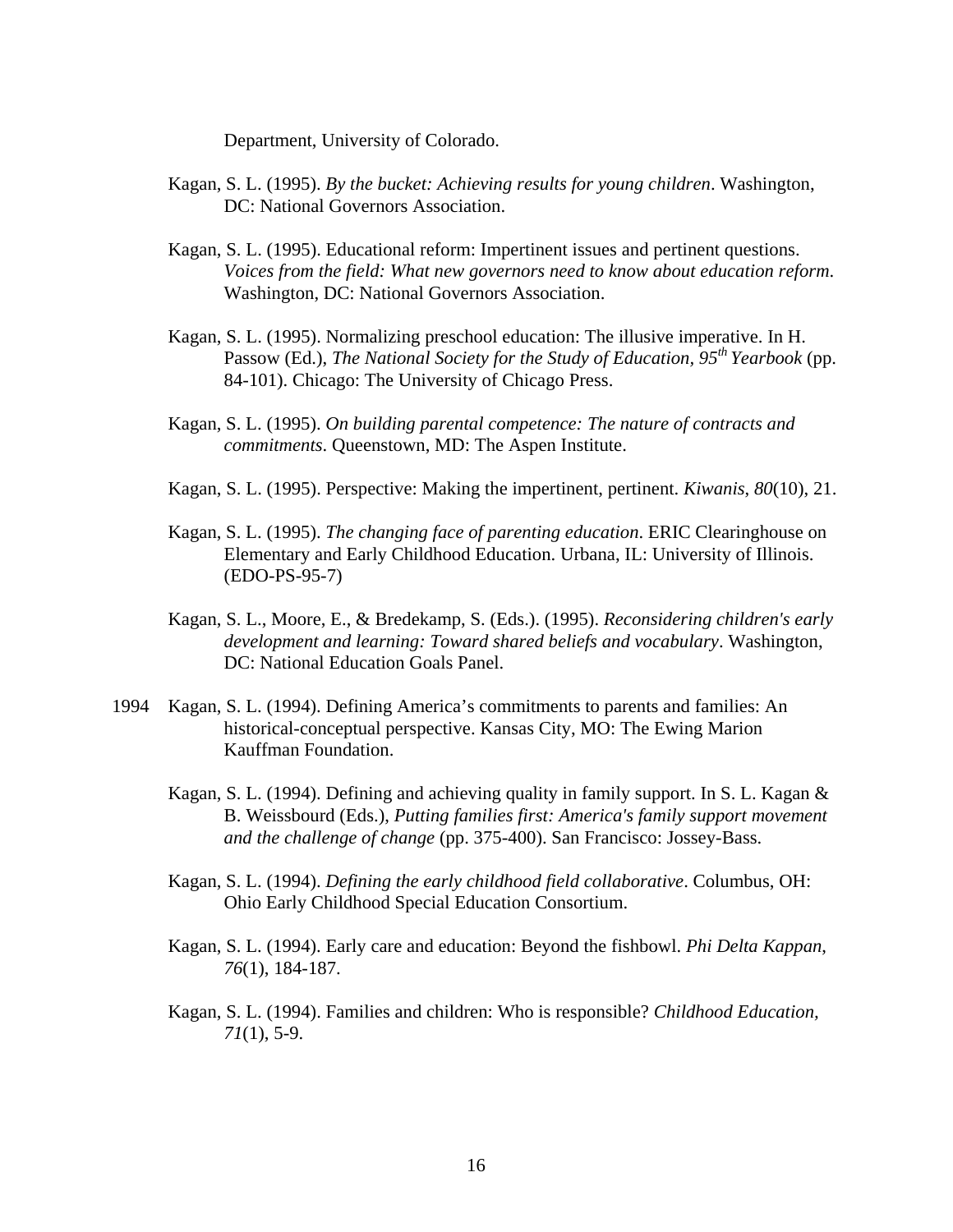Department, University of Colorado.

Kagan, S. L. (1995). *By the bucket: Achieving results for young children*. Washington, DC: National Governors Association.

Kagan, S. L. (1995). Educational reform: Impertinent issues and pertinent questions. *Voices from the field: What new governors need to know about education reform*. Washington, DC: National Governors Association.

Kagan, S. L. (1995). Normalizing preschool education: The illusive imperative. In H. Passow (Ed.), *The National Society for the Study of Education, 95th Yearbook* (pp. 84-101). Chicago: The University of Chicago Press.

Kagan, S. L. (1995). *On building parental competence: The nature of contracts and commitments*. Queenstown, MD: The Aspen Institute.

Kagan, S. L. (1995). Perspective: Making the impertinent, pertinent. *Kiwanis*, *80*(10), 21.

Kagan, S. L. (1995). *The changing face of parenting education*. ERIC Clearinghouse on Elementary and Early Childhood Education. Urbana, IL: University of Illinois. (EDO-PS-95-7)

Kagan, S. L., Moore, E., & Bredekamp, S. (Eds.). (1995). *Reconsidering children's early development and learning: Toward shared beliefs and vocabulary*. Washington, DC: National Education Goals Panel.

1994 Kagan, S. L. (1994). Defining America's commitments to parents and families: An historical-conceptual perspective. Kansas City, MO: The Ewing Marion Kauffman Foundation.

Kagan, S. L. (1994). Defining and achieving quality in family support. In S. L. Kagan & B. Weissbourd (Eds.), *Putting families first: America's family support movement and the challenge of change* (pp. 375-400). San Francisco: Jossey-Bass.

Kagan, S. L. (1994). *Defining the early childhood field collaborative*. Columbus, OH: Ohio Early Childhood Special Education Consortium.

Kagan, S. L. (1994). Early care and education: Beyond the fishbowl. *Phi Delta Kappan*, *76*(1), 184-187.

Kagan, S. L. (1994). Families and children: Who is responsible? *Childhood Education*, *71*(1), 5-9.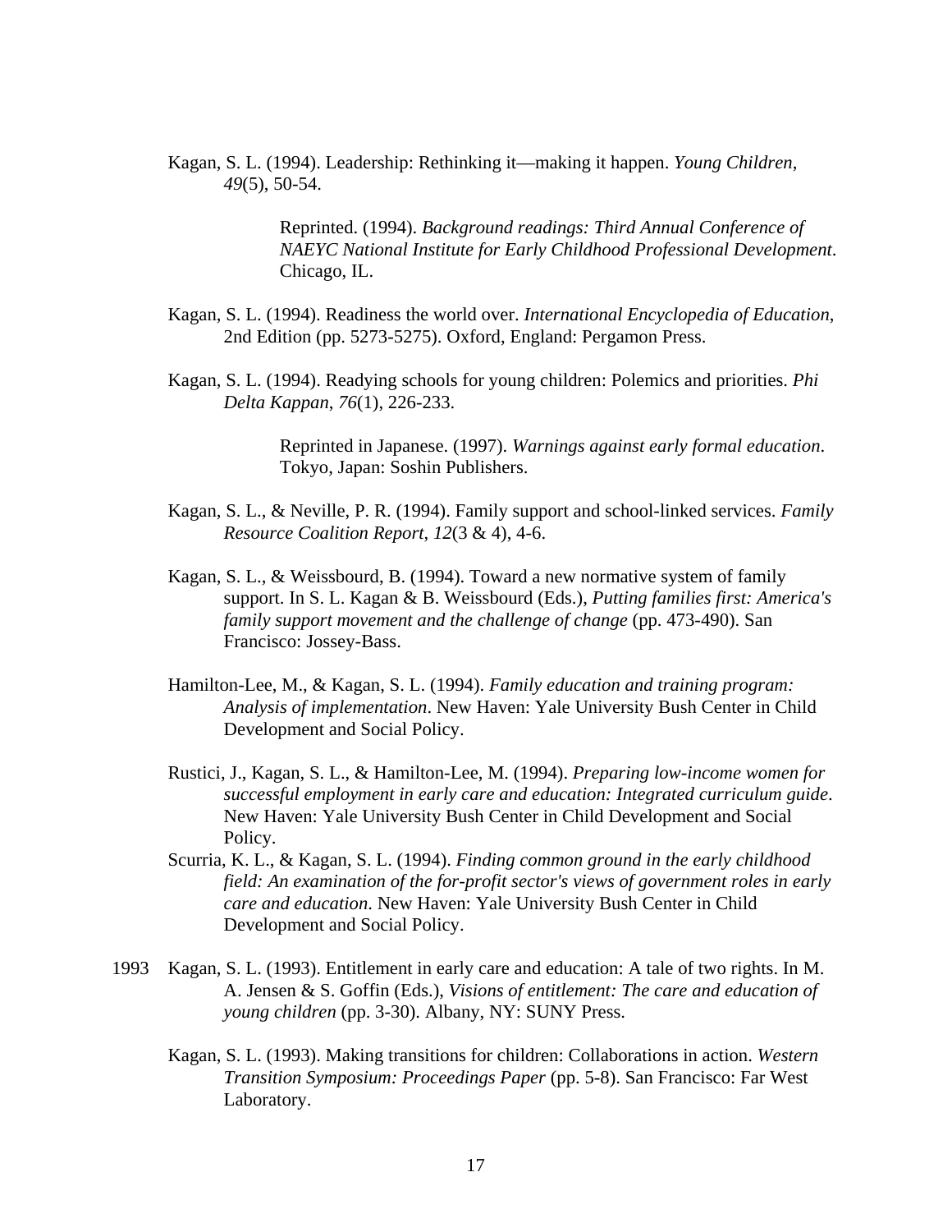Kagan, S. L. (1994). Leadership: Rethinking it—making it happen. *Young Children*, *49*(5), 50-54.

> Reprinted. (1994). *Background readings: Third Annual Conference of NAEYC National Institute for Early Childhood Professional Development*. Chicago, IL.

Kagan, S. L. (1994). Readiness the world over. *International Encyclopedia of Education*, 2nd Edition (pp. 5273-5275). Oxford, England: Pergamon Press.

Kagan, S. L. (1994). Readying schools for young children: Polemics and priorities. *Phi Delta Kappan*, *76*(1), 226-233.

> Reprinted in Japanese. (1997). *Warnings against early formal education*. Tokyo, Japan: Soshin Publishers.

Kagan, S. L., & Neville, P. R. (1994). Family support and school-linked services. *Family Resource Coalition Report*, *12*(3 & 4), 4-6.

Kagan, S. L., & Weissbourd, B. (1994). Toward a new normative system of family support. In S. L. Kagan & B. Weissbourd (Eds.), *Putting families first: America's family support movement and the challenge of change* (pp. 473-490). San Francisco: Jossey-Bass.

Hamilton-Lee, M., & Kagan, S. L. (1994). *Family education and training program: Analysis of implementation*. New Haven: Yale University Bush Center in Child Development and Social Policy.

Rustici, J., Kagan, S. L., & Hamilton-Lee, M. (1994). *Preparing low-income women for successful employment in early care and education: Integrated curriculum guide*. New Haven: Yale University Bush Center in Child Development and Social Policy.

Scurria, K. L., & Kagan, S. L. (1994). *Finding common ground in the early childhood field: An examination of the for-profit sector's views of government roles in early care and education*. New Haven: Yale University Bush Center in Child Development and Social Policy.

1993 Kagan, S. L. (1993). Entitlement in early care and education: A tale of two rights. In M. A. Jensen & S. Goffin (Eds.), *Visions of entitlement: The care and education of young children* (pp. 3-30). Albany, NY: SUNY Press.

Kagan, S. L. (1993). Making transitions for children: Collaborations in action. *Western Transition Symposium: Proceedings Paper* (pp. 5-8). San Francisco: Far West Laboratory.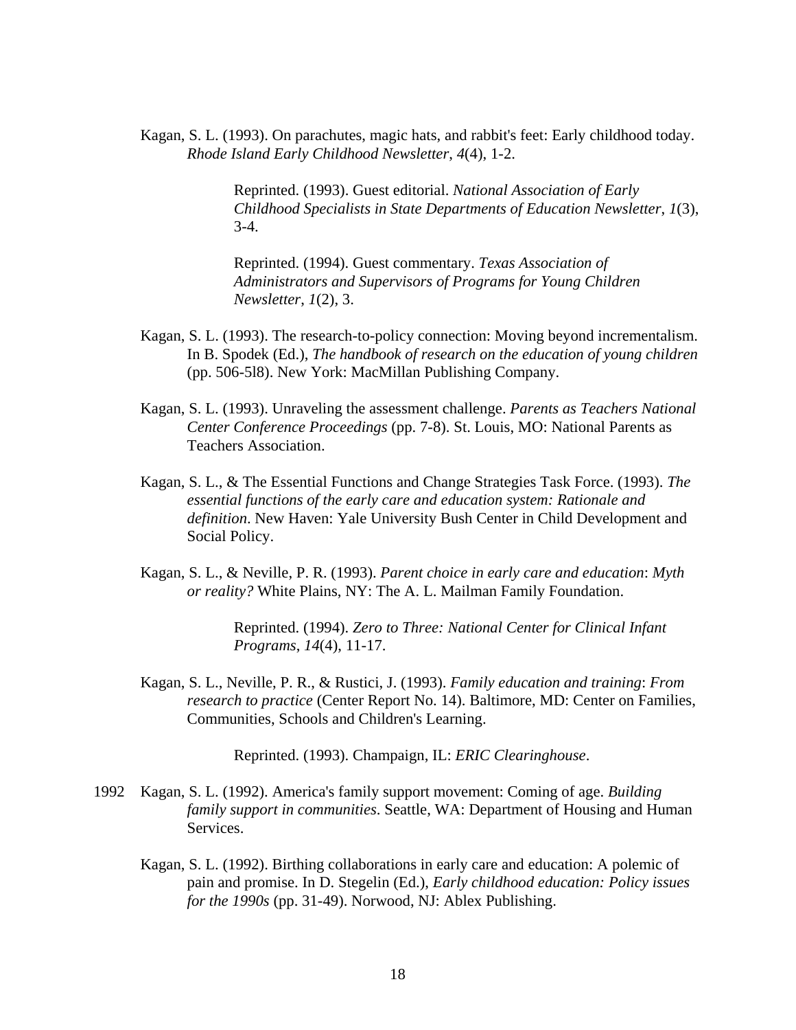Kagan, S. L. (1993). On parachutes, magic hats, and rabbit's feet: Early childhood today. *Rhode Island Early Childhood Newsletter*, *4*(4), 1-2.

> Reprinted. (1993). Guest editorial. *National Association of Early Childhood Specialists in State Departments of Education Newsletter*, *1*(3), 3-4.

> Reprinted. (1994). Guest commentary. *Texas Association of Administrators and Supervisors of Programs for Young Children Newsletter*, *1*(2), 3.

Kagan, S. L. (1993). The research-to-policy connection: Moving beyond incrementalism. In B. Spodek (Ed.), *The handbook of research on the education of young children* (pp. 506-5l8). New York: MacMillan Publishing Company.

Kagan, S. L. (1993). Unraveling the assessment challenge. *Parents as Teachers National Center Conference Proceedings* (pp. 7-8). St. Louis, MO: National Parents as Teachers Association.

Kagan, S. L., & The Essential Functions and Change Strategies Task Force. (1993). *The essential functions of the early care and education system: Rationale and definition*. New Haven: Yale University Bush Center in Child Development and Social Policy.

Kagan, S. L., & Neville, P. R. (1993). *Parent choice in early care and education*: *Myth or reality?* White Plains, NY: The A. L. Mailman Family Foundation.

> Reprinted. (1994). *Zero to Three: National Center for Clinical Infant Programs*, *14*(4), 11-17.

Kagan, S. L., Neville, P. R., & Rustici, J. (1993). *Family education and training*: *From research to practice* (Center Report No. 14). Baltimore, MD: Center on Families, Communities, Schools and Children's Learning.

> Reprinted. (1993). Champaign, IL: *ERIC Clearinghouse*.

1992 Kagan, S. L. (1992). America's family support movement: Coming of age. *Building family support in communities*. Seattle, WA: Department of Housing and Human Services.

Kagan, S. L. (1992). Birthing collaborations in early care and education: A polemic of pain and promise. In D. Stegelin (Ed.), *Early childhood education: Policy issues for the 1990s* (pp. 31-49). Norwood, NJ: Ablex Publishing.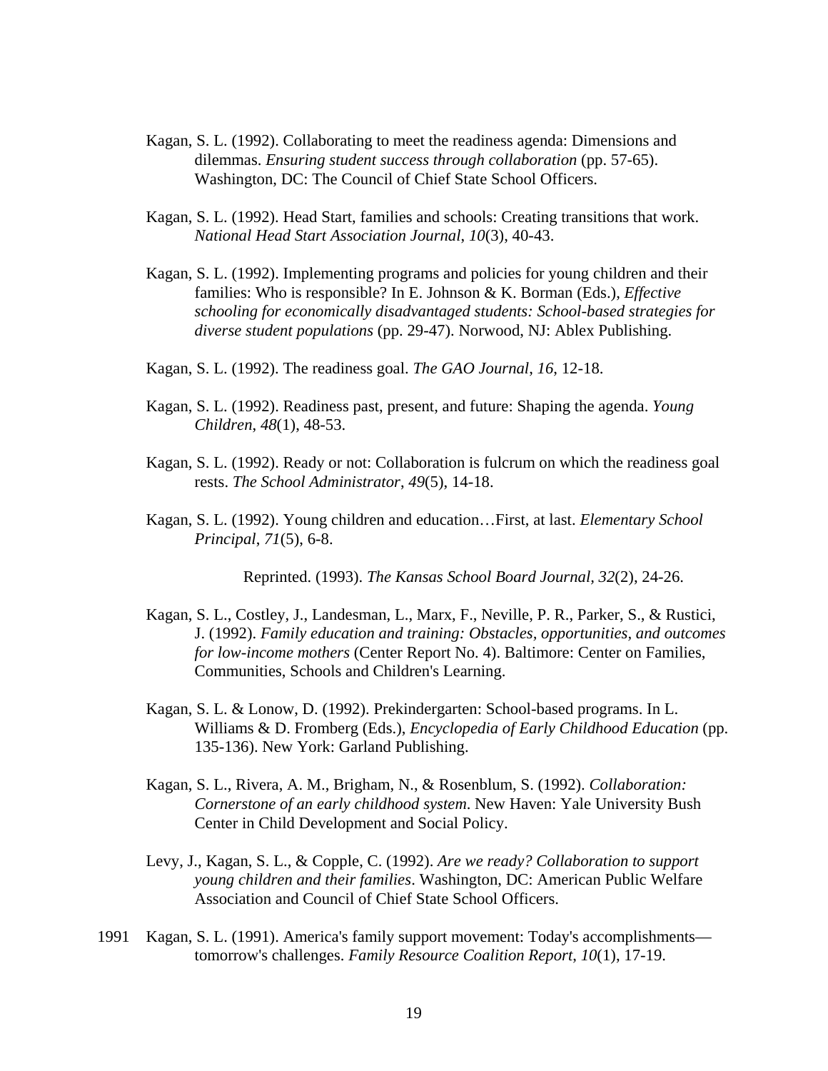Kagan, S. L. (1992). Collaborating to meet the readiness agenda: Dimensions and dilemmas. *Ensuring student success through collaboration* (pp. 57-65). Washington, DC: The Council of Chief State School Officers.

Kagan, S. L. (1992). Head Start, families and schools: Creating transitions that work. *National Head Start Association Journal*, *10*(3), 40-43.

Kagan, S. L. (1992). Implementing programs and policies for young children and their families: Who is responsible? In E. Johnson & K. Borman (Eds.), *Effective schooling for economically disadvantaged students: School-based strategies for diverse student populations* (pp. 29-47). Norwood, NJ: Ablex Publishing.

Kagan, S. L. (1992). The readiness goal. *The GAO Journal*, *16*, 12-18.

Kagan, S. L. (1992). Readiness past, present, and future: Shaping the agenda. *Young Children*, *48*(1), 48-53.

Kagan, S. L. (1992). Ready or not: Collaboration is fulcrum on which the readiness goal rests. *The School Administrator*, *49*(5), 14-18.

Kagan, S. L. (1992). Young children and education…First, at last. *Elementary School Principal*, *71*(5), 6-8.

Reprinted. (1993). *The Kansas School Board Journal, 32*(2), 24-26.

Kagan, S. L., Costley, J., Landesman, L., Marx, F., Neville, P. R., Parker, S., & Rustici, J. (1992). *Family education and training: Obstacles, opportunities, and outcomes for low-income mothers* (Center Report No. 4). Baltimore: Center on Families, Communities, Schools and Children's Learning.

Kagan, S. L. & Lonow, D. (1992). Prekindergarten: School-based programs. In L. Williams & D. Fromberg (Eds.), *Encyclopedia of Early Childhood Education* (pp. 135-136). New York: Garland Publishing.

Kagan, S. L., Rivera, A. M., Brigham, N., & Rosenblum, S. (1992). *Collaboration: Cornerstone of an early childhood system*. New Haven: Yale University Bush Center in Child Development and Social Policy.

Levy, J., Kagan, S. L., & Copple, C. (1992). *Are we ready? Collaboration to support young children and their families*. Washington, DC: American Public Welfare Association and Council of Chief State School Officers.

1991 Kagan, S. L. (1991). America's family support movement: Today's accomplishments—tomorrow's challenges. *Family Resource Coalition Report*, *10*(1), 17-19.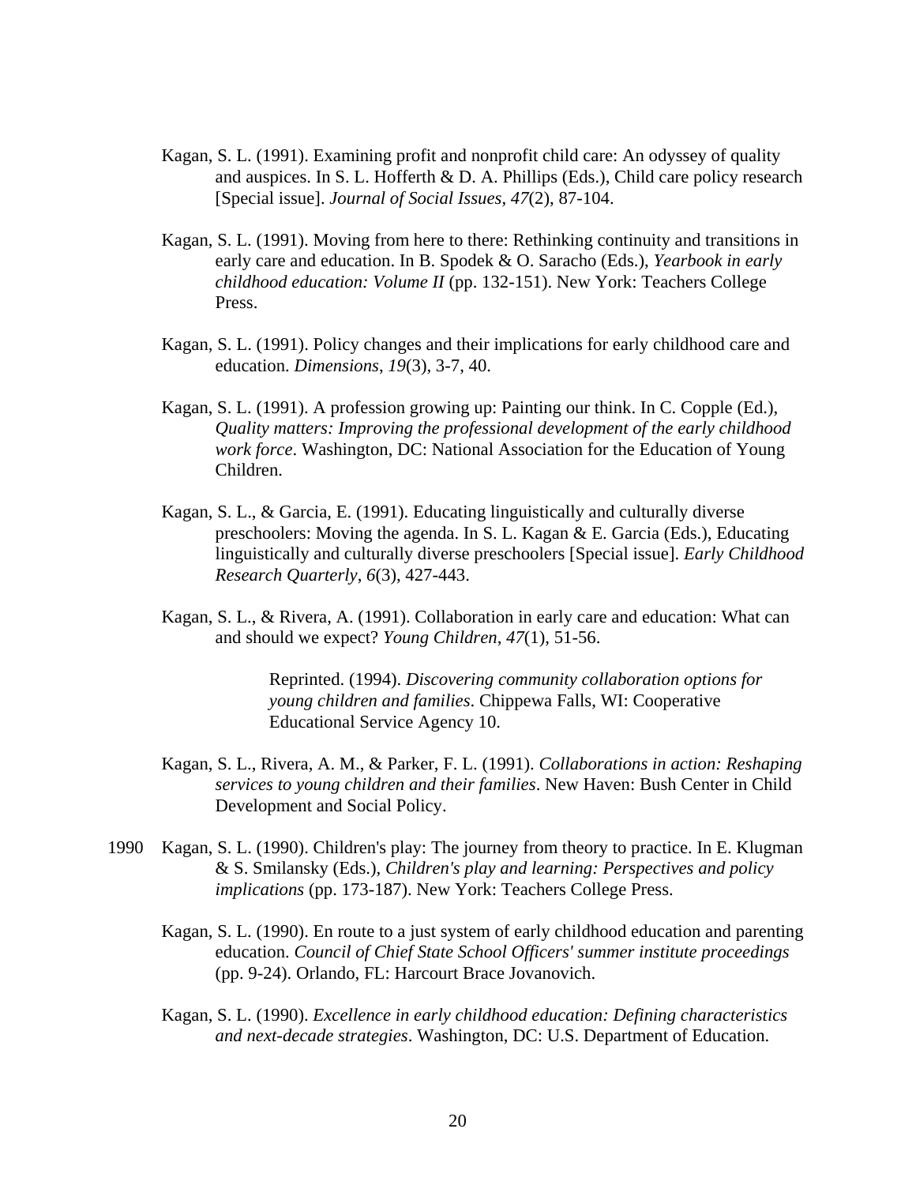Kagan, S. L. (1991). Examining profit and nonprofit child care: An odyssey of quality and auspices. In S. L. Hofferth & D. A. Phillips (Eds.), Child care policy research [Special issue]. *Journal of Social Issues*, *47*(2), 87-104.

Kagan, S. L. (1991). Moving from here to there: Rethinking continuity and transitions in early care and education. In B. Spodek & O. Saracho (Eds.), *Yearbook in early childhood education: Volume II* (pp. 132-151). New York: Teachers College Press.

Kagan, S. L. (1991). Policy changes and their implications for early childhood care and education. *Dimensions*, *19*(3), 3-7, 40.

Kagan, S. L. (1991). A profession growing up: Painting our think. In C. Copple (Ed.), *Quality matters: Improving the professional development of the early childhood work force*. Washington, DC: National Association for the Education of Young Children.

Kagan, S. L., & Garcia, E. (1991). Educating linguistically and culturally diverse preschoolers: Moving the agenda. In S. L. Kagan & E. Garcia (Eds.), Educating linguistically and culturally diverse preschoolers [Special issue]. *Early Childhood Research Quarterly*, *6*(3), 427-443.

Kagan, S. L., & Rivera, A. (1991). Collaboration in early care and education: What can and should we expect? *Young Children*, *47*(1), 51-56.

> Reprinted. (1994). *Discovering community collaboration options for young children and families*. Chippewa Falls, WI: Cooperative Educational Service Agency 10.

Kagan, S. L., Rivera, A. M., & Parker, F. L. (1991). *Collaborations in action: Reshaping services to young children and their families*. New Haven: Bush Center in Child Development and Social Policy.

1990 Kagan, S. L. (1990). Children's play: The journey from theory to practice. In E. Klugman & S. Smilansky (Eds.), *Children's play and learning: Perspectives and policy implications* (pp. 173-187). New York: Teachers College Press.

Kagan, S. L. (1990). En route to a just system of early childhood education and parenting education. *Council of Chief State School Officers' summer institute proceedings* (pp. 9-24). Orlando, FL: Harcourt Brace Jovanovich.

Kagan, S. L. (1990). *Excellence in early childhood education: Defining characteristics and next-decade strategies*. Washington, DC: U.S. Department of Education.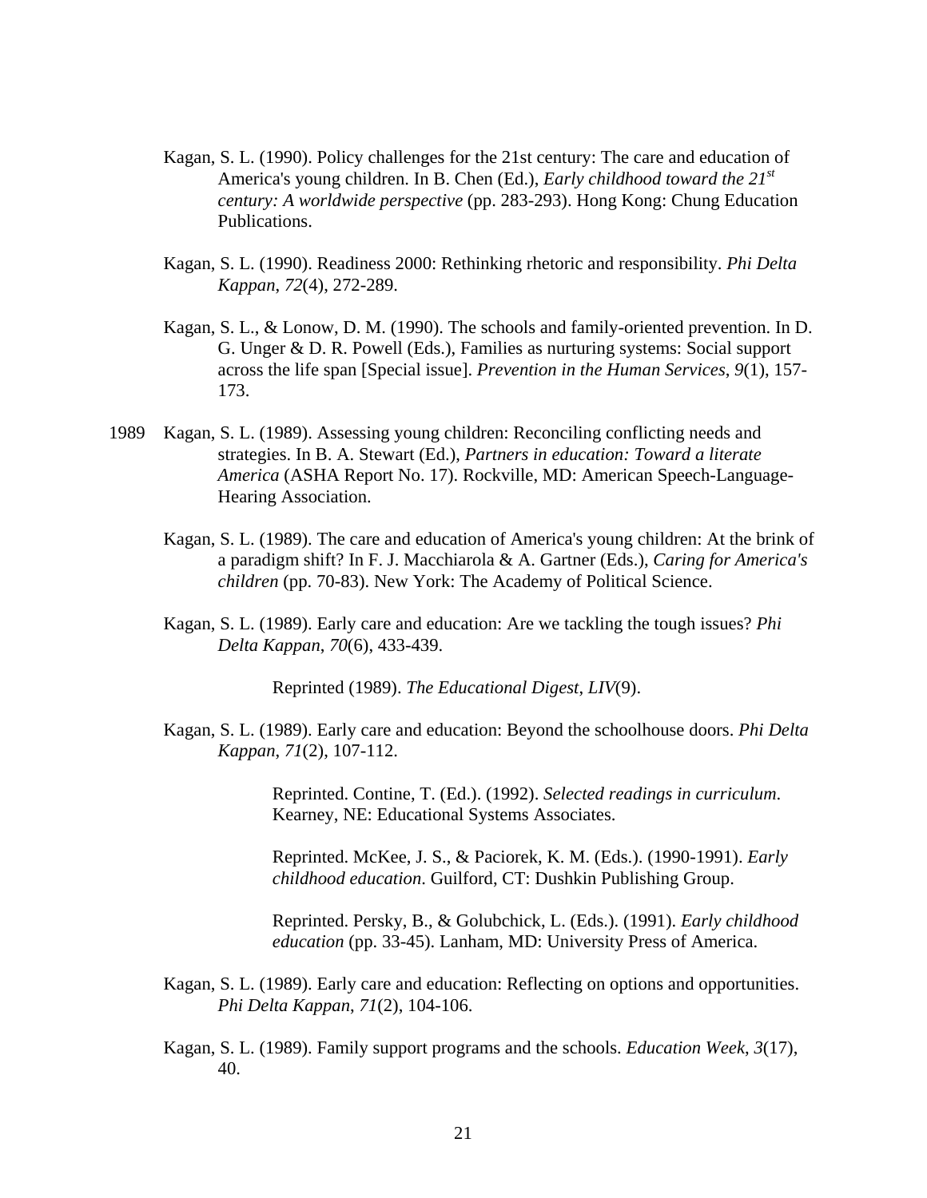Kagan, S. L. (1990). Policy challenges for the 21st century: The care and education of America's young children. In B. Chen (Ed.), *Early childhood toward the 21st century: A worldwide perspective* (pp. 283-293). Hong Kong: Chung Education Publications.

Kagan, S. L. (1990). Readiness 2000: Rethinking rhetoric and responsibility. *Phi Delta Kappan*, *72*(4), 272-289.

Kagan, S. L., & Lonow, D. M. (1990). The schools and family-oriented prevention. In D. G. Unger & D. R. Powell (Eds.), Families as nurturing systems: Social support across the life span [Special issue]. *Prevention in the Human Services*, *9*(1), 157-173.

1989 Kagan, S. L. (1989). Assessing young children: Reconciling conflicting needs and strategies. In B. A. Stewart (Ed.), *Partners in education: Toward a literate America* (ASHA Report No. 17). Rockville, MD: American Speech-Language-Hearing Association.

Kagan, S. L. (1989). The care and education of America's young children: At the brink of a paradigm shift? In F. J. Macchiarola & A. Gartner (Eds.), *Caring for America's children* (pp. 70-83). New York: The Academy of Political Science.

Kagan, S. L. (1989). Early care and education: Are we tackling the tough issues? *Phi Delta Kappan*, *70*(6), 433-439.

> Reprinted (1989). *The Educational Digest*, *LIV*(9).

Kagan, S. L. (1989). Early care and education: Beyond the schoolhouse doors. *Phi Delta Kappan*, *71*(2), 107-112.

> Reprinted. Contine, T. (Ed.). (1992). *Selected readings in curriculum*. Kearney, NE: Educational Systems Associates.
>
> Reprinted. McKee, J. S., & Paciorek, K. M. (Eds.). (1990-1991). *Early childhood education*. Guilford, CT: Dushkin Publishing Group.
>
> Reprinted. Persky, B., & Golubchick, L. (Eds.). (1991). *Early childhood education* (pp. 33-45). Lanham, MD: University Press of America.

Kagan, S. L. (1989). Early care and education: Reflecting on options and opportunities. *Phi Delta Kappan*, *71*(2), 104-106.

Kagan, S. L. (1989). Family support programs and the schools. *Education Week*, *3*(17), 40.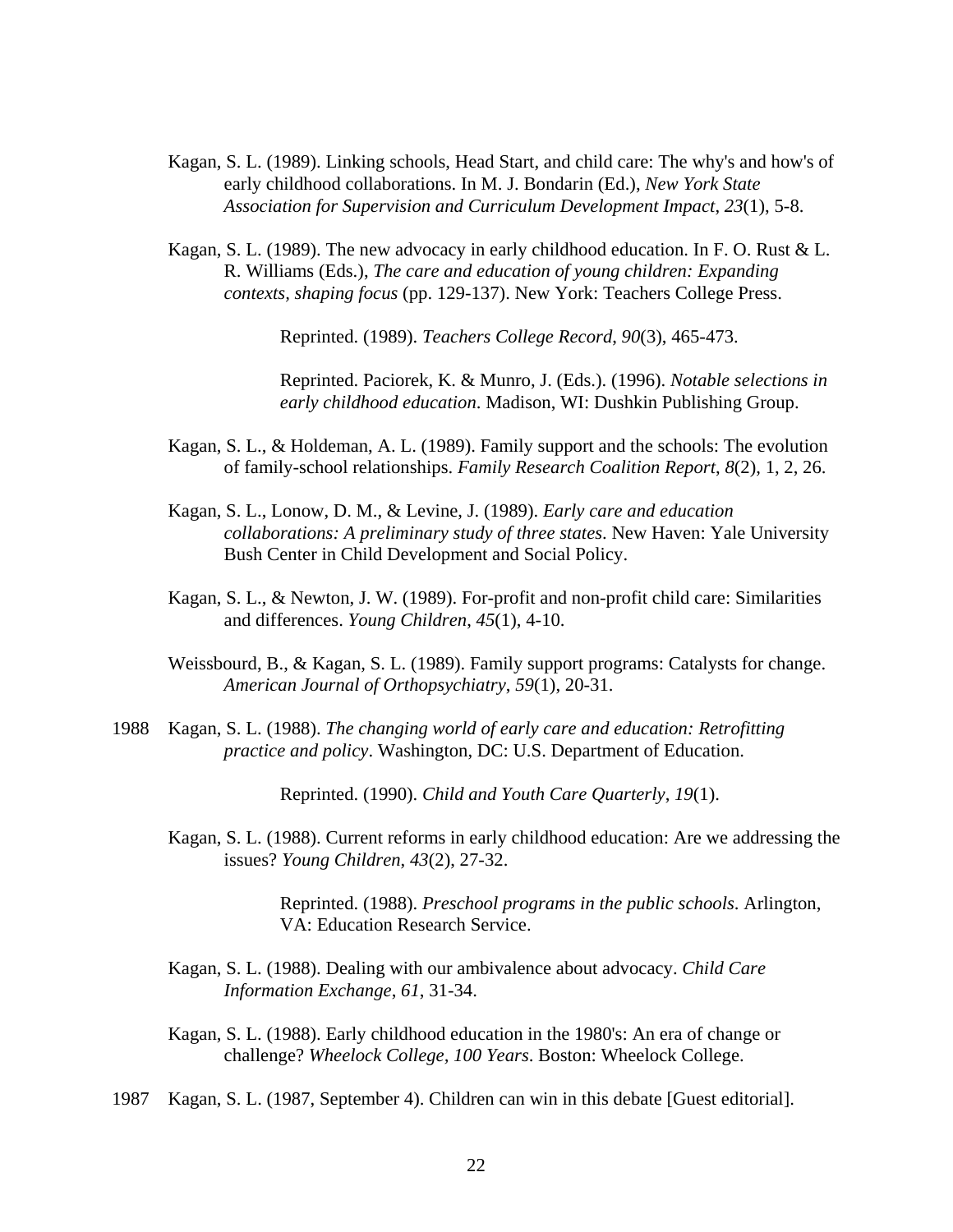Kagan, S. L. (1989). Linking schools, Head Start, and child care: The why's and how's of early childhood collaborations. In M. J. Bondarin (Ed.), *New York State Association for Supervision and Curriculum Development Impact*, *23*(1), 5-8.

Kagan, S. L. (1989). The new advocacy in early childhood education. In F. O. Rust & L. R. Williams (Eds.), *The care and education of young children: Expanding contexts, shaping focus* (pp. 129-137). New York: Teachers College Press.

> Reprinted. (1989). *Teachers College Record*, *90*(3), 465-473.
>
> Reprinted. Paciorek, K. & Munro, J. (Eds.). (1996). *Notable selections in early childhood education*. Madison, WI: Dushkin Publishing Group.

Kagan, S. L., & Holdeman, A. L. (1989). Family support and the schools: The evolution of family-school relationships. *Family Research Coalition Report*, *8*(2), 1, 2, 26.

Kagan, S. L., Lonow, D. M., & Levine, J. (1989). *Early care and education collaborations: A preliminary study of three states*. New Haven: Yale University Bush Center in Child Development and Social Policy.

Kagan, S. L., & Newton, J. W. (1989). For-profit and non-profit child care: Similarities and differences. *Young Children*, *45*(1), 4-10.

Weissbourd, B., & Kagan, S. L. (1989). Family support programs: Catalysts for change. *American Journal of Orthopsychiatry*, *59*(1), 20-31.

1988 Kagan, S. L. (1988). *The changing world of early care and education: Retrofitting practice and policy*. Washington, DC: U.S. Department of Education.

> Reprinted. (1990). *Child and Youth Care Quarterly*, *19*(1).

Kagan, S. L. (1988). Current reforms in early childhood education: Are we addressing the issues? *Young Children*, *43*(2), 27-32.

> Reprinted. (1988). *Preschool programs in the public schools*. Arlington, VA: Education Research Service.

Kagan, S. L. (1988). Dealing with our ambivalence about advocacy. *Child Care Information Exchange*, *61*, 31-34.

Kagan, S. L. (1988). Early childhood education in the 1980's: An era of change or challenge? *Wheelock College, 100 Years*. Boston: Wheelock College.

1987 Kagan, S. L. (1987, September 4). Children can win in this debate [Guest editorial].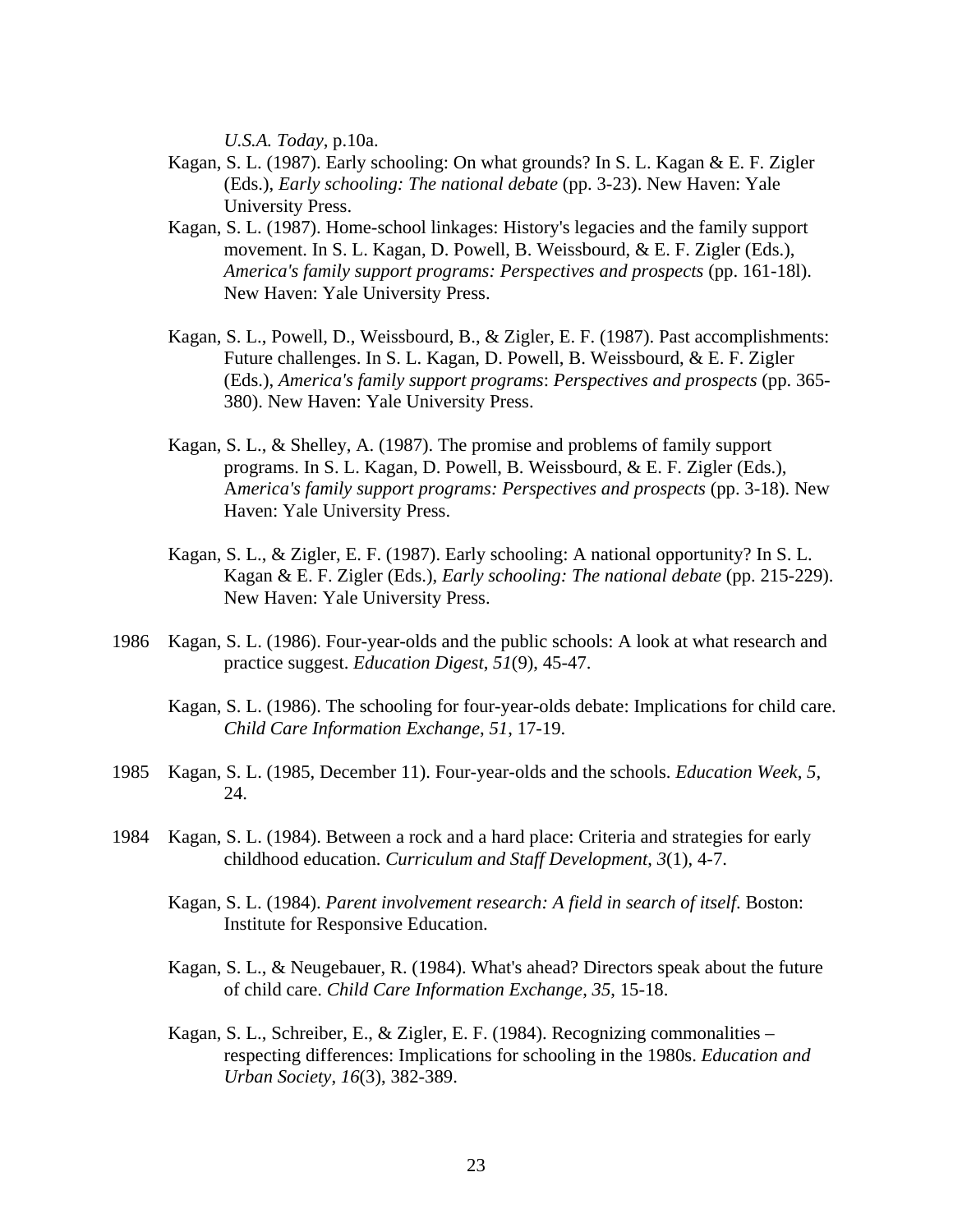*U.S.A. Today*, p.10a.

Kagan, S. L. (1987). Early schooling: On what grounds? In S. L. Kagan & E. F. Zigler (Eds.), *Early schooling: The national debate* (pp. 3-23). New Haven: Yale University Press.

Kagan, S. L. (1987). Home-school linkages: History's legacies and the family support movement. In S. L. Kagan, D. Powell, B. Weissbourd, & E. F. Zigler (Eds.), *America's family support programs: Perspectives and prospects* (pp. 161-18l). New Haven: Yale University Press.

Kagan, S. L., Powell, D., Weissbourd, B., & Zigler, E. F. (1987). Past accomplishments: Future challenges. In S. L. Kagan, D. Powell, B. Weissbourd, & E. F. Zigler (Eds.), *America's family support programs*: *Perspectives and prospects* (pp. 365-380). New Haven: Yale University Press.

Kagan, S. L., & Shelley, A. (1987). The promise and problems of family support programs. In S. L. Kagan, D. Powell, B. Weissbourd, & E. F. Zigler (Eds.), A*merica's family support programs: Perspectives and prospects* (pp. 3-18). New Haven: Yale University Press.

Kagan, S. L., & Zigler, E. F. (1987). Early schooling: A national opportunity? In S. L. Kagan & E. F. Zigler (Eds.), *Early schooling: The national debate* (pp. 215-229). New Haven: Yale University Press.

1986 Kagan, S. L. (1986). Four-year-olds and the public schools: A look at what research and practice suggest. *Education Digest*, *51*(9), 45-47.

Kagan, S. L. (1986). The schooling for four-year-olds debate: Implications for child care. *Child Care Information Exchange*, *51*, 17-19.

1985 Kagan, S. L. (1985, December 11). Four-year-olds and the schools. *Education Week*, *5*, 24.

1984 Kagan, S. L. (1984). Between a rock and a hard place: Criteria and strategies for early childhood education. *Curriculum and Staff Development*, *3*(1), 4-7.

Kagan, S. L. (1984). *Parent involvement research: A field in search of itself*. Boston: Institute for Responsive Education.

Kagan, S. L., & Neugebauer, R. (1984). What's ahead? Directors speak about the future of child care. *Child Care Information Exchange*, *35*, 15-18.

Kagan, S. L., Schreiber, E., & Zigler, E. F. (1984). Recognizing commonalities – respecting differences: Implications for schooling in the 1980s. *Education and Urban Society*, *16*(3), 382-389.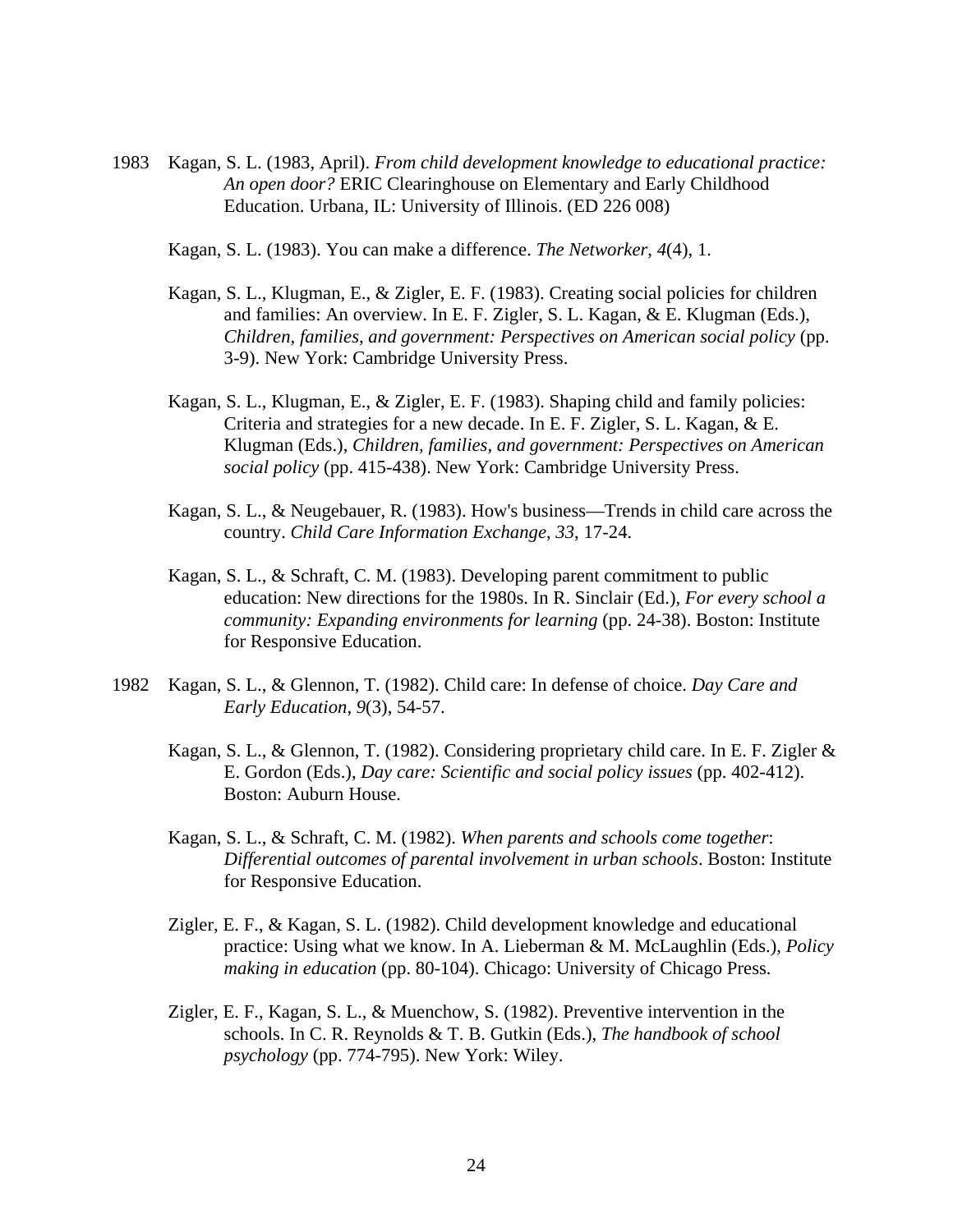1983 Kagan, S. L. (1983, April). *From child development knowledge to educational practice: An open door?* ERIC Clearinghouse on Elementary and Early Childhood Education. Urbana, IL: University of Illinois. (ED 226 008)

Kagan, S. L. (1983). You can make a difference. *The Networker*, *4*(4), 1.

Kagan, S. L., Klugman, E., & Zigler, E. F. (1983). Creating social policies for children and families: An overview. In E. F. Zigler, S. L. Kagan, & E. Klugman (Eds.), *Children, families, and government: Perspectives on American social policy* (pp. 3-9). New York: Cambridge University Press.

Kagan, S. L., Klugman, E., & Zigler, E. F. (1983). Shaping child and family policies: Criteria and strategies for a new decade. In E. F. Zigler, S. L. Kagan, & E. Klugman (Eds.), *Children, families, and government: Perspectives on American social policy* (pp. 415-438). New York: Cambridge University Press.

Kagan, S. L., & Neugebauer, R. (1983). How's business—Trends in child care across the country. *Child Care Information Exchange*, *33*, 17-24.

Kagan, S. L., & Schraft, C. M. (1983). Developing parent commitment to public education: New directions for the 1980s. In R. Sinclair (Ed.), *For every school a community: Expanding environments for learning* (pp. 24-38). Boston: Institute for Responsive Education.

1982 Kagan, S. L., & Glennon, T. (1982). Child care: In defense of choice. *Day Care and Early Education*, *9*(3), 54-57.

Kagan, S. L., & Glennon, T. (1982). Considering proprietary child care. In E. F. Zigler & E. Gordon (Eds.), *Day care: Scientific and social policy issues* (pp. 402-412). Boston: Auburn House.

Kagan, S. L., & Schraft, C. M. (1982). *When parents and schools come together*: *Differential outcomes of parental involvement in urban schools*. Boston: Institute for Responsive Education.

Zigler, E. F., & Kagan, S. L. (1982). Child development knowledge and educational practice: Using what we know. In A. Lieberman & M. McLaughlin (Eds.), *Policy making in education* (pp. 80-104). Chicago: University of Chicago Press.

Zigler, E. F., Kagan, S. L., & Muenchow, S. (1982). Preventive intervention in the schools. In C. R. Reynolds & T. B. Gutkin (Eds.), *The handbook of school psychology* (pp. 774-795). New York: Wiley.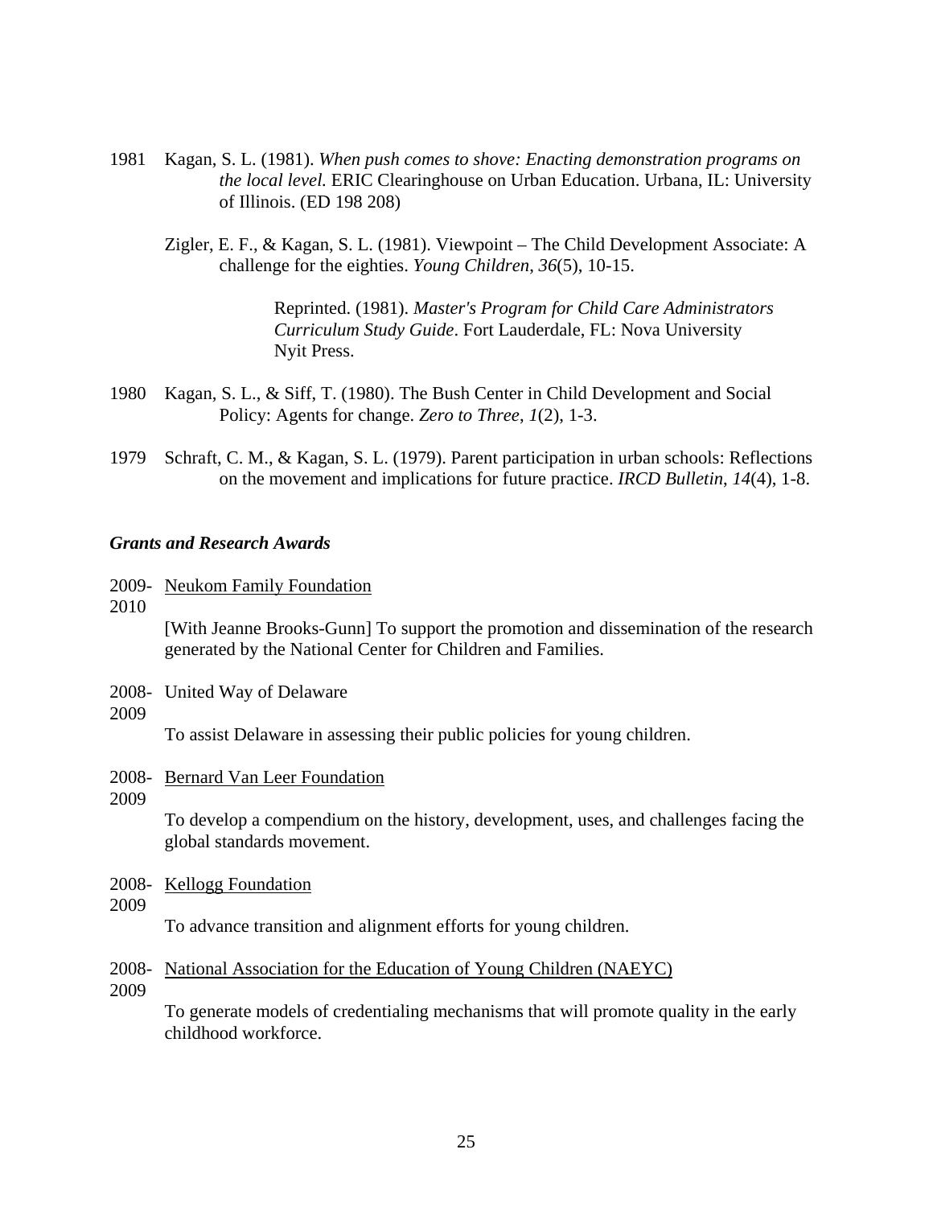1981 Kagan, S. L. (1981). *When push comes to shove: Enacting demonstration programs on the local level.* ERIC Clearinghouse on Urban Education. Urbana, IL: University of Illinois. (ED 198 208)

Zigler, E. F., & Kagan, S. L. (1981). Viewpoint – The Child Development Associate: A challenge for the eighties. *Young Children*, *36*(5), 10-15.

> Reprinted. (1981). *Master's Program for Child Care Administrators Curriculum Study Guide*. Fort Lauderdale, FL: Nova University Nyit Press.

1980 Kagan, S. L., & Siff, T. (1980). The Bush Center in Child Development and Social Policy: Agents for change. *Zero to Three*, *1*(2), 1-3.

1979 Schraft, C. M., & Kagan, S. L. (1979). Parent participation in urban schools: Reflections on the movement and implications for future practice. *IRCD Bulletin*, *14*(4), 1-8.

### ***Grants and Research Awards***

2009-2010 <u>Neukom Family Foundation</u>

[With Jeanne Brooks-Gunn] To support the promotion and dissemination of the research generated by the National Center for Children and Families.

2008-2009 United Way of Delaware

To assist Delaware in assessing their public policies for young children.

2008-2009 <u>Bernard Van Leer Foundation</u>

To develop a compendium on the history, development, uses, and challenges facing the global standards movement.

2008-2009 <u>Kellogg Foundation</u>

To advance transition and alignment efforts for young children.

2008-2009 <u>National Association for the Education of Young Children (NAEYC)</u>

To generate models of credentialing mechanisms that will promote quality in the early childhood workforce.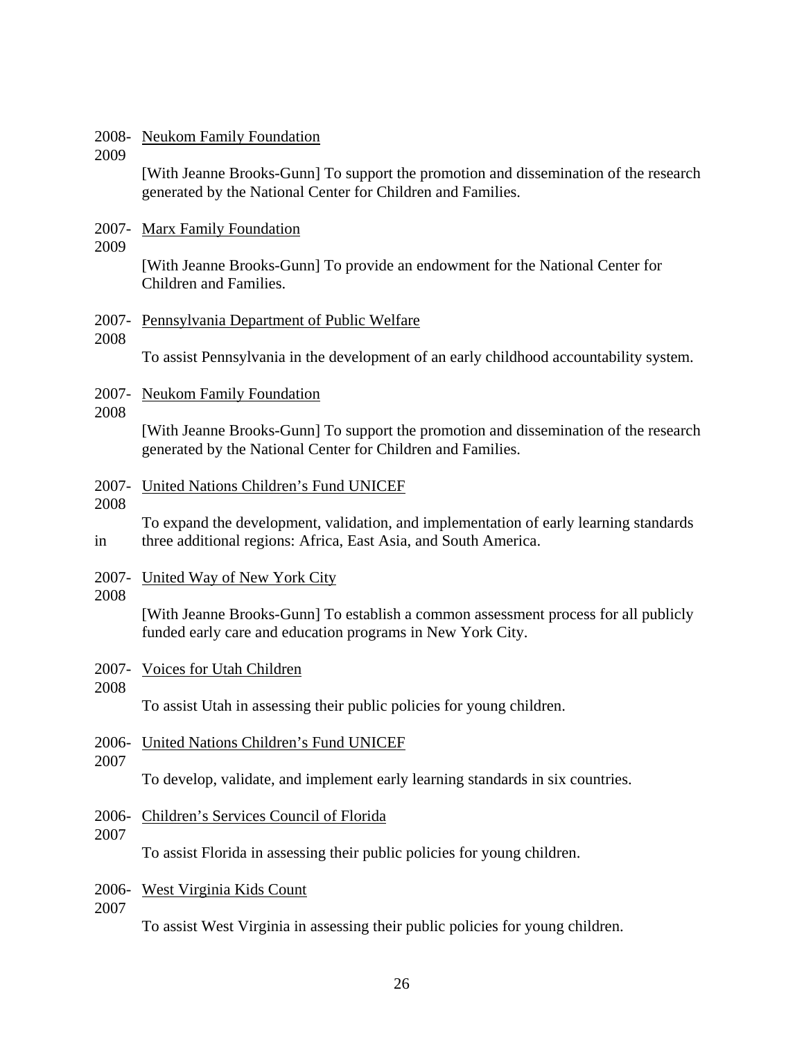2008-2009 Neukom Family Foundation

[With Jeanne Brooks-Gunn] To support the promotion and dissemination of the research generated by the National Center for Children and Families.

2007-2009 Marx Family Foundation

[With Jeanne Brooks-Gunn] To provide an endowment for the National Center for Children and Families.

2007-2008 Pennsylvania Department of Public Welfare

To assist Pennsylvania in the development of an early childhood accountability system.

2007-2008 Neukom Family Foundation

[With Jeanne Brooks-Gunn] To support the promotion and dissemination of the research generated by the National Center for Children and Families.

2007-2008 United Nations Children's Fund UNICEF

To expand the development, validation, and implementation of early learning standards in three additional regions: Africa, East Asia, and South America.

2007-2008 United Way of New York City

[With Jeanne Brooks-Gunn] To establish a common assessment process for all publicly funded early care and education programs in New York City.

2007-2008 Voices for Utah Children

To assist Utah in assessing their public policies for young children.

2006-2007 United Nations Children's Fund UNICEF

To develop, validate, and implement early learning standards in six countries.

2006-2007 Children's Services Council of Florida

To assist Florida in assessing their public policies for young children.

2006-2007 West Virginia Kids Count

To assist West Virginia in assessing their public policies for young children.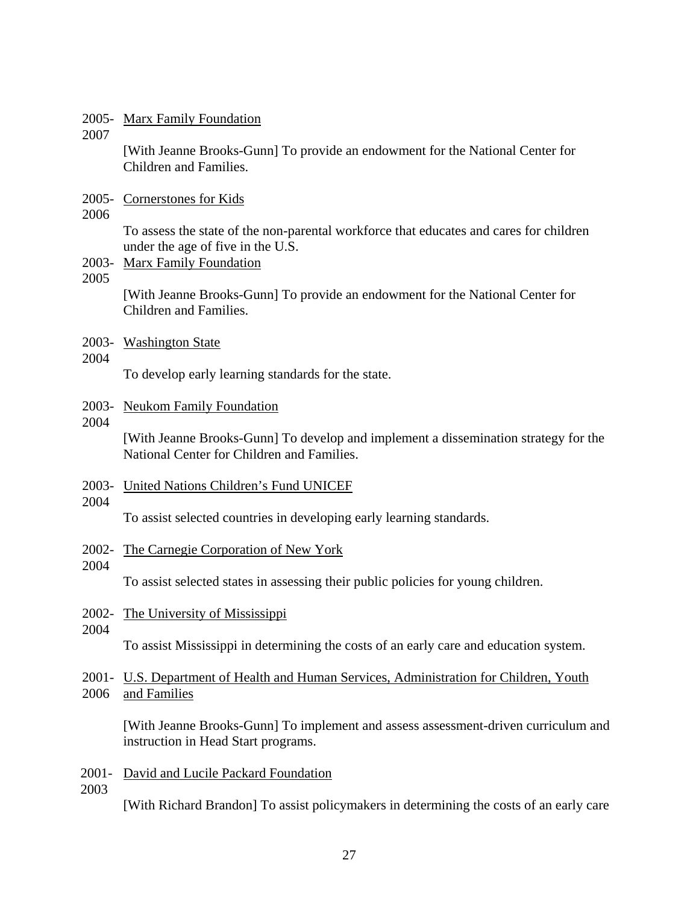2005-2007 Marx Family Foundation

[With Jeanne Brooks-Gunn] To provide an endowment for the National Center for Children and Families.

2005-2006 Cornerstones for Kids

To assess the state of the non-parental workforce that educates and cares for children under the age of five in the U.S.

2003-2005 Marx Family Foundation

[With Jeanne Brooks-Gunn] To provide an endowment for the National Center for Children and Families.

2003-2004 Washington State

To develop early learning standards for the state.

2003-2004 Neukom Family Foundation

[With Jeanne Brooks-Gunn] To develop and implement a dissemination strategy for the National Center for Children and Families.

2003-2004 United Nations Children's Fund UNICEF

To assist selected countries in developing early learning standards.

2002-2004 The Carnegie Corporation of New York

To assist selected states in assessing their public policies for young children.

2002-2004 The University of Mississippi

To assist Mississippi in determining the costs of an early care and education system.

2001-2006 U.S. Department of Health and Human Services, Administration for Children, Youth and Families

[With Jeanne Brooks-Gunn] To implement and assess assessment-driven curriculum and instruction in Head Start programs.

2001-2003 David and Lucile Packard Foundation

[With Richard Brandon] To assist policymakers in determining the costs of an early care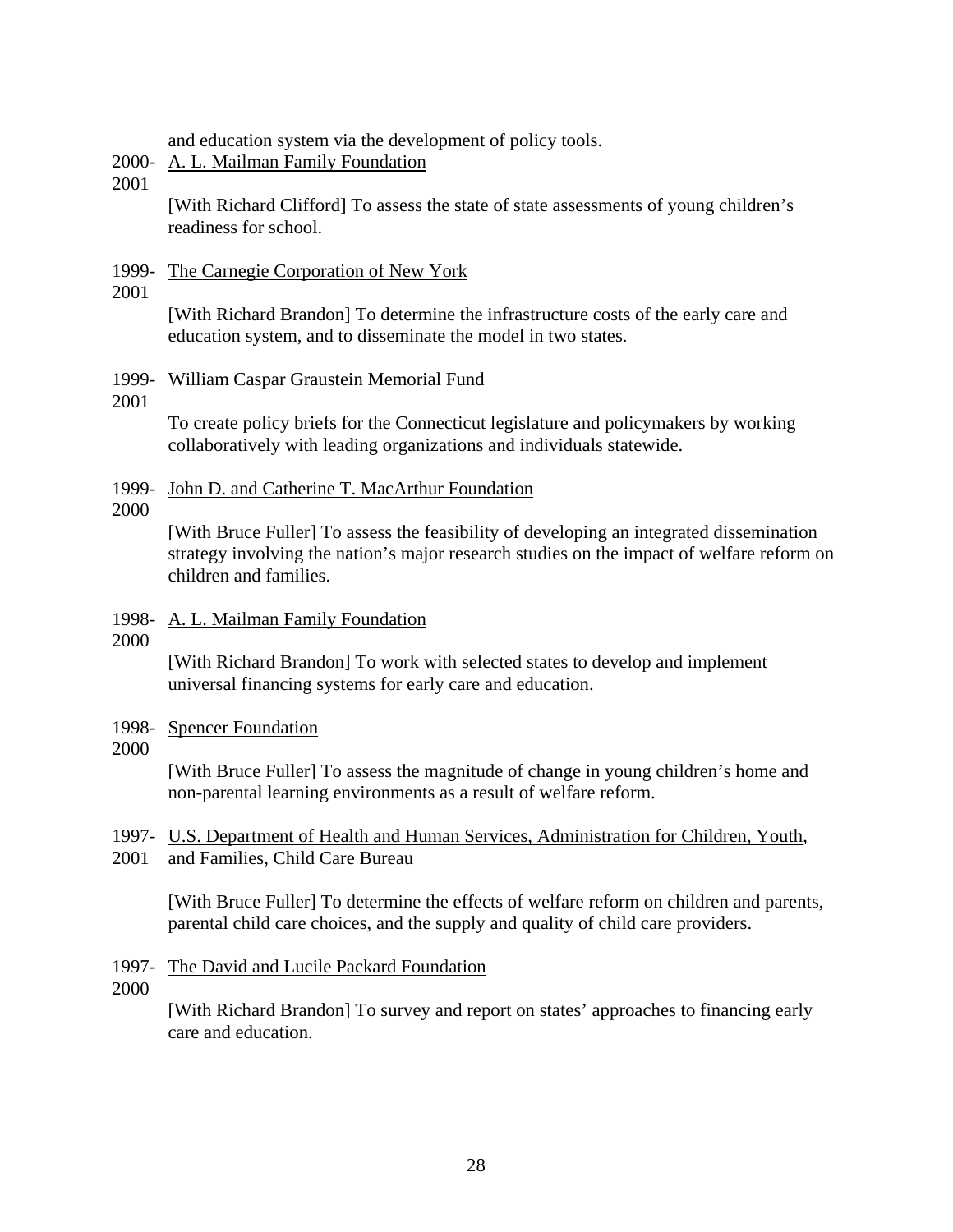and education system via the development of policy tools.

2000-2001 A. L. Mailman Family Foundation

[With Richard Clifford] To assess the state of state assessments of young children's readiness for school.

1999-2001 The Carnegie Corporation of New York

[With Richard Brandon] To determine the infrastructure costs of the early care and education system, and to disseminate the model in two states.

1999-2001 William Caspar Graustein Memorial Fund

To create policy briefs for the Connecticut legislature and policymakers by working collaboratively with leading organizations and individuals statewide.

1999-2000 John D. and Catherine T. MacArthur Foundation

[With Bruce Fuller] To assess the feasibility of developing an integrated dissemination strategy involving the nation's major research studies on the impact of welfare reform on children and families.

1998-2000 A. L. Mailman Family Foundation

[With Richard Brandon] To work with selected states to develop and implement universal financing systems for early care and education.

1998-2000 Spencer Foundation

[With Bruce Fuller] To assess the magnitude of change in young children's home and non-parental learning environments as a result of welfare reform.

1997-2001 U.S. Department of Health and Human Services, Administration for Children, Youth, and Families, Child Care Bureau

[With Bruce Fuller] To determine the effects of welfare reform on children and parents, parental child care choices, and the supply and quality of child care providers.

1997-2000 The David and Lucile Packard Foundation

[With Richard Brandon] To survey and report on states' approaches to financing early care and education.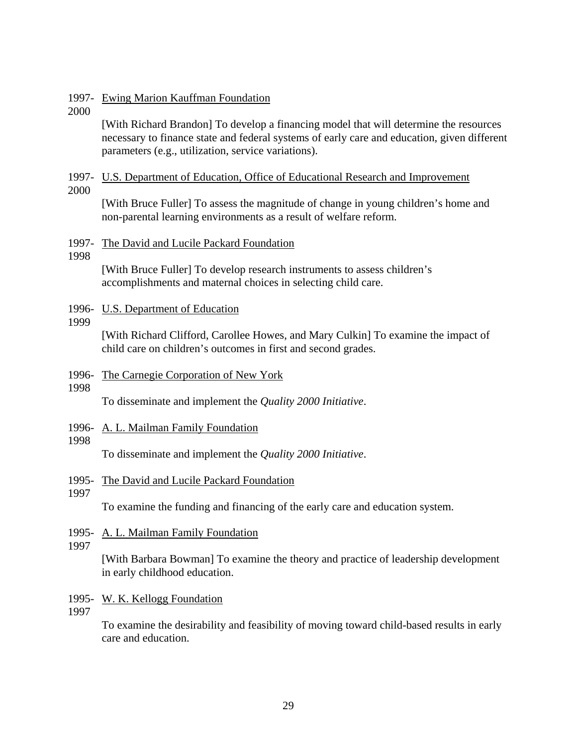1997-2000 Ewing Marion Kauffman Foundation

[With Richard Brandon] To develop a financing model that will determine the resources necessary to finance state and federal systems of early care and education, given different parameters (e.g., utilization, service variations).

1997-2000 U.S. Department of Education, Office of Educational Research and Improvement

[With Bruce Fuller] To assess the magnitude of change in young children's home and non-parental learning environments as a result of welfare reform.

1997-1998 The David and Lucile Packard Foundation

[With Bruce Fuller] To develop research instruments to assess children's accomplishments and maternal choices in selecting child care.

1996-1999 U.S. Department of Education

[With Richard Clifford, Carollee Howes, and Mary Culkin] To examine the impact of child care on children's outcomes in first and second grades.

1996-1998 The Carnegie Corporation of New York

To disseminate and implement the *Quality 2000 Initiative*.

1996-1998 A. L. Mailman Family Foundation

To disseminate and implement the *Quality 2000 Initiative*.

1995-1997 The David and Lucile Packard Foundation

To examine the funding and financing of the early care and education system.

1995-1997 A. L. Mailman Family Foundation

[With Barbara Bowman] To examine the theory and practice of leadership development in early childhood education.

1995-1997 W. K. Kellogg Foundation

To examine the desirability and feasibility of moving toward child-based results in early care and education.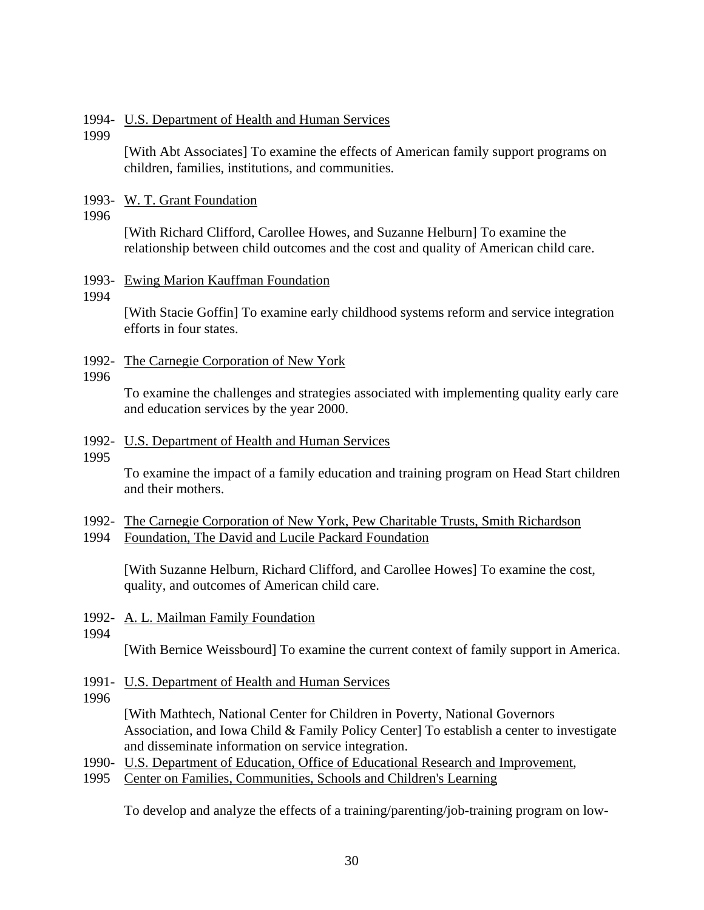1994- 1999 U.S. Department of Health and Human Services

[With Abt Associates] To examine the effects of American family support programs on children, families, institutions, and communities.

1993- 1996 W. T. Grant Foundation

[With Richard Clifford, Carollee Howes, and Suzanne Helburn] To examine the relationship between child outcomes and the cost and quality of American child care.

1993- 1994 Ewing Marion Kauffman Foundation

[With Stacie Goffin] To examine early childhood systems reform and service integration efforts in four states.

1992- 1996 The Carnegie Corporation of New York

To examine the challenges and strategies associated with implementing quality early care and education services by the year 2000.

1992- 1995 U.S. Department of Health and Human Services

To examine the impact of a family education and training program on Head Start children and their mothers.

1992- 1994 The Carnegie Corporation of New York, Pew Charitable Trusts, Smith Richardson Foundation, The David and Lucile Packard Foundation

[With Suzanne Helburn, Richard Clifford, and Carollee Howes] To examine the cost, quality, and outcomes of American child care.

1992- 1994 A. L. Mailman Family Foundation

[With Bernice Weissbourd] To examine the current context of family support in America.

1991- 1996 U.S. Department of Health and Human Services

[With Mathtech, National Center for Children in Poverty, National Governors Association, and Iowa Child & Family Policy Center] To establish a center to investigate and disseminate information on service integration.

1990- 1995 U.S. Department of Education, Office of Educational Research and Improvement, Center on Families, Communities, Schools and Children's Learning

To develop and analyze the effects of a training/parenting/job-training program on low-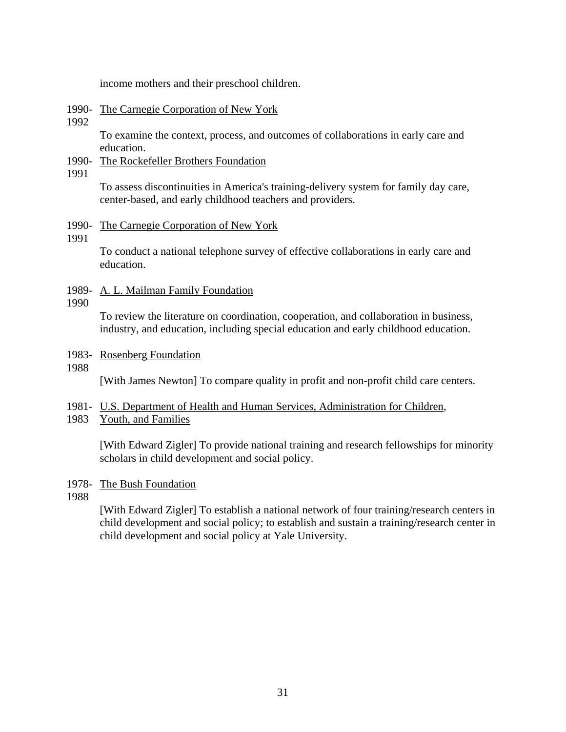income mothers and their preschool children.

1990-1992 The Carnegie Corporation of New York

To examine the context, process, and outcomes of collaborations in early care and education.

1990-1991 The Rockefeller Brothers Foundation

To assess discontinuities in America's training-delivery system for family day care, center-based, and early childhood teachers and providers.

1990-1991 The Carnegie Corporation of New York

To conduct a national telephone survey of effective collaborations in early care and education.

1989-1990 A. L. Mailman Family Foundation

To review the literature on coordination, cooperation, and collaboration in business, industry, and education, including special education and early childhood education.

1983-1988 Rosenberg Foundation

[With James Newton] To compare quality in profit and non-profit child care centers.

1981-1983 U.S. Department of Health and Human Services, Administration for Children, Youth, and Families

[With Edward Zigler] To provide national training and research fellowships for minority scholars in child development and social policy.

1978-1988 The Bush Foundation

[With Edward Zigler] To establish a national network of four training/research centers in child development and social policy; to establish and sustain a training/research center in child development and social policy at Yale University.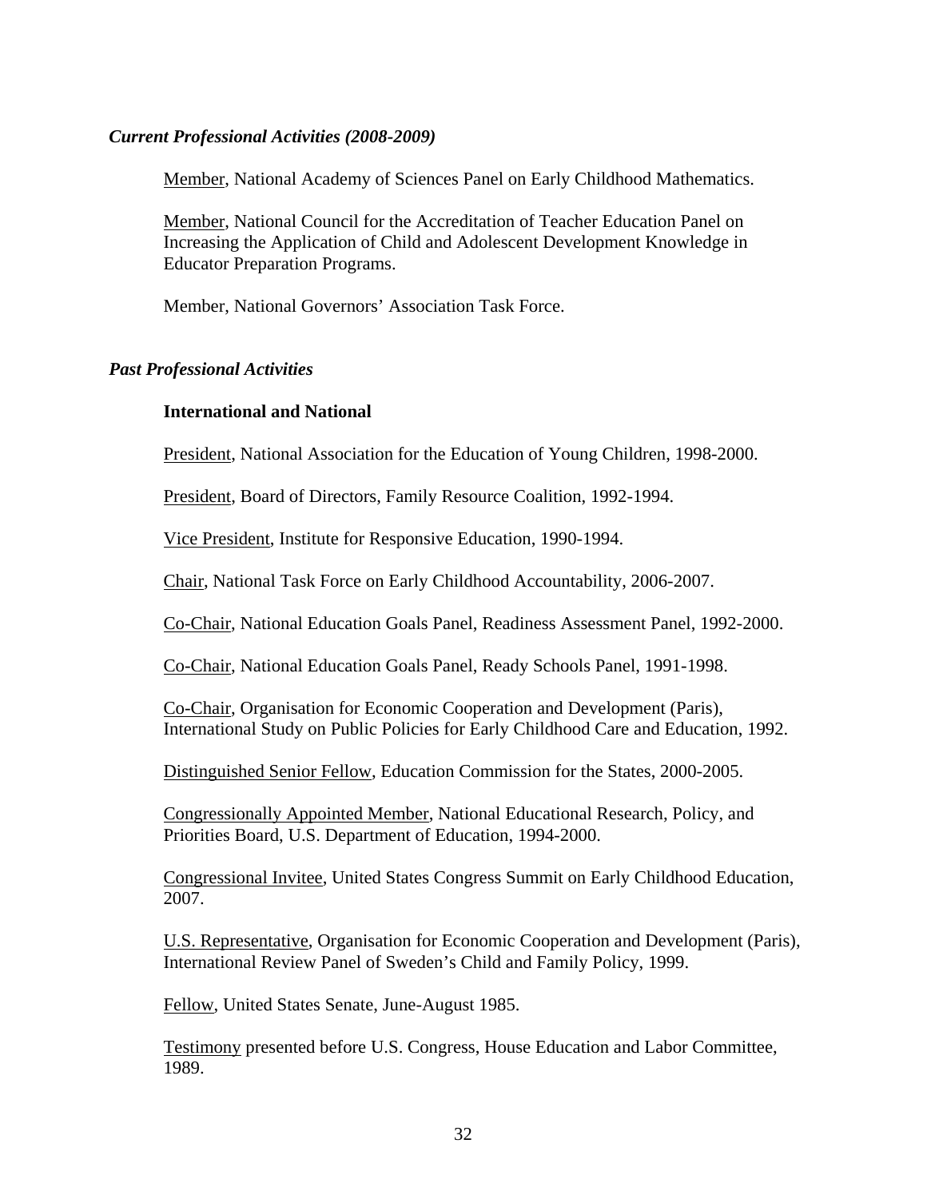*Current Professional Activities (2008-2009)*

<u>Member</u>, National Academy of Sciences Panel on Early Childhood Mathematics.

<u>Member</u>, National Council for the Accreditation of Teacher Education Panel on Increasing the Application of Child and Adolescent Development Knowledge in Educator Preparation Programs.

Member, National Governors' Association Task Force.

*Past Professional Activities*

**International and National**

<u>President</u>, National Association for the Education of Young Children, 1998-2000.

<u>President</u>, Board of Directors, Family Resource Coalition, 1992-1994.

<u>Vice President</u>, Institute for Responsive Education, 1990-1994.

<u>Chair</u>, National Task Force on Early Childhood Accountability, 2006-2007.

<u>Co-Chair</u>, National Education Goals Panel, Readiness Assessment Panel, 1992-2000.

<u>Co-Chair</u>, National Education Goals Panel, Ready Schools Panel, 1991-1998.

<u>Co-Chair</u>, Organisation for Economic Cooperation and Development (Paris), International Study on Public Policies for Early Childhood Care and Education, 1992.

<u>Distinguished Senior Fellow</u>, Education Commission for the States, 2000-2005.

<u>Congressionally Appointed Member</u>, National Educational Research, Policy, and Priorities Board, U.S. Department of Education, 1994-2000.

<u>Congressional Invitee</u>, United States Congress Summit on Early Childhood Education, 2007.

<u>U.S. Representative</u>, Organisation for Economic Cooperation and Development (Paris), International Review Panel of Sweden's Child and Family Policy, 1999.

<u>Fellow</u>, United States Senate, June-August 1985.

<u>Testimony</u> presented before U.S. Congress, House Education and Labor Committee, 1989.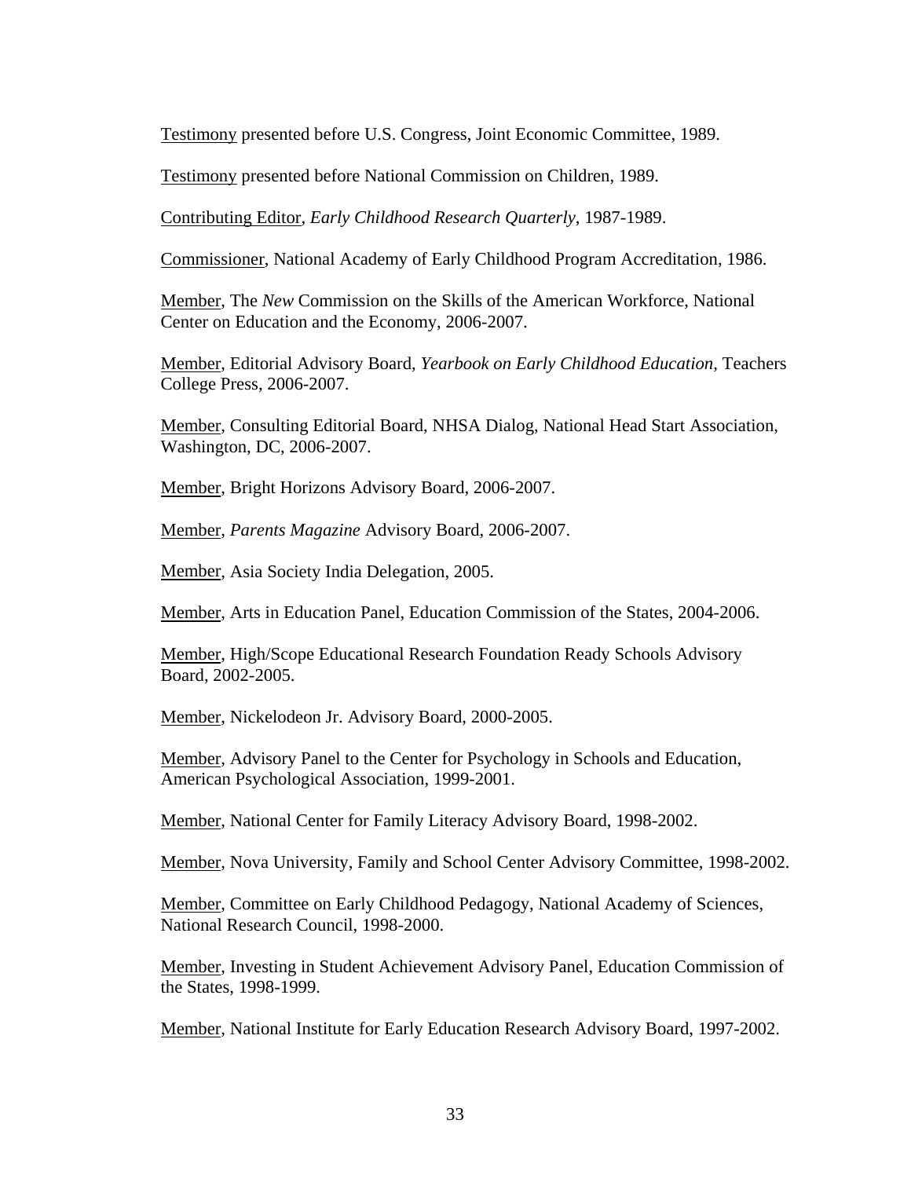<u>Testimony</u> presented before U.S. Congress, Joint Economic Committee, 1989.

<u>Testimony</u> presented before National Commission on Children, 1989.

<u>Contributing Editor</u>, *Early Childhood Research Quarterly*, 1987-1989.

<u>Commissioner</u>, National Academy of Early Childhood Program Accreditation, 1986.

<u>Member</u>, The *New* Commission on the Skills of the American Workforce, National Center on Education and the Economy, 2006-2007.

<u>Member</u>, Editorial Advisory Board, *Yearbook on Early Childhood Education*, Teachers College Press, 2006-2007.

<u>Member</u>, Consulting Editorial Board, NHSA Dialog, National Head Start Association, Washington, DC, 2006-2007.

<u>Member</u>, Bright Horizons Advisory Board, 2006-2007.

<u>Member</u>, *Parents Magazine* Advisory Board, 2006-2007.

<u>Member</u>, Asia Society India Delegation, 2005.

<u>Member</u>, Arts in Education Panel, Education Commission of the States, 2004-2006.

<u>Member</u>, High/Scope Educational Research Foundation Ready Schools Advisory Board, 2002-2005.

<u>Member</u>, Nickelodeon Jr. Advisory Board, 2000-2005.

<u>Member</u>, Advisory Panel to the Center for Psychology in Schools and Education, American Psychological Association, 1999-2001.

<u>Member</u>, National Center for Family Literacy Advisory Board, 1998-2002.

<u>Member</u>, Nova University, Family and School Center Advisory Committee, 1998-2002.

<u>Member</u>, Committee on Early Childhood Pedagogy, National Academy of Sciences, National Research Council, 1998-2000.

<u>Member</u>, Investing in Student Achievement Advisory Panel, Education Commission of the States, 1998-1999.

<u>Member</u>, National Institute for Early Education Research Advisory Board, 1997-2002.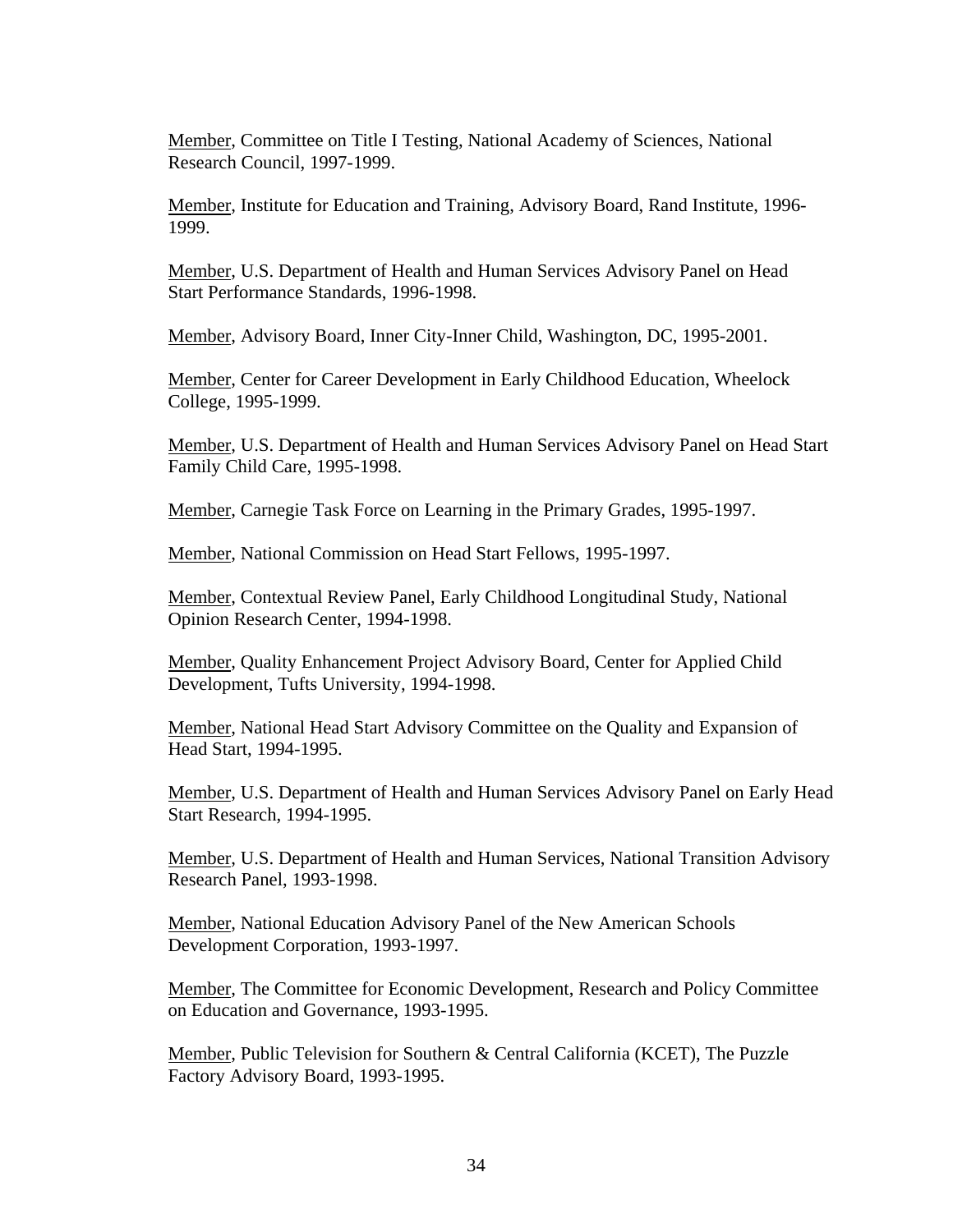<u>Member</u>, Committee on Title I Testing, National Academy of Sciences, National Research Council, 1997-1999.

<u>Member</u>, Institute for Education and Training, Advisory Board, Rand Institute, 1996-1999.

<u>Member</u>, U.S. Department of Health and Human Services Advisory Panel on Head Start Performance Standards, 1996-1998.

<u>Member</u>, Advisory Board, Inner City-Inner Child, Washington, DC, 1995-2001.

<u>Member</u>, Center for Career Development in Early Childhood Education, Wheelock College, 1995-1999.

<u>Member</u>, U.S. Department of Health and Human Services Advisory Panel on Head Start Family Child Care, 1995-1998.

<u>Member</u>, Carnegie Task Force on Learning in the Primary Grades, 1995-1997.

<u>Member</u>, National Commission on Head Start Fellows, 1995-1997.

<u>Member</u>, Contextual Review Panel, Early Childhood Longitudinal Study, National Opinion Research Center, 1994-1998.

<u>Member</u>, Quality Enhancement Project Advisory Board, Center for Applied Child Development, Tufts University, 1994-1998.

<u>Member</u>, National Head Start Advisory Committee on the Quality and Expansion of Head Start, 1994-1995.

<u>Member</u>, U.S. Department of Health and Human Services Advisory Panel on Early Head Start Research, 1994-1995.

<u>Member</u>, U.S. Department of Health and Human Services, National Transition Advisory Research Panel, 1993-1998.

<u>Member</u>, National Education Advisory Panel of the New American Schools Development Corporation, 1993-1997.

<u>Member</u>, The Committee for Economic Development, Research and Policy Committee on Education and Governance, 1993-1995.

<u>Member</u>, Public Television for Southern & Central California (KCET), The Puzzle Factory Advisory Board, 1993-1995.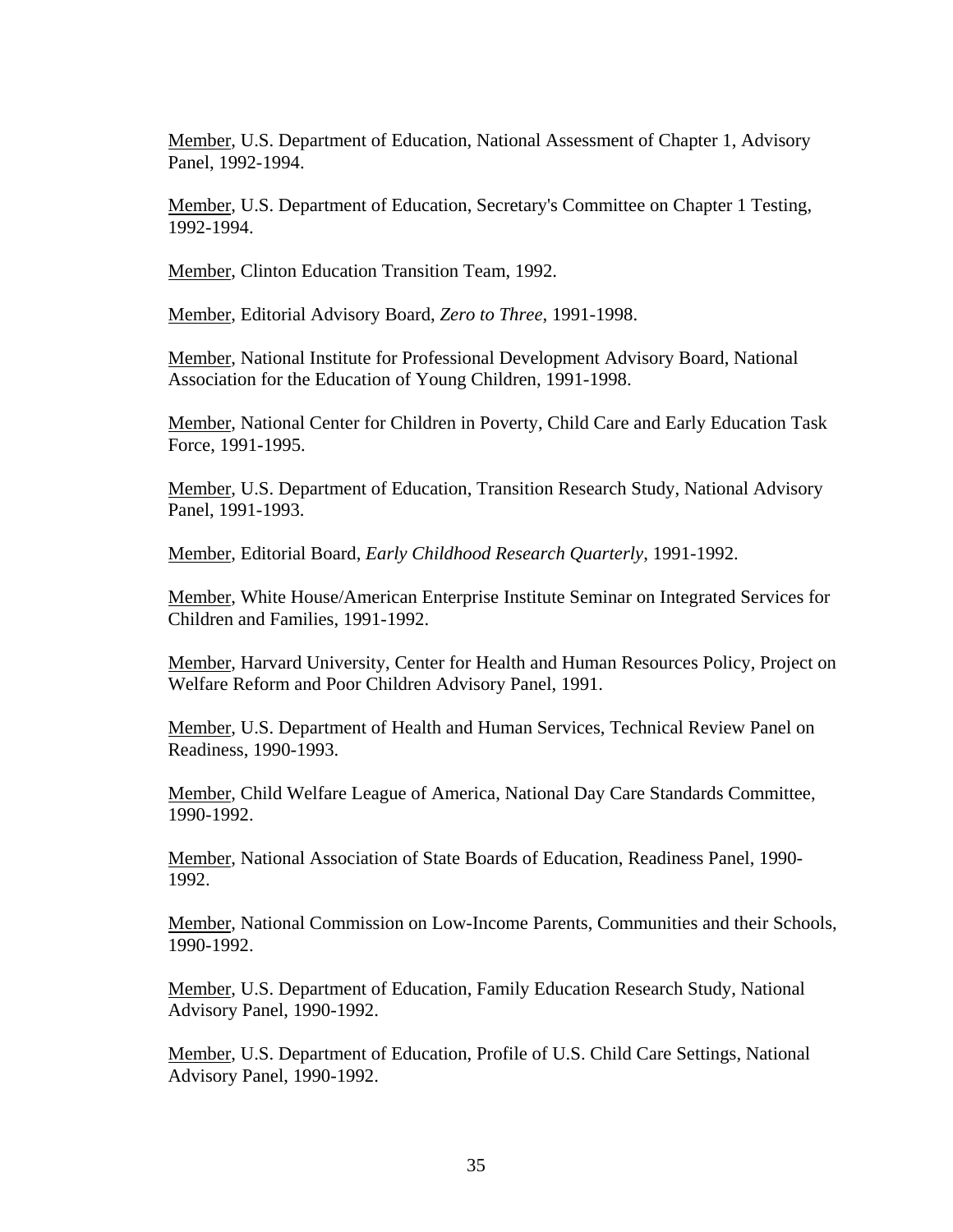<u>Member</u>, U.S. Department of Education, National Assessment of Chapter 1, Advisory Panel, 1992-1994.

<u>Member</u>, U.S. Department of Education, Secretary's Committee on Chapter 1 Testing, 1992-1994.

<u>Member</u>, Clinton Education Transition Team, 1992.

<u>Member</u>, Editorial Advisory Board, *Zero to Three*, 1991-1998.

<u>Member</u>, National Institute for Professional Development Advisory Board, National Association for the Education of Young Children, 1991-1998.

<u>Member</u>, National Center for Children in Poverty, Child Care and Early Education Task Force, 1991-1995.

<u>Member</u>, U.S. Department of Education, Transition Research Study, National Advisory Panel, 1991-1993.

<u>Member</u>, Editorial Board, *Early Childhood Research Quarterly*, 1991-1992.

<u>Member</u>, White House/American Enterprise Institute Seminar on Integrated Services for Children and Families, 1991-1992.

<u>Member</u>, Harvard University, Center for Health and Human Resources Policy, Project on Welfare Reform and Poor Children Advisory Panel, 1991.

<u>Member</u>, U.S. Department of Health and Human Services, Technical Review Panel on Readiness, 1990-1993.

<u>Member</u>, Child Welfare League of America, National Day Care Standards Committee, 1990-1992.

<u>Member</u>, National Association of State Boards of Education, Readiness Panel, 1990-1992.

<u>Member</u>, National Commission on Low-Income Parents, Communities and their Schools, 1990-1992.

<u>Member</u>, U.S. Department of Education, Family Education Research Study, National Advisory Panel, 1990-1992.

<u>Member</u>, U.S. Department of Education, Profile of U.S. Child Care Settings, National Advisory Panel, 1990-1992.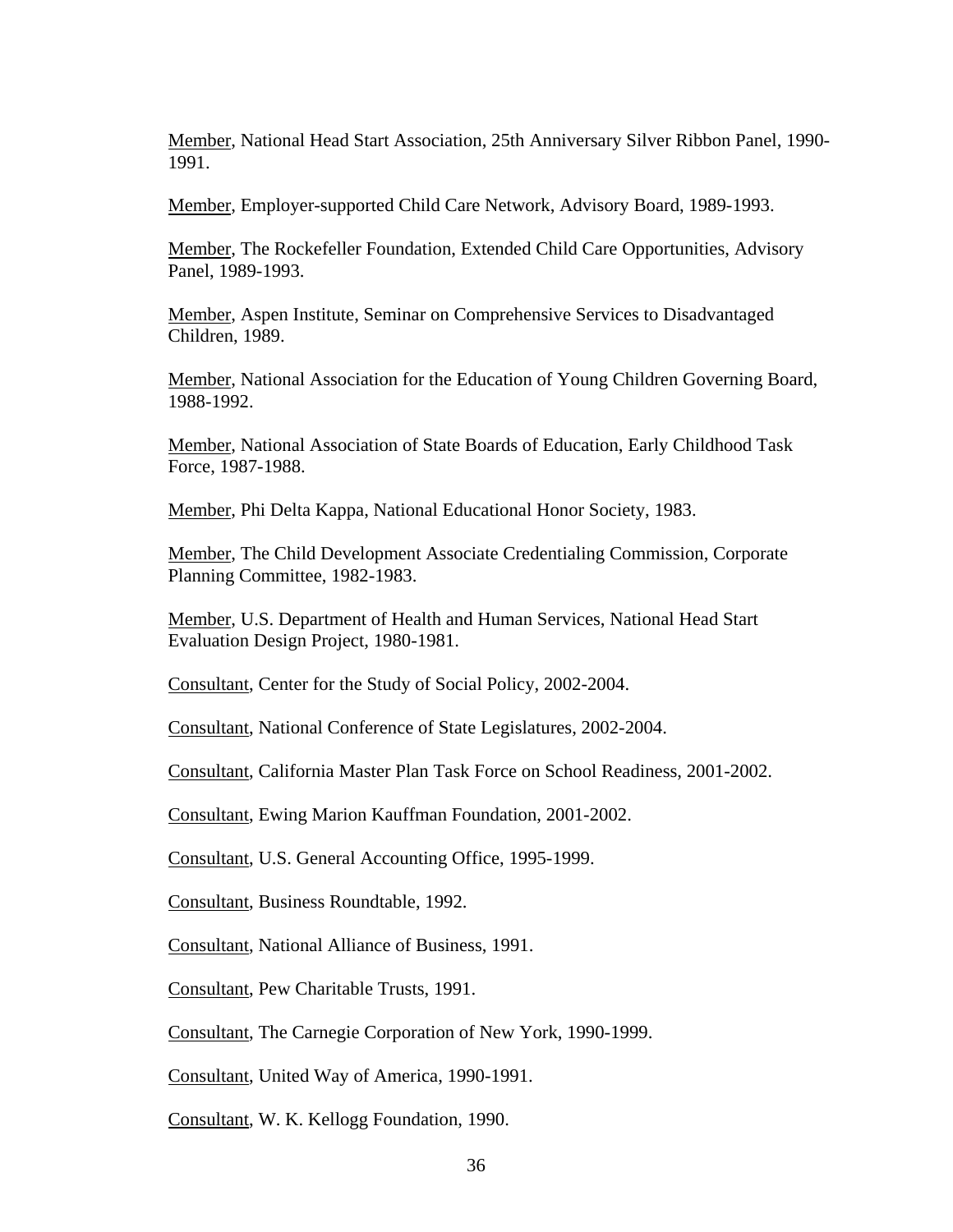<u>Member</u>, National Head Start Association, 25th Anniversary Silver Ribbon Panel, 1990-1991.

<u>Member</u>, Employer-supported Child Care Network, Advisory Board, 1989-1993.

<u>Member</u>, The Rockefeller Foundation, Extended Child Care Opportunities, Advisory Panel, 1989-1993.

<u>Member</u>, Aspen Institute, Seminar on Comprehensive Services to Disadvantaged Children, 1989.

<u>Member</u>, National Association for the Education of Young Children Governing Board, 1988-1992.

<u>Member</u>, National Association of State Boards of Education, Early Childhood Task Force, 1987-1988.

<u>Member</u>, Phi Delta Kappa, National Educational Honor Society, 1983.

<u>Member</u>, The Child Development Associate Credentialing Commission, Corporate Planning Committee, 1982-1983.

<u>Member</u>, U.S. Department of Health and Human Services, National Head Start Evaluation Design Project, 1980-1981.

<u>Consultant</u>, Center for the Study of Social Policy, 2002-2004.

<u>Consultant</u>, National Conference of State Legislatures, 2002-2004.

<u>Consultant</u>, California Master Plan Task Force on School Readiness, 2001-2002.

<u>Consultant</u>, Ewing Marion Kauffman Foundation, 2001-2002.

<u>Consultant</u>, U.S. General Accounting Office, 1995-1999.

<u>Consultant</u>, Business Roundtable, 1992.

<u>Consultant</u>, National Alliance of Business, 1991.

<u>Consultant</u>, Pew Charitable Trusts, 1991.

<u>Consultant</u>, The Carnegie Corporation of New York, 1990-1999.

<u>Consultant</u>, United Way of America, 1990-1991.

<u>Consultant</u>, W. K. Kellogg Foundation, 1990.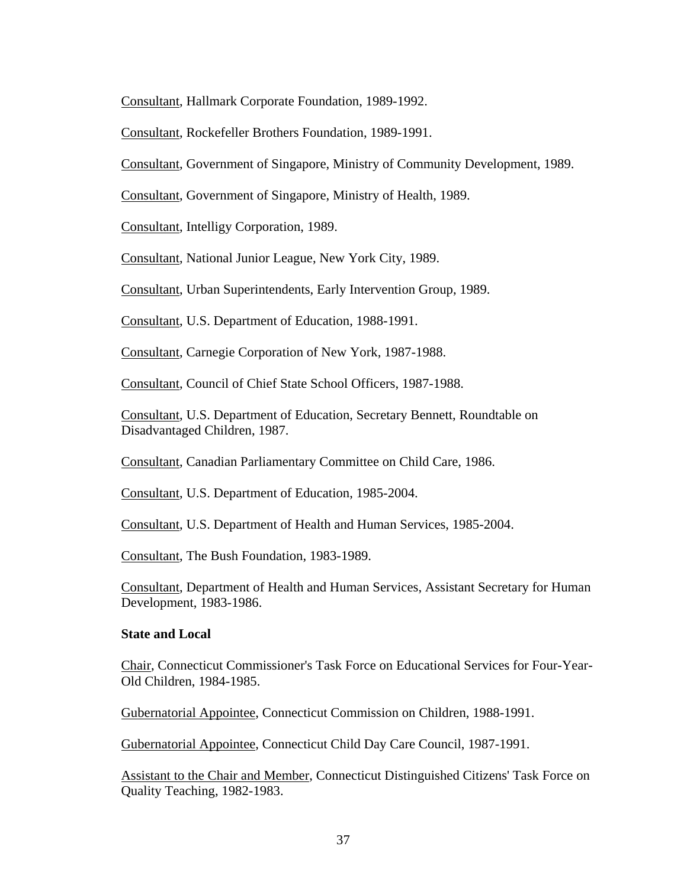Consultant, Hallmark Corporate Foundation, 1989-1992.

Consultant, Rockefeller Brothers Foundation, 1989-1991.

Consultant, Government of Singapore, Ministry of Community Development, 1989.

Consultant, Government of Singapore, Ministry of Health, 1989.

Consultant, Intelligy Corporation, 1989.

Consultant, National Junior League, New York City, 1989.

Consultant, Urban Superintendents, Early Intervention Group, 1989.

Consultant, U.S. Department of Education, 1988-1991.

Consultant, Carnegie Corporation of New York, 1987-1988.

Consultant, Council of Chief State School Officers, 1987-1988.

Consultant, U.S. Department of Education, Secretary Bennett, Roundtable on Disadvantaged Children, 1987.

Consultant, Canadian Parliamentary Committee on Child Care, 1986.

Consultant, U.S. Department of Education, 1985-2004.

Consultant, U.S. Department of Health and Human Services, 1985-2004.

Consultant, The Bush Foundation, 1983-1989.

Consultant, Department of Health and Human Services, Assistant Secretary for Human Development, 1983-1986.

**State and Local**

Chair, Connecticut Commissioner's Task Force on Educational Services for Four-Year-Old Children, 1984-1985.

Gubernatorial Appointee, Connecticut Commission on Children, 1988-1991.

Gubernatorial Appointee, Connecticut Child Day Care Council, 1987-1991.

Assistant to the Chair and Member, Connecticut Distinguished Citizens' Task Force on Quality Teaching, 1982-1983.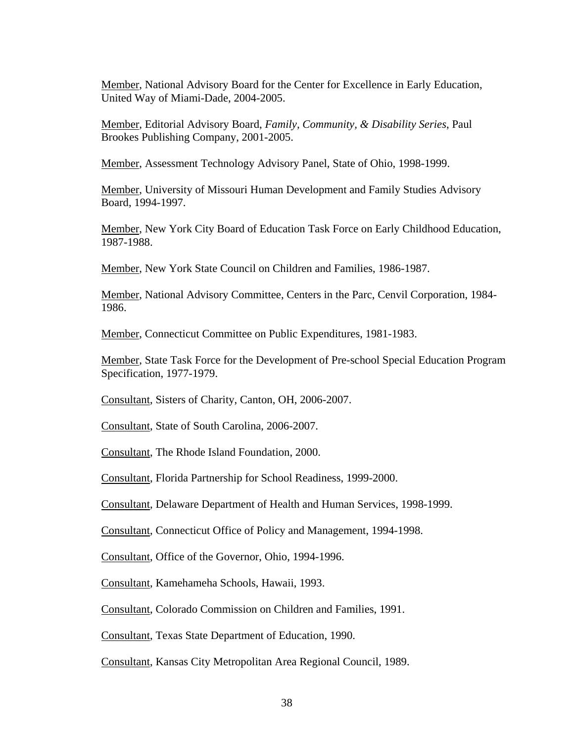Member, National Advisory Board for the Center for Excellence in Early Education, United Way of Miami-Dade, 2004-2005.

Member, Editorial Advisory Board, *Family, Community, & Disability Series*, Paul Brookes Publishing Company, 2001-2005.

Member, Assessment Technology Advisory Panel, State of Ohio, 1998-1999.

Member, University of Missouri Human Development and Family Studies Advisory Board, 1994-1997.

Member, New York City Board of Education Task Force on Early Childhood Education, 1987-1988.

Member, New York State Council on Children and Families, 1986-1987.

Member, National Advisory Committee, Centers in the Parc, Cenvil Corporation, 1984-1986.

Member, Connecticut Committee on Public Expenditures, 1981-1983.

Member, State Task Force for the Development of Pre-school Special Education Program Specification, 1977-1979.

Consultant, Sisters of Charity, Canton, OH, 2006-2007.

Consultant, State of South Carolina, 2006-2007.

Consultant, The Rhode Island Foundation, 2000.

Consultant, Florida Partnership for School Readiness, 1999-2000.

Consultant, Delaware Department of Health and Human Services, 1998-1999.

Consultant, Connecticut Office of Policy and Management, 1994-1998.

Consultant, Office of the Governor, Ohio, 1994-1996.

Consultant, Kamehameha Schools, Hawaii, 1993.

Consultant, Colorado Commission on Children and Families, 1991.

Consultant, Texas State Department of Education, 1990.

Consultant, Kansas City Metropolitan Area Regional Council, 1989.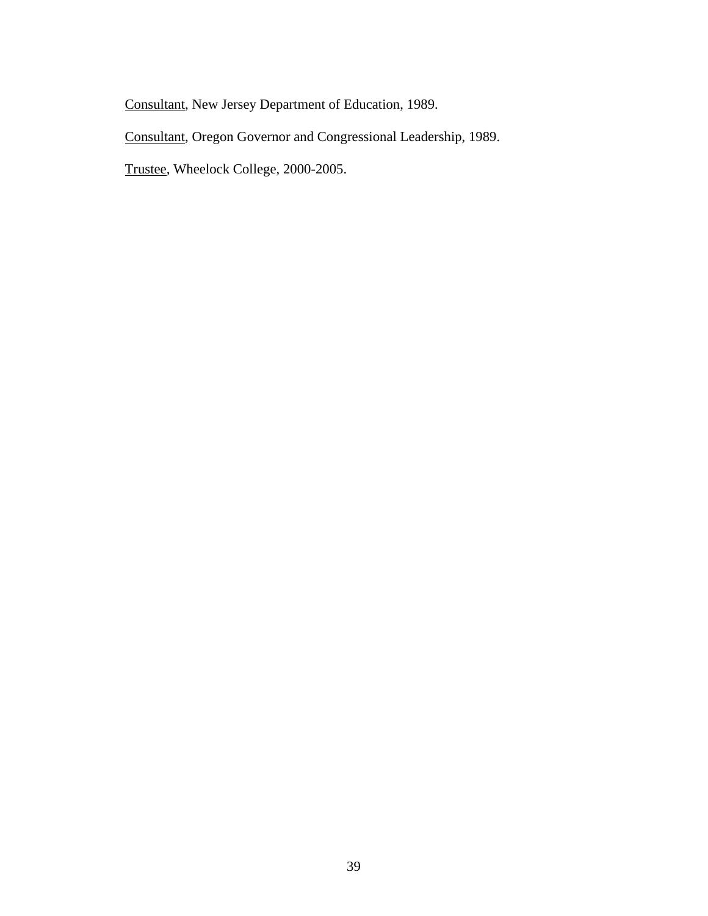<u>Consultant</u>, New Jersey Department of Education, 1989.

<u>Consultant</u>, Oregon Governor and Congressional Leadership, 1989.

<u>Trustee</u>, Wheelock College, 2000-2005.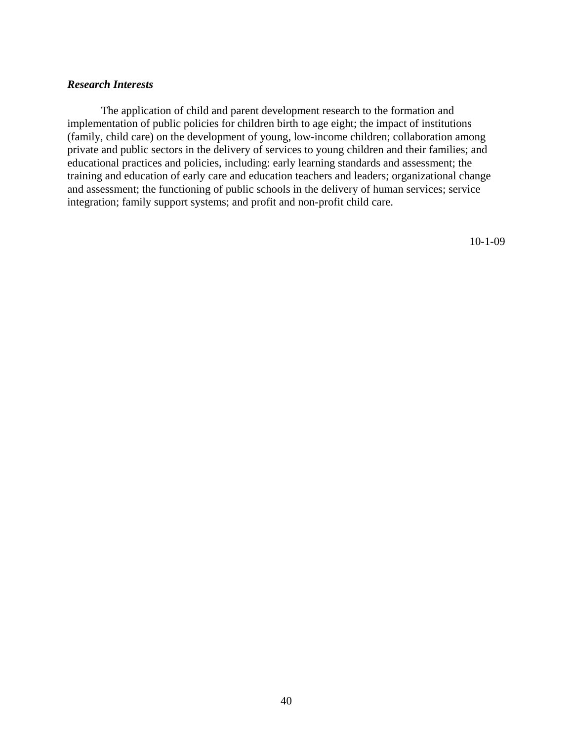***Research Interests***

The application of child and parent development research to the formation and implementation of public policies for children birth to age eight; the impact of institutions (family, child care) on the development of young, low-income children; collaboration among private and public sectors in the delivery of services to young children and their families; and educational practices and policies, including: early learning standards and assessment; the training and education of early care and education teachers and leaders; organizational change and assessment; the functioning of public schools in the delivery of human services; service integration; family support systems; and profit and non-profit child care.

10-1-09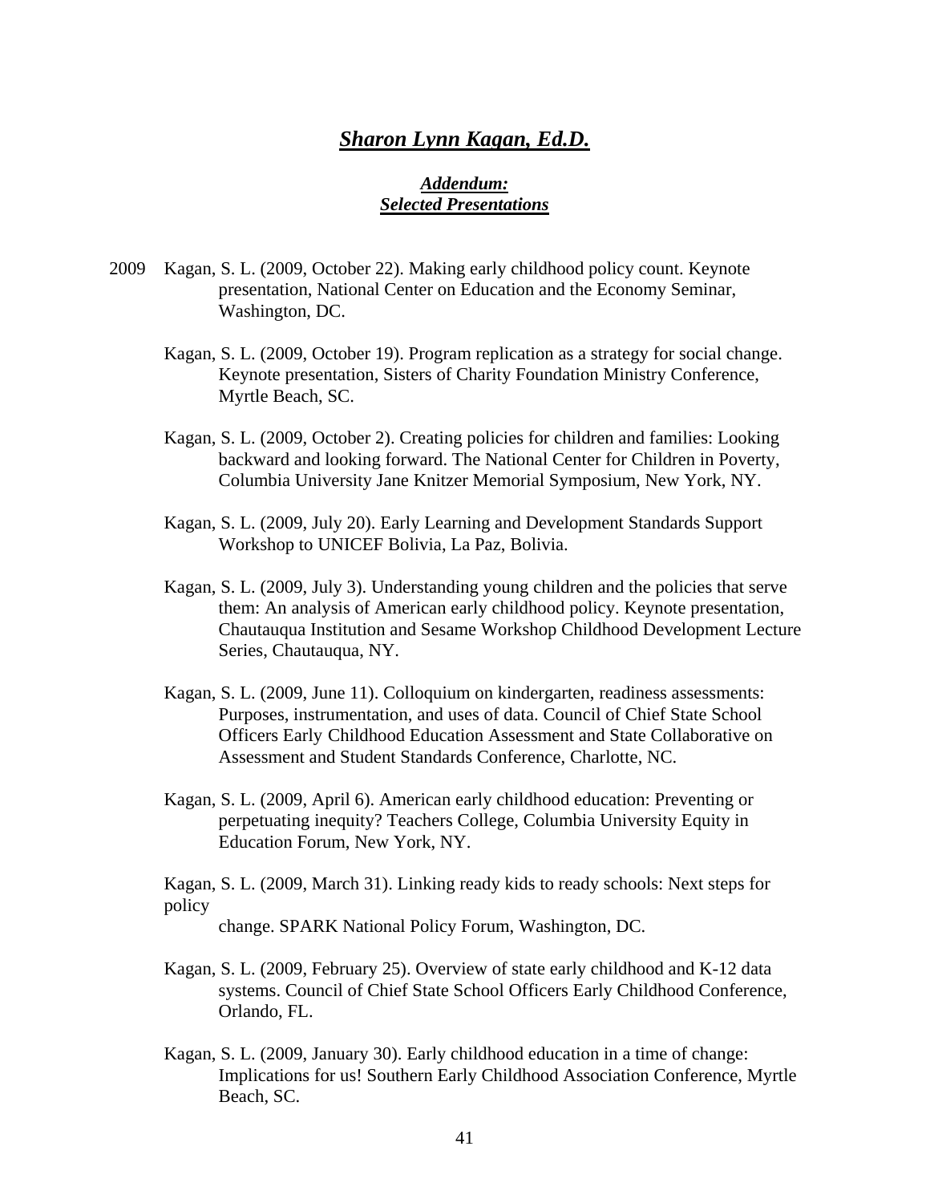# ***Sharon Lynn Kagan, Ed.D.***

## ***Addendum: Selected Presentations***

2009 Kagan, S. L. (2009, October 22). Making early childhood policy count. Keynote presentation, National Center on Education and the Economy Seminar, Washington, DC.

Kagan, S. L. (2009, October 19). Program replication as a strategy for social change. Keynote presentation, Sisters of Charity Foundation Ministry Conference, Myrtle Beach, SC.

Kagan, S. L. (2009, October 2). Creating policies for children and families: Looking backward and looking forward. The National Center for Children in Poverty, Columbia University Jane Knitzer Memorial Symposium, New York, NY.

Kagan, S. L. (2009, July 20). Early Learning and Development Standards Support Workshop to UNICEF Bolivia, La Paz, Bolivia.

Kagan, S. L. (2009, July 3). Understanding young children and the policies that serve them: An analysis of American early childhood policy. Keynote presentation, Chautauqua Institution and Sesame Workshop Childhood Development Lecture Series, Chautauqua, NY.

Kagan, S. L. (2009, June 11). Colloquium on kindergarten, readiness assessments: Purposes, instrumentation, and uses of data. Council of Chief State School Officers Early Childhood Education Assessment and State Collaborative on Assessment and Student Standards Conference, Charlotte, NC.

Kagan, S. L. (2009, April 6). American early childhood education: Preventing or perpetuating inequity? Teachers College, Columbia University Equity in Education Forum, New York, NY.

Kagan, S. L. (2009, March 31). Linking ready kids to ready schools: Next steps for policy change. SPARK National Policy Forum, Washington, DC.

Kagan, S. L. (2009, February 25). Overview of state early childhood and K-12 data systems. Council of Chief State School Officers Early Childhood Conference, Orlando, FL.

Kagan, S. L. (2009, January 30). Early childhood education in a time of change: Implications for us! Southern Early Childhood Association Conference, Myrtle Beach, SC.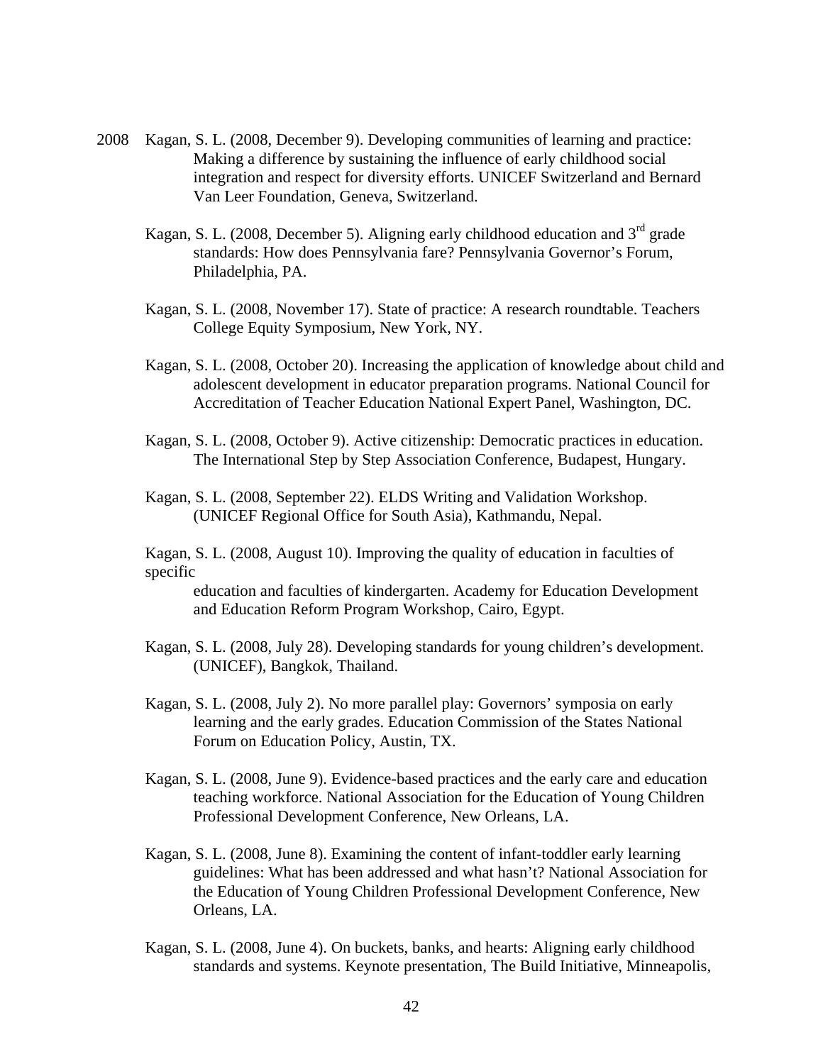2008 Kagan, S. L. (2008, December 9). Developing communities of learning and practice: Making a difference by sustaining the influence of early childhood social integration and respect for diversity efforts. UNICEF Switzerland and Bernard Van Leer Foundation, Geneva, Switzerland.

Kagan, S. L. (2008, December 5). Aligning early childhood education and 3rd grade standards: How does Pennsylvania fare? Pennsylvania Governor's Forum, Philadelphia, PA.

Kagan, S. L. (2008, November 17). State of practice: A research roundtable. Teachers College Equity Symposium, New York, NY.

Kagan, S. L. (2008, October 20). Increasing the application of knowledge about child and adolescent development in educator preparation programs. National Council for Accreditation of Teacher Education National Expert Panel, Washington, DC.

Kagan, S. L. (2008, October 9). Active citizenship: Democratic practices in education. The International Step by Step Association Conference, Budapest, Hungary.

Kagan, S. L. (2008, September 22). ELDS Writing and Validation Workshop. (UNICEF Regional Office for South Asia), Kathmandu, Nepal.

Kagan, S. L. (2008, August 10). Improving the quality of education in faculties of specific education and faculties of kindergarten. Academy for Education Development and Education Reform Program Workshop, Cairo, Egypt.

Kagan, S. L. (2008, July 28). Developing standards for young children's development. (UNICEF), Bangkok, Thailand.

Kagan, S. L. (2008, July 2). No more parallel play: Governors' symposia on early learning and the early grades. Education Commission of the States National Forum on Education Policy, Austin, TX.

Kagan, S. L. (2008, June 9). Evidence-based practices and the early care and education teaching workforce. National Association for the Education of Young Children Professional Development Conference, New Orleans, LA.

Kagan, S. L. (2008, June 8). Examining the content of infant-toddler early learning guidelines: What has been addressed and what hasn't? National Association for the Education of Young Children Professional Development Conference, New Orleans, LA.

Kagan, S. L. (2008, June 4). On buckets, banks, and hearts: Aligning early childhood standards and systems. Keynote presentation, The Build Initiative, Minneapolis,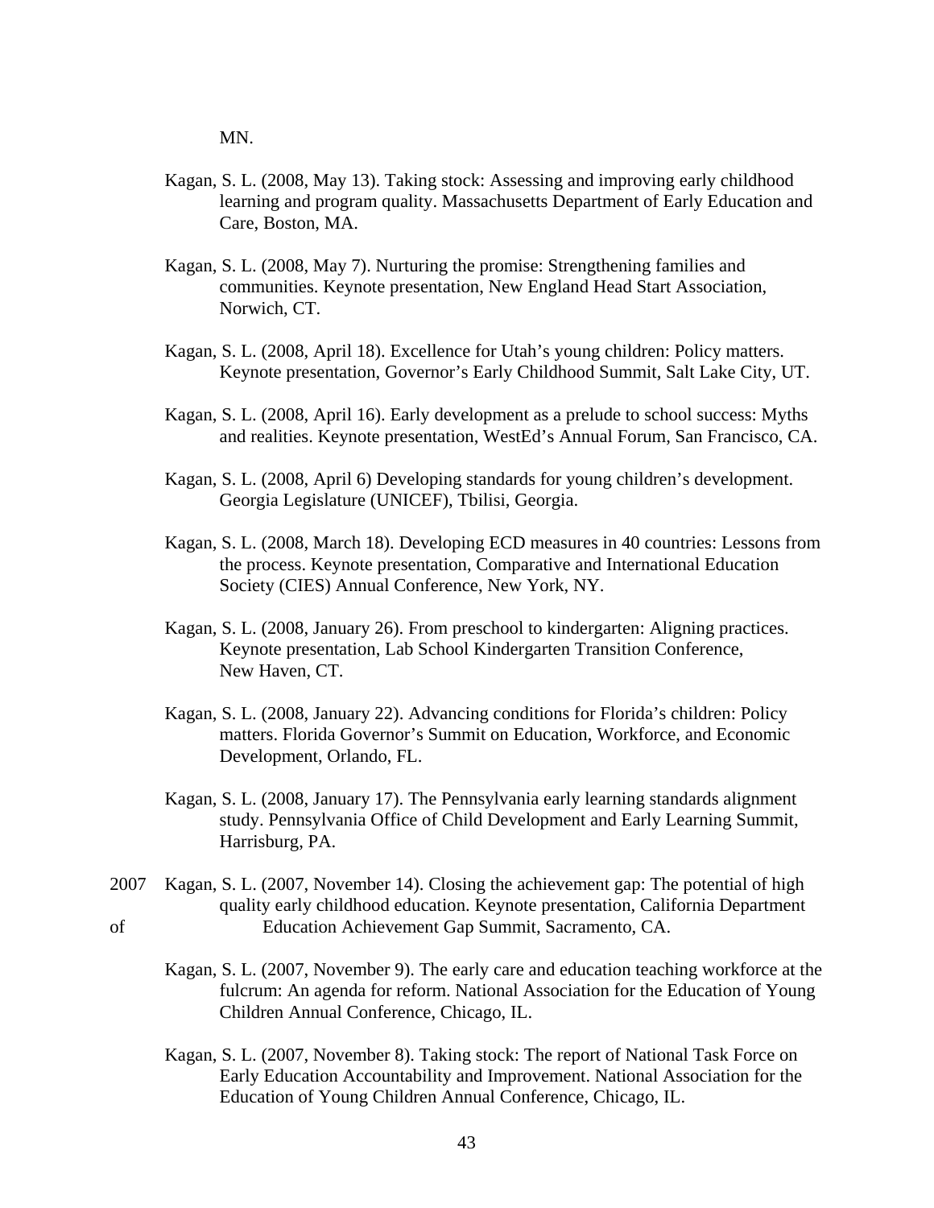MN.

Kagan, S. L. (2008, May 13). Taking stock: Assessing and improving early childhood learning and program quality. Massachusetts Department of Early Education and Care, Boston, MA.

Kagan, S. L. (2008, May 7). Nurturing the promise: Strengthening families and communities. Keynote presentation, New England Head Start Association, Norwich, CT.

Kagan, S. L. (2008, April 18). Excellence for Utah's young children: Policy matters. Keynote presentation, Governor's Early Childhood Summit, Salt Lake City, UT.

Kagan, S. L. (2008, April 16). Early development as a prelude to school success: Myths and realities. Keynote presentation, WestEd's Annual Forum, San Francisco, CA.

Kagan, S. L. (2008, April 6) Developing standards for young children's development. Georgia Legislature (UNICEF), Tbilisi, Georgia.

Kagan, S. L. (2008, March 18). Developing ECD measures in 40 countries: Lessons from the process. Keynote presentation, Comparative and International Education Society (CIES) Annual Conference, New York, NY.

Kagan, S. L. (2008, January 26). From preschool to kindergarten: Aligning practices. Keynote presentation, Lab School Kindergarten Transition Conference, New Haven, CT.

Kagan, S. L. (2008, January 22). Advancing conditions for Florida's children: Policy matters. Florida Governor's Summit on Education, Workforce, and Economic Development, Orlando, FL.

Kagan, S. L. (2008, January 17). The Pennsylvania early learning standards alignment study. Pennsylvania Office of Child Development and Early Learning Summit, Harrisburg, PA.

2007 Kagan, S. L. (2007, November 14). Closing the achievement gap: The potential of high quality early childhood education. Keynote presentation, California Department of Education Achievement Gap Summit, Sacramento, CA.

Kagan, S. L. (2007, November 9). The early care and education teaching workforce at the fulcrum: An agenda for reform. National Association for the Education of Young Children Annual Conference, Chicago, IL.

Kagan, S. L. (2007, November 8). Taking stock: The report of National Task Force on Early Education Accountability and Improvement. National Association for the Education of Young Children Annual Conference, Chicago, IL.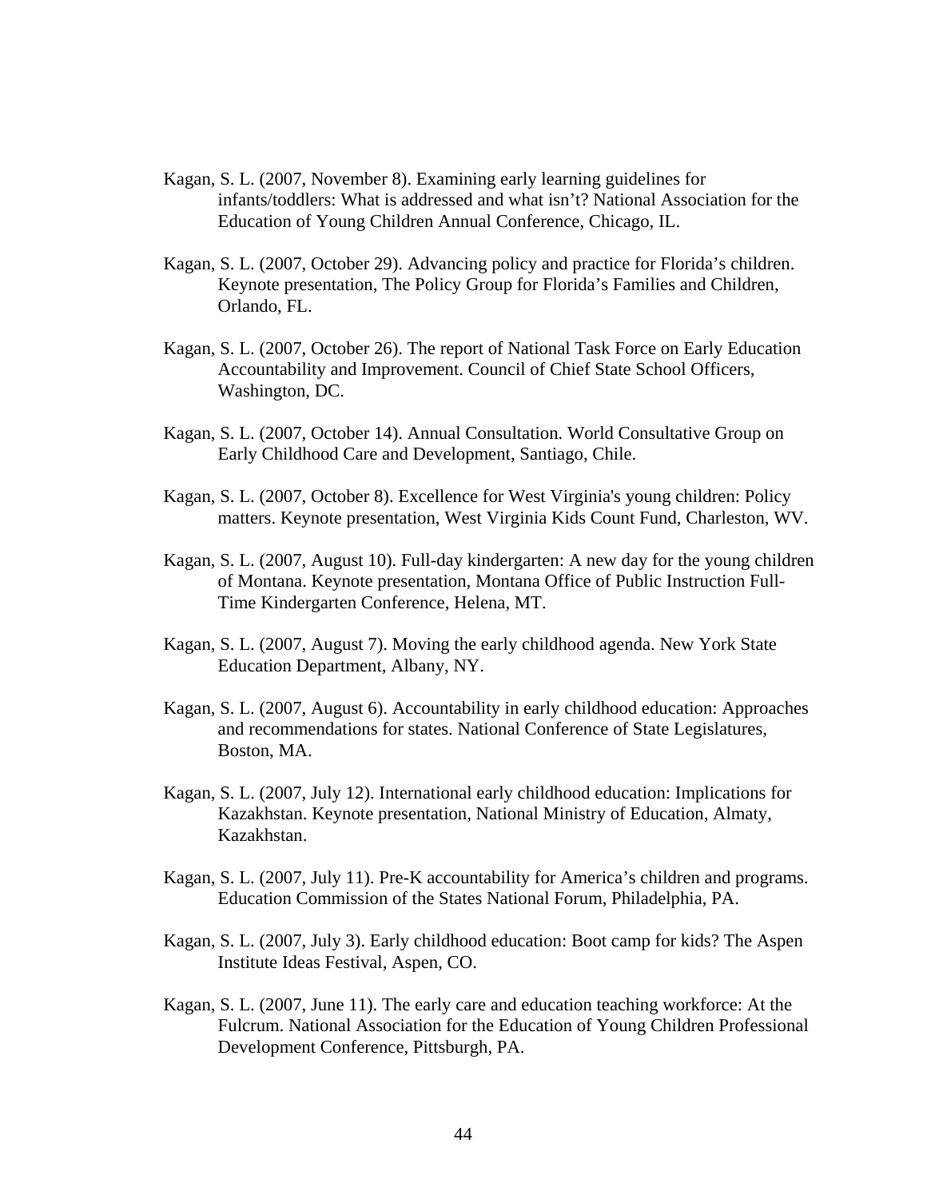Kagan, S. L. (2007, November 8). Examining early learning guidelines for infants/toddlers: What is addressed and what isn't? National Association for the Education of Young Children Annual Conference, Chicago, IL.

Kagan, S. L. (2007, October 29). Advancing policy and practice for Florida's children. Keynote presentation, The Policy Group for Florida's Families and Children, Orlando, FL.

Kagan, S. L. (2007, October 26). The report of National Task Force on Early Education Accountability and Improvement. Council of Chief State School Officers, Washington, DC.

Kagan, S. L. (2007, October 14). Annual Consultation. World Consultative Group on Early Childhood Care and Development, Santiago, Chile.

Kagan, S. L. (2007, October 8). Excellence for West Virginia's young children: Policy matters. Keynote presentation, West Virginia Kids Count Fund, Charleston, WV.

Kagan, S. L. (2007, August 10). Full-day kindergarten: A new day for the young children of Montana. Keynote presentation, Montana Office of Public Instruction Full-Time Kindergarten Conference, Helena, MT.

Kagan, S. L. (2007, August 7). Moving the early childhood agenda. New York State Education Department, Albany, NY.

Kagan, S. L. (2007, August 6). Accountability in early childhood education: Approaches and recommendations for states. National Conference of State Legislatures, Boston, MA.

Kagan, S. L. (2007, July 12). International early childhood education: Implications for Kazakhstan. Keynote presentation, National Ministry of Education, Almaty, Kazakhstan.

Kagan, S. L. (2007, July 11). Pre-K accountability for America's children and programs. Education Commission of the States National Forum, Philadelphia, PA.

Kagan, S. L. (2007, July 3). Early childhood education: Boot camp for kids? The Aspen Institute Ideas Festival, Aspen, CO.

Kagan, S. L. (2007, June 11). The early care and education teaching workforce: At the Fulcrum. National Association for the Education of Young Children Professional Development Conference, Pittsburgh, PA.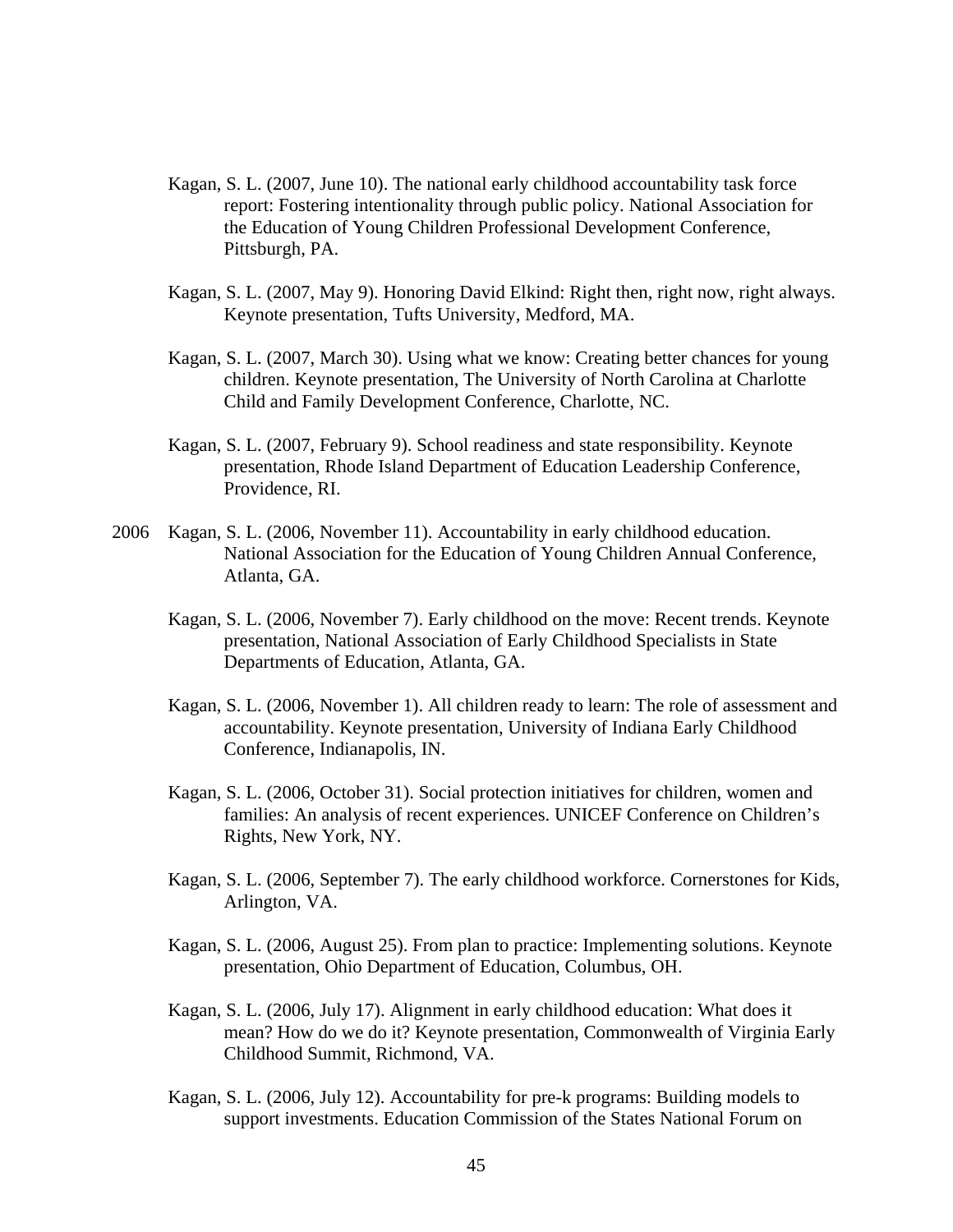Kagan, S. L. (2007, June 10). The national early childhood accountability task force report: Fostering intentionality through public policy. National Association for the Education of Young Children Professional Development Conference, Pittsburgh, PA.

Kagan, S. L. (2007, May 9). Honoring David Elkind: Right then, right now, right always. Keynote presentation, Tufts University, Medford, MA.

Kagan, S. L. (2007, March 30). Using what we know: Creating better chances for young children. Keynote presentation, The University of North Carolina at Charlotte Child and Family Development Conference, Charlotte, NC.

Kagan, S. L. (2007, February 9). School readiness and state responsibility. Keynote presentation, Rhode Island Department of Education Leadership Conference, Providence, RI.

2006 Kagan, S. L. (2006, November 11). Accountability in early childhood education. National Association for the Education of Young Children Annual Conference, Atlanta, GA.

Kagan, S. L. (2006, November 7). Early childhood on the move: Recent trends. Keynote presentation, National Association of Early Childhood Specialists in State Departments of Education, Atlanta, GA.

Kagan, S. L. (2006, November 1). All children ready to learn: The role of assessment and accountability. Keynote presentation, University of Indiana Early Childhood Conference, Indianapolis, IN.

Kagan, S. L. (2006, October 31). Social protection initiatives for children, women and families: An analysis of recent experiences. UNICEF Conference on Children's Rights, New York, NY.

Kagan, S. L. (2006, September 7). The early childhood workforce. Cornerstones for Kids, Arlington, VA.

Kagan, S. L. (2006, August 25). From plan to practice: Implementing solutions. Keynote presentation, Ohio Department of Education, Columbus, OH.

Kagan, S. L. (2006, July 17). Alignment in early childhood education: What does it mean? How do we do it? Keynote presentation, Commonwealth of Virginia Early Childhood Summit, Richmond, VA.

Kagan, S. L. (2006, July 12). Accountability for pre-k programs: Building models to support investments. Education Commission of the States National Forum on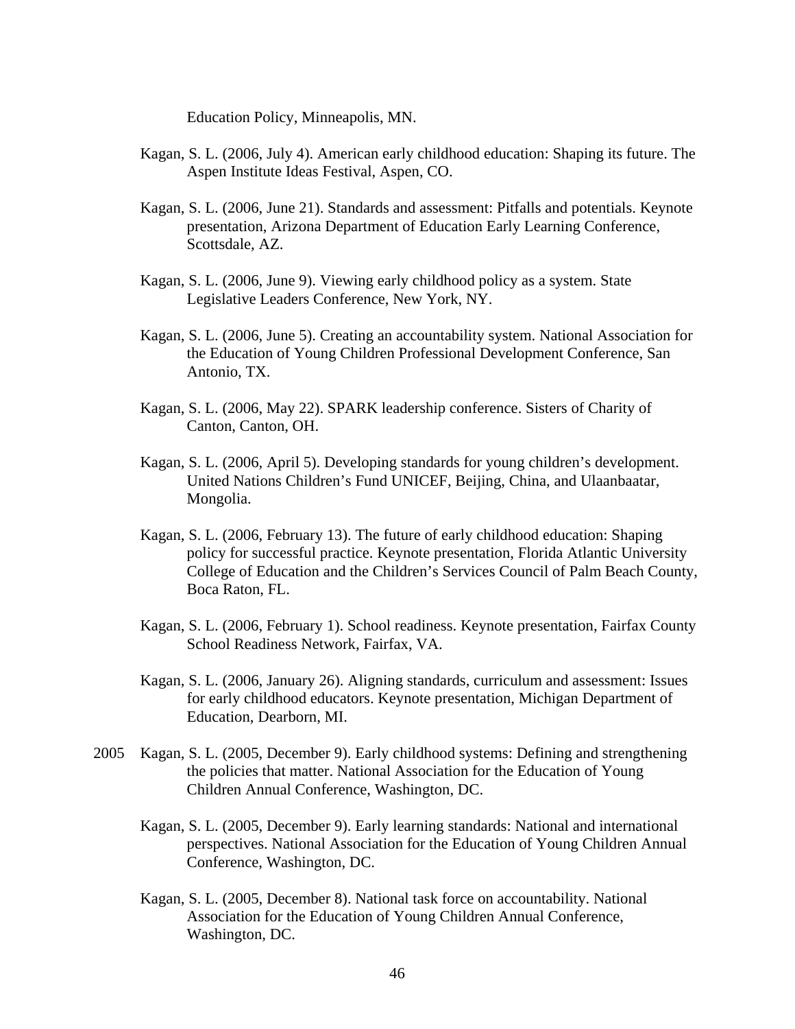Education Policy, Minneapolis, MN.

Kagan, S. L. (2006, July 4). American early childhood education: Shaping its future. The Aspen Institute Ideas Festival, Aspen, CO.

Kagan, S. L. (2006, June 21). Standards and assessment: Pitfalls and potentials. Keynote presentation, Arizona Department of Education Early Learning Conference, Scottsdale, AZ.

Kagan, S. L. (2006, June 9). Viewing early childhood policy as a system. State Legislative Leaders Conference, New York, NY.

Kagan, S. L. (2006, June 5). Creating an accountability system. National Association for the Education of Young Children Professional Development Conference, San Antonio, TX.

Kagan, S. L. (2006, May 22). SPARK leadership conference. Sisters of Charity of Canton, Canton, OH.

Kagan, S. L. (2006, April 5). Developing standards for young children's development. United Nations Children's Fund UNICEF, Beijing, China, and Ulaanbaatar, Mongolia.

Kagan, S. L. (2006, February 13). The future of early childhood education: Shaping policy for successful practice. Keynote presentation, Florida Atlantic University College of Education and the Children's Services Council of Palm Beach County, Boca Raton, FL.

Kagan, S. L. (2006, February 1). School readiness. Keynote presentation, Fairfax County School Readiness Network, Fairfax, VA.

Kagan, S. L. (2006, January 26). Aligning standards, curriculum and assessment: Issues for early childhood educators. Keynote presentation, Michigan Department of Education, Dearborn, MI.

2005 Kagan, S. L. (2005, December 9). Early childhood systems: Defining and strengthening the policies that matter. National Association for the Education of Young Children Annual Conference, Washington, DC.

Kagan, S. L. (2005, December 9). Early learning standards: National and international perspectives. National Association for the Education of Young Children Annual Conference, Washington, DC.

Kagan, S. L. (2005, December 8). National task force on accountability. National Association for the Education of Young Children Annual Conference, Washington, DC.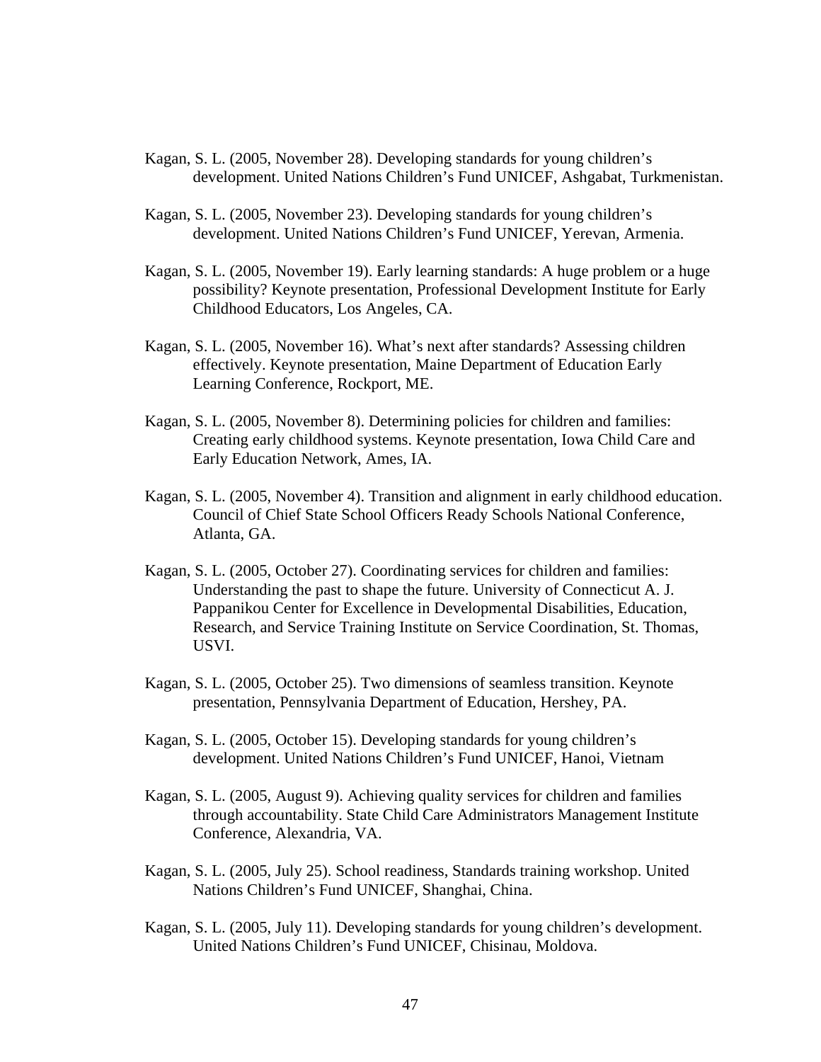Kagan, S. L. (2005, November 28). Developing standards for young children's development. United Nations Children's Fund UNICEF, Ashgabat, Turkmenistan.

Kagan, S. L. (2005, November 23). Developing standards for young children's development. United Nations Children's Fund UNICEF, Yerevan, Armenia.

Kagan, S. L. (2005, November 19). Early learning standards: A huge problem or a huge possibility? Keynote presentation, Professional Development Institute for Early Childhood Educators, Los Angeles, CA.

Kagan, S. L. (2005, November 16). What's next after standards? Assessing children effectively. Keynote presentation, Maine Department of Education Early Learning Conference, Rockport, ME.

Kagan, S. L. (2005, November 8). Determining policies for children and families: Creating early childhood systems. Keynote presentation, Iowa Child Care and Early Education Network, Ames, IA.

Kagan, S. L. (2005, November 4). Transition and alignment in early childhood education. Council of Chief State School Officers Ready Schools National Conference, Atlanta, GA.

Kagan, S. L. (2005, October 27). Coordinating services for children and families: Understanding the past to shape the future. University of Connecticut A. J. Pappanikou Center for Excellence in Developmental Disabilities, Education, Research, and Service Training Institute on Service Coordination, St. Thomas, USVI.

Kagan, S. L. (2005, October 25). Two dimensions of seamless transition. Keynote presentation, Pennsylvania Department of Education, Hershey, PA.

Kagan, S. L. (2005, October 15). Developing standards for young children's development. United Nations Children's Fund UNICEF, Hanoi, Vietnam

Kagan, S. L. (2005, August 9). Achieving quality services for children and families through accountability. State Child Care Administrators Management Institute Conference, Alexandria, VA.

Kagan, S. L. (2005, July 25). School readiness, Standards training workshop. United Nations Children's Fund UNICEF, Shanghai, China.

Kagan, S. L. (2005, July 11). Developing standards for young children's development. United Nations Children's Fund UNICEF, Chisinau, Moldova.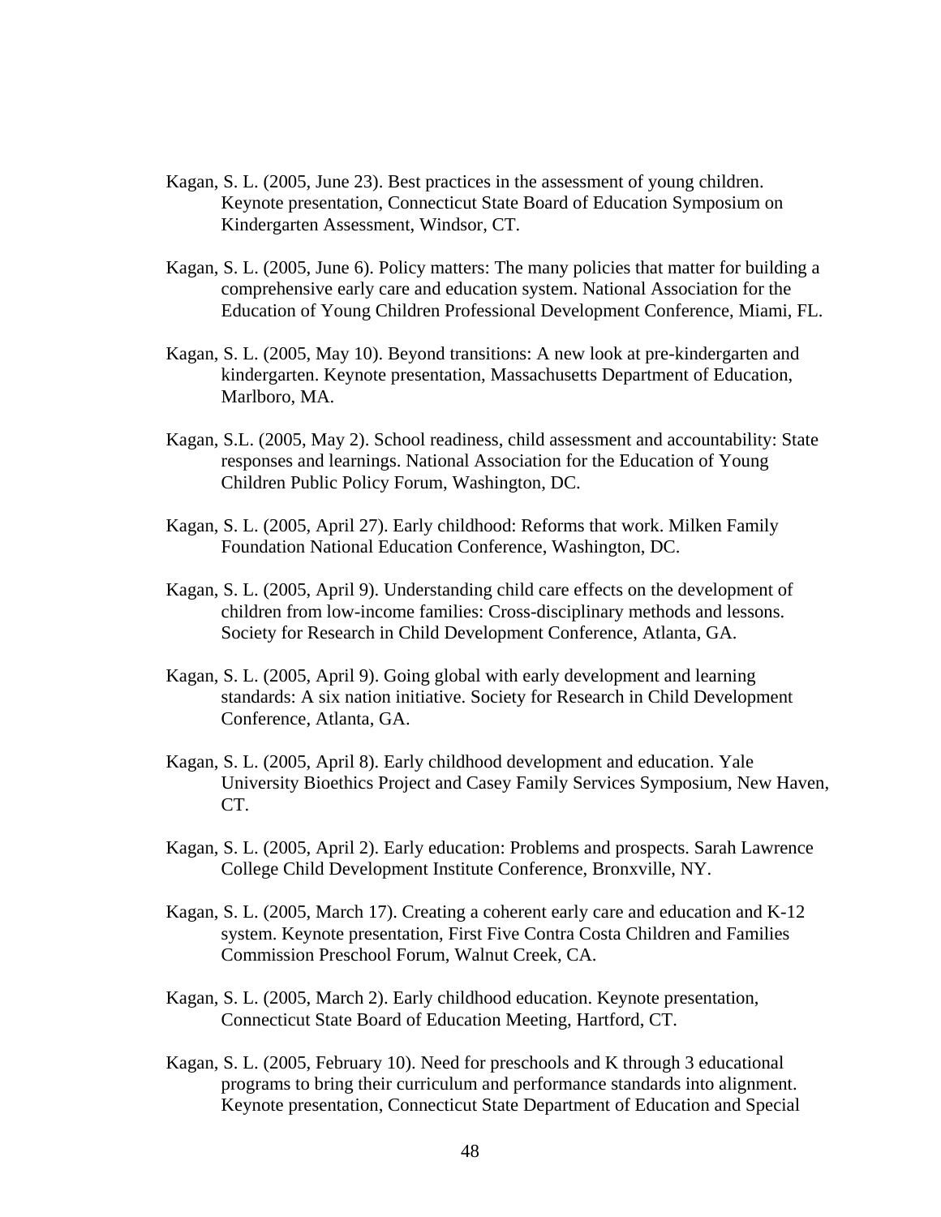Kagan, S. L. (2005, June 23). Best practices in the assessment of young children. Keynote presentation, Connecticut State Board of Education Symposium on Kindergarten Assessment, Windsor, CT.

Kagan, S. L. (2005, June 6). Policy matters: The many policies that matter for building a comprehensive early care and education system. National Association for the Education of Young Children Professional Development Conference, Miami, FL.

Kagan, S. L. (2005, May 10). Beyond transitions: A new look at pre-kindergarten and kindergarten. Keynote presentation, Massachusetts Department of Education, Marlboro, MA.

Kagan, S.L. (2005, May 2). School readiness, child assessment and accountability: State responses and learnings. National Association for the Education of Young Children Public Policy Forum, Washington, DC.

Kagan, S. L. (2005, April 27). Early childhood: Reforms that work. Milken Family Foundation National Education Conference, Washington, DC.

Kagan, S. L. (2005, April 9). Understanding child care effects on the development of children from low-income families: Cross-disciplinary methods and lessons. Society for Research in Child Development Conference, Atlanta, GA.

Kagan, S. L. (2005, April 9). Going global with early development and learning standards: A six nation initiative. Society for Research in Child Development Conference, Atlanta, GA.

Kagan, S. L. (2005, April 8). Early childhood development and education. Yale University Bioethics Project and Casey Family Services Symposium, New Haven, CT.

Kagan, S. L. (2005, April 2). Early education: Problems and prospects. Sarah Lawrence College Child Development Institute Conference, Bronxville, NY.

Kagan, S. L. (2005, March 17). Creating a coherent early care and education and K-12 system. Keynote presentation, First Five Contra Costa Children and Families Commission Preschool Forum, Walnut Creek, CA.

Kagan, S. L. (2005, March 2). Early childhood education. Keynote presentation, Connecticut State Board of Education Meeting, Hartford, CT.

Kagan, S. L. (2005, February 10). Need for preschools and K through 3 educational programs to bring their curriculum and performance standards into alignment. Keynote presentation, Connecticut State Department of Education and Special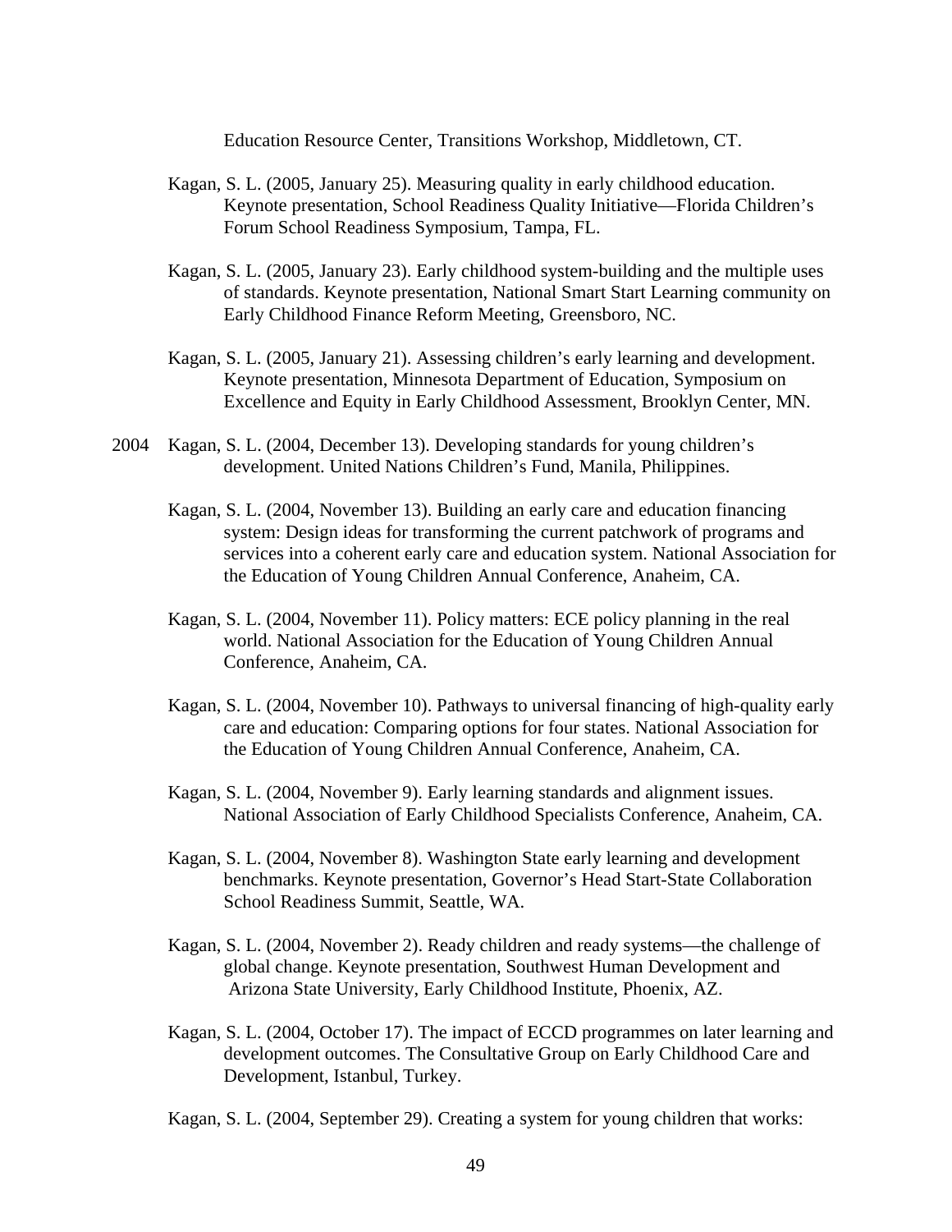Education Resource Center, Transitions Workshop, Middletown, CT.

Kagan, S. L. (2005, January 25). Measuring quality in early childhood education. Keynote presentation, School Readiness Quality Initiative—Florida Children's Forum School Readiness Symposium, Tampa, FL.

Kagan, S. L. (2005, January 23). Early childhood system-building and the multiple uses of standards. Keynote presentation, National Smart Start Learning community on Early Childhood Finance Reform Meeting, Greensboro, NC.

Kagan, S. L. (2005, January 21). Assessing children's early learning and development. Keynote presentation, Minnesota Department of Education, Symposium on Excellence and Equity in Early Childhood Assessment, Brooklyn Center, MN.

2004 Kagan, S. L. (2004, December 13). Developing standards for young children's development. United Nations Children's Fund, Manila, Philippines.

Kagan, S. L. (2004, November 13). Building an early care and education financing system: Design ideas for transforming the current patchwork of programs and services into a coherent early care and education system. National Association for the Education of Young Children Annual Conference, Anaheim, CA.

Kagan, S. L. (2004, November 11). Policy matters: ECE policy planning in the real world. National Association for the Education of Young Children Annual Conference, Anaheim, CA.

Kagan, S. L. (2004, November 10). Pathways to universal financing of high-quality early care and education: Comparing options for four states. National Association for the Education of Young Children Annual Conference, Anaheim, CA.

Kagan, S. L. (2004, November 9). Early learning standards and alignment issues. National Association of Early Childhood Specialists Conference, Anaheim, CA.

Kagan, S. L. (2004, November 8). Washington State early learning and development benchmarks. Keynote presentation, Governor's Head Start-State Collaboration School Readiness Summit, Seattle, WA.

Kagan, S. L. (2004, November 2). Ready children and ready systems—the challenge of global change. Keynote presentation, Southwest Human Development and Arizona State University, Early Childhood Institute, Phoenix, AZ.

Kagan, S. L. (2004, October 17). The impact of ECCD programmes on later learning and development outcomes. The Consultative Group on Early Childhood Care and Development, Istanbul, Turkey.

Kagan, S. L. (2004, September 29). Creating a system for young children that works: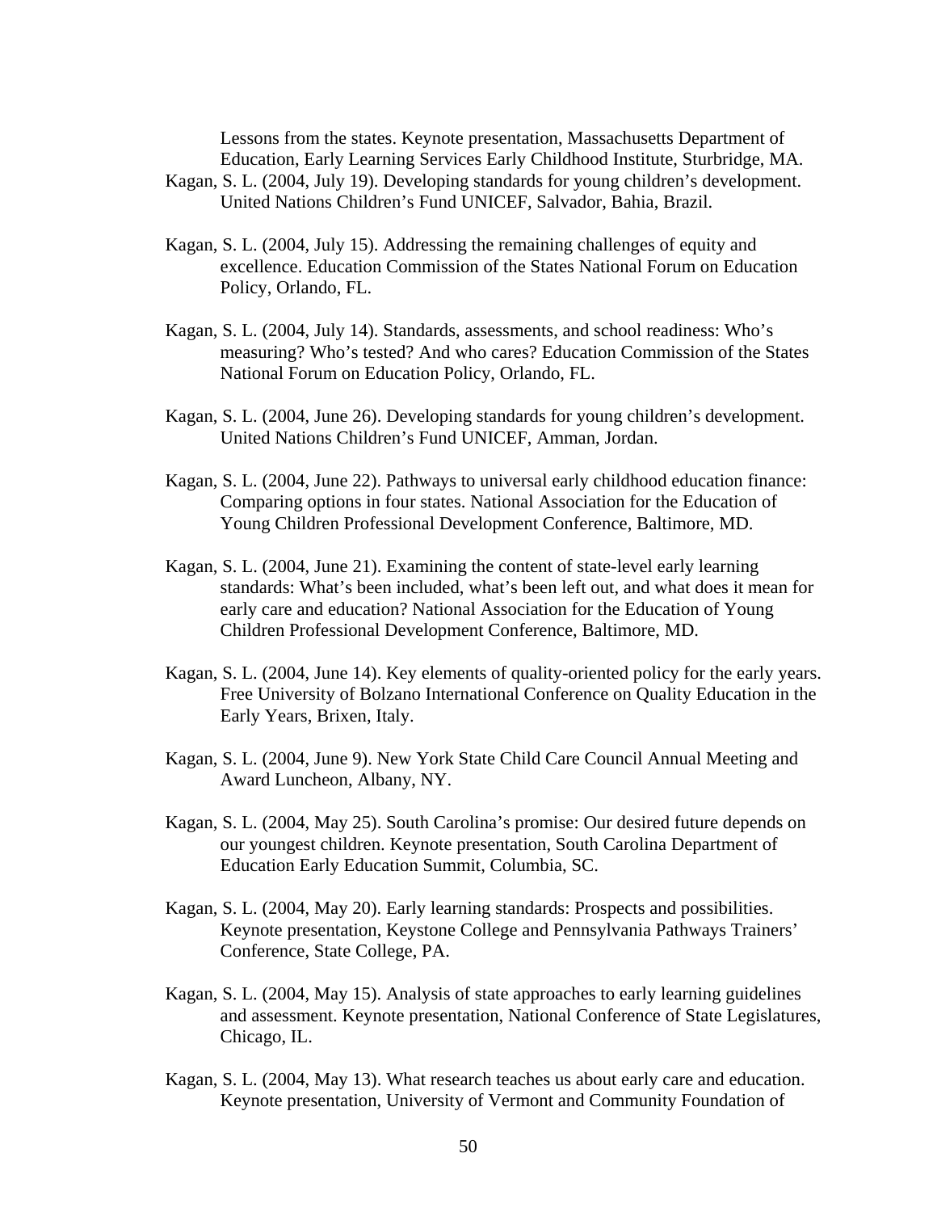Lessons from the states. Keynote presentation, Massachusetts Department of Education, Early Learning Services Early Childhood Institute, Sturbridge, MA.

Kagan, S. L. (2004, July 19). Developing standards for young children's development. United Nations Children's Fund UNICEF, Salvador, Bahia, Brazil.

Kagan, S. L. (2004, July 15). Addressing the remaining challenges of equity and excellence. Education Commission of the States National Forum on Education Policy, Orlando, FL.

Kagan, S. L. (2004, July 14). Standards, assessments, and school readiness: Who's measuring? Who's tested? And who cares? Education Commission of the States National Forum on Education Policy, Orlando, FL.

Kagan, S. L. (2004, June 26). Developing standards for young children's development. United Nations Children's Fund UNICEF, Amman, Jordan.

Kagan, S. L. (2004, June 22). Pathways to universal early childhood education finance: Comparing options in four states. National Association for the Education of Young Children Professional Development Conference, Baltimore, MD.

Kagan, S. L. (2004, June 21). Examining the content of state-level early learning standards: What's been included, what's been left out, and what does it mean for early care and education? National Association for the Education of Young Children Professional Development Conference, Baltimore, MD.

Kagan, S. L. (2004, June 14). Key elements of quality-oriented policy for the early years. Free University of Bolzano International Conference on Quality Education in the Early Years, Brixen, Italy.

Kagan, S. L. (2004, June 9). New York State Child Care Council Annual Meeting and Award Luncheon, Albany, NY.

Kagan, S. L. (2004, May 25). South Carolina's promise: Our desired future depends on our youngest children. Keynote presentation, South Carolina Department of Education Early Education Summit, Columbia, SC.

Kagan, S. L. (2004, May 20). Early learning standards: Prospects and possibilities. Keynote presentation, Keystone College and Pennsylvania Pathways Trainers' Conference, State College, PA.

Kagan, S. L. (2004, May 15). Analysis of state approaches to early learning guidelines and assessment. Keynote presentation, National Conference of State Legislatures, Chicago, IL.

Kagan, S. L. (2004, May 13). What research teaches us about early care and education. Keynote presentation, University of Vermont and Community Foundation of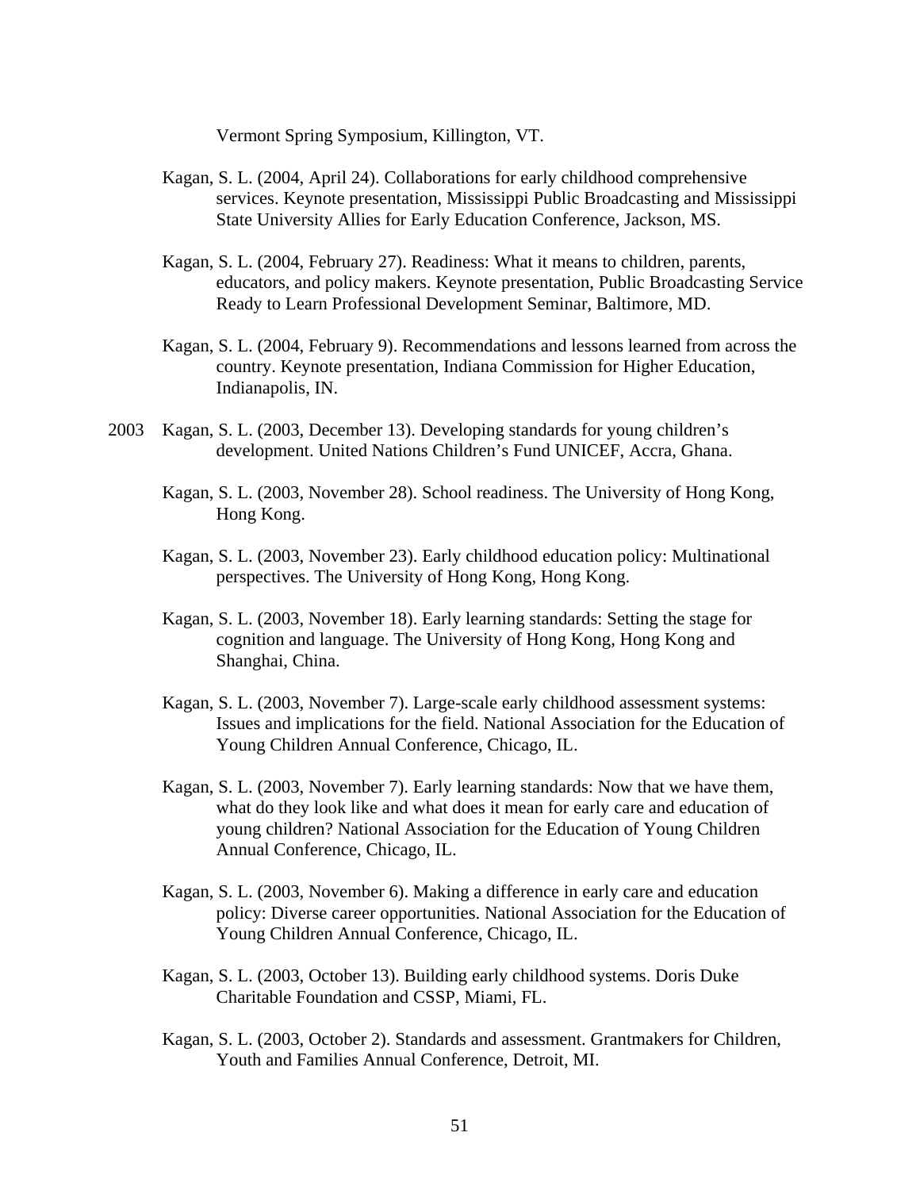Vermont Spring Symposium, Killington, VT.

Kagan, S. L. (2004, April 24). Collaborations for early childhood comprehensive services. Keynote presentation, Mississippi Public Broadcasting and Mississippi State University Allies for Early Education Conference, Jackson, MS.

Kagan, S. L. (2004, February 27). Readiness: What it means to children, parents, educators, and policy makers. Keynote presentation, Public Broadcasting Service Ready to Learn Professional Development Seminar, Baltimore, MD.

Kagan, S. L. (2004, February 9). Recommendations and lessons learned from across the country. Keynote presentation, Indiana Commission for Higher Education, Indianapolis, IN.

2003 Kagan, S. L. (2003, December 13). Developing standards for young children's development. United Nations Children's Fund UNICEF, Accra, Ghana.

Kagan, S. L. (2003, November 28). School readiness. The University of Hong Kong, Hong Kong.

Kagan, S. L. (2003, November 23). Early childhood education policy: Multinational perspectives. The University of Hong Kong, Hong Kong.

Kagan, S. L. (2003, November 18). Early learning standards: Setting the stage for cognition and language. The University of Hong Kong, Hong Kong and Shanghai, China.

Kagan, S. L. (2003, November 7). Large-scale early childhood assessment systems: Issues and implications for the field. National Association for the Education of Young Children Annual Conference, Chicago, IL.

Kagan, S. L. (2003, November 7). Early learning standards: Now that we have them, what do they look like and what does it mean for early care and education of young children? National Association for the Education of Young Children Annual Conference, Chicago, IL.

Kagan, S. L. (2003, November 6). Making a difference in early care and education policy: Diverse career opportunities. National Association for the Education of Young Children Annual Conference, Chicago, IL.

Kagan, S. L. (2003, October 13). Building early childhood systems. Doris Duke Charitable Foundation and CSSP, Miami, FL.

Kagan, S. L. (2003, October 2). Standards and assessment. Grantmakers for Children, Youth and Families Annual Conference, Detroit, MI.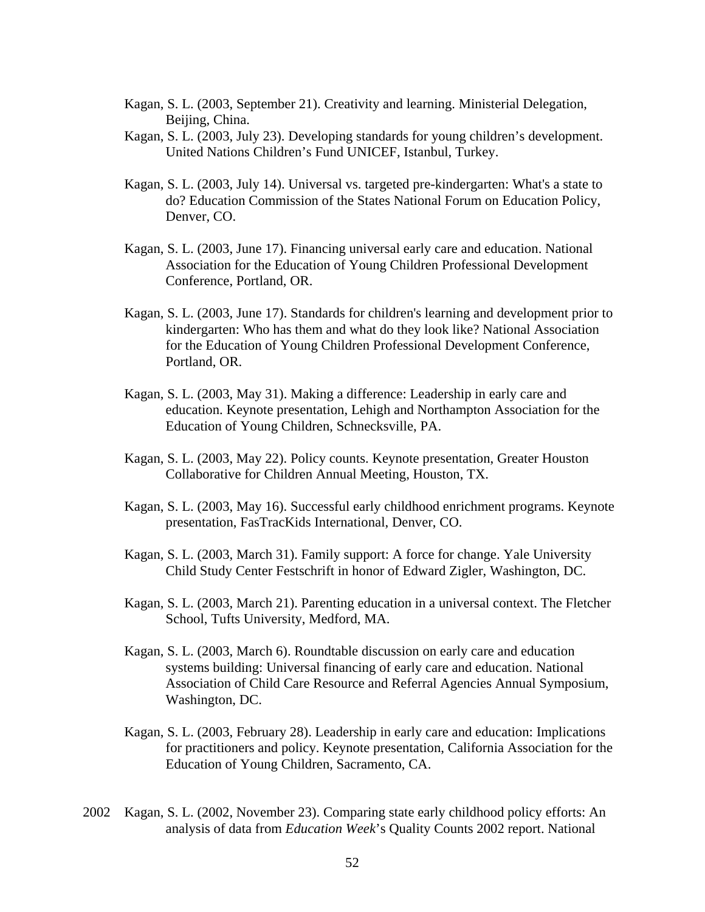Kagan, S. L. (2003, September 21). Creativity and learning. Ministerial Delegation, Beijing, China.

Kagan, S. L. (2003, July 23). Developing standards for young children's development. United Nations Children's Fund UNICEF, Istanbul, Turkey.

Kagan, S. L. (2003, July 14). Universal vs. targeted pre-kindergarten: What's a state to do? Education Commission of the States National Forum on Education Policy, Denver, CO.

Kagan, S. L. (2003, June 17). Financing universal early care and education. National Association for the Education of Young Children Professional Development Conference, Portland, OR.

Kagan, S. L. (2003, June 17). Standards for children's learning and development prior to kindergarten: Who has them and what do they look like? National Association for the Education of Young Children Professional Development Conference, Portland, OR.

Kagan, S. L. (2003, May 31). Making a difference: Leadership in early care and education. Keynote presentation, Lehigh and Northampton Association for the Education of Young Children, Schnecksville, PA.

Kagan, S. L. (2003, May 22). Policy counts. Keynote presentation, Greater Houston Collaborative for Children Annual Meeting, Houston, TX.

Kagan, S. L. (2003, May 16). Successful early childhood enrichment programs. Keynote presentation, FasTracKids International, Denver, CO.

Kagan, S. L. (2003, March 31). Family support: A force for change. Yale University Child Study Center Festschrift in honor of Edward Zigler, Washington, DC.

Kagan, S. L. (2003, March 21). Parenting education in a universal context. The Fletcher School, Tufts University, Medford, MA.

Kagan, S. L. (2003, March 6). Roundtable discussion on early care and education systems building: Universal financing of early care and education. National Association of Child Care Resource and Referral Agencies Annual Symposium, Washington, DC.

Kagan, S. L. (2003, February 28). Leadership in early care and education: Implications for practitioners and policy. Keynote presentation, California Association for the Education of Young Children, Sacramento, CA.

2002 Kagan, S. L. (2002, November 23). Comparing state early childhood policy efforts: An analysis of data from *Education Week*'s Quality Counts 2002 report. National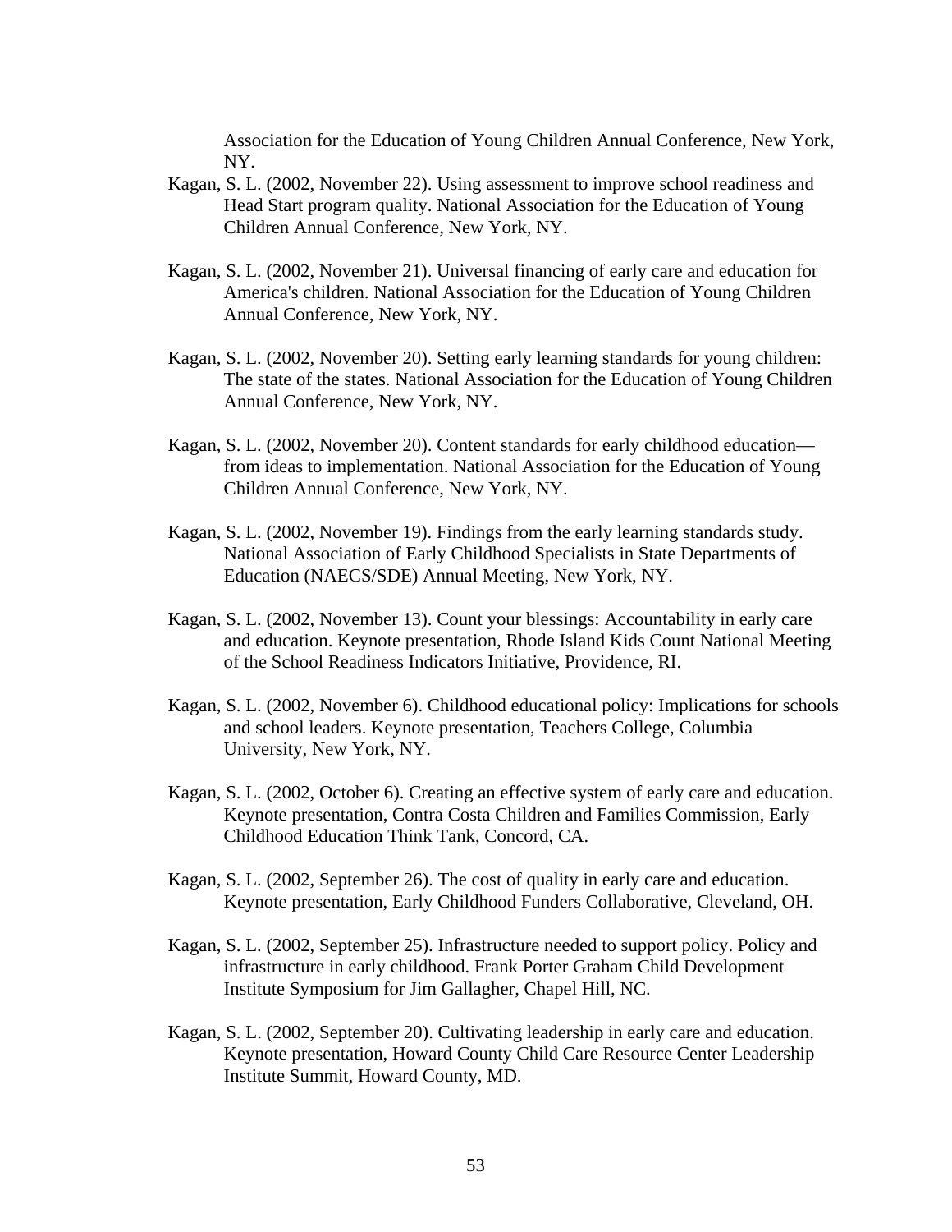Association for the Education of Young Children Annual Conference, New York, NY.

Kagan, S. L. (2002, November 22). Using assessment to improve school readiness and Head Start program quality. National Association for the Education of Young Children Annual Conference, New York, NY.

Kagan, S. L. (2002, November 21). Universal financing of early care and education for America's children. National Association for the Education of Young Children Annual Conference, New York, NY.

Kagan, S. L. (2002, November 20). Setting early learning standards for young children: The state of the states. National Association for the Education of Young Children Annual Conference, New York, NY.

Kagan, S. L. (2002, November 20). Content standards for early childhood education—from ideas to implementation. National Association for the Education of Young Children Annual Conference, New York, NY.

Kagan, S. L. (2002, November 19). Findings from the early learning standards study. National Association of Early Childhood Specialists in State Departments of Education (NAECS/SDE) Annual Meeting, New York, NY.

Kagan, S. L. (2002, November 13). Count your blessings: Accountability in early care and education. Keynote presentation, Rhode Island Kids Count National Meeting of the School Readiness Indicators Initiative, Providence, RI.

Kagan, S. L. (2002, November 6). Childhood educational policy: Implications for schools and school leaders. Keynote presentation, Teachers College, Columbia University, New York, NY.

Kagan, S. L. (2002, October 6). Creating an effective system of early care and education. Keynote presentation, Contra Costa Children and Families Commission, Early Childhood Education Think Tank, Concord, CA.

Kagan, S. L. (2002, September 26). The cost of quality in early care and education. Keynote presentation, Early Childhood Funders Collaborative, Cleveland, OH.

Kagan, S. L. (2002, September 25). Infrastructure needed to support policy. Policy and infrastructure in early childhood. Frank Porter Graham Child Development Institute Symposium for Jim Gallagher, Chapel Hill, NC.

Kagan, S. L. (2002, September 20). Cultivating leadership in early care and education. Keynote presentation, Howard County Child Care Resource Center Leadership Institute Summit, Howard County, MD.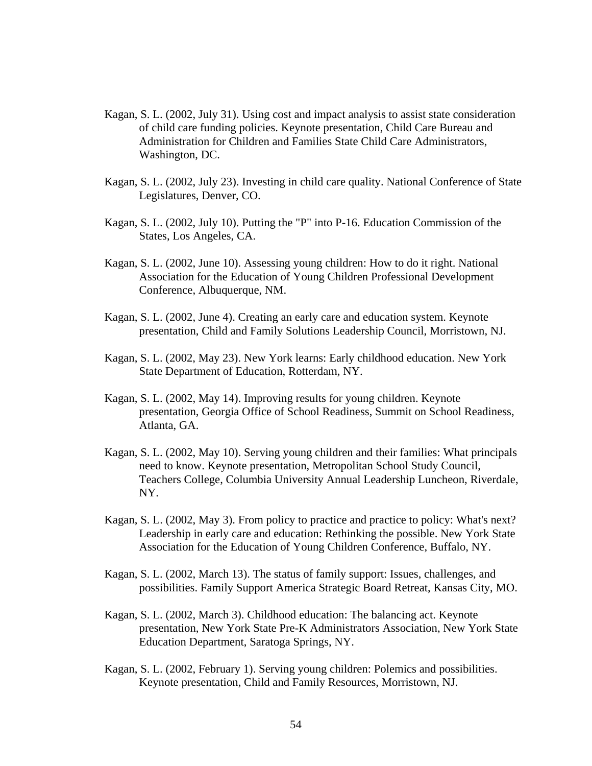Kagan, S. L. (2002, July 31). Using cost and impact analysis to assist state consideration of child care funding policies. Keynote presentation, Child Care Bureau and Administration for Children and Families State Child Care Administrators, Washington, DC.

Kagan, S. L. (2002, July 23). Investing in child care quality. National Conference of State Legislatures, Denver, CO.

Kagan, S. L. (2002, July 10). Putting the "P" into P-16. Education Commission of the States, Los Angeles, CA.

Kagan, S. L. (2002, June 10). Assessing young children: How to do it right. National Association for the Education of Young Children Professional Development Conference, Albuquerque, NM.

Kagan, S. L. (2002, June 4). Creating an early care and education system. Keynote presentation, Child and Family Solutions Leadership Council, Morristown, NJ.

Kagan, S. L. (2002, May 23). New York learns: Early childhood education. New York State Department of Education, Rotterdam, NY.

Kagan, S. L. (2002, May 14). Improving results for young children. Keynote presentation, Georgia Office of School Readiness, Summit on School Readiness, Atlanta, GA.

Kagan, S. L. (2002, May 10). Serving young children and their families: What principals need to know. Keynote presentation, Metropolitan School Study Council, Teachers College, Columbia University Annual Leadership Luncheon, Riverdale, NY.

Kagan, S. L. (2002, May 3). From policy to practice and practice to policy: What's next? Leadership in early care and education: Rethinking the possible. New York State Association for the Education of Young Children Conference, Buffalo, NY.

Kagan, S. L. (2002, March 13). The status of family support: Issues, challenges, and possibilities. Family Support America Strategic Board Retreat, Kansas City, MO.

Kagan, S. L. (2002, March 3). Childhood education: The balancing act. Keynote presentation, New York State Pre-K Administrators Association, New York State Education Department, Saratoga Springs, NY.

Kagan, S. L. (2002, February 1). Serving young children: Polemics and possibilities. Keynote presentation, Child and Family Resources, Morristown, NJ.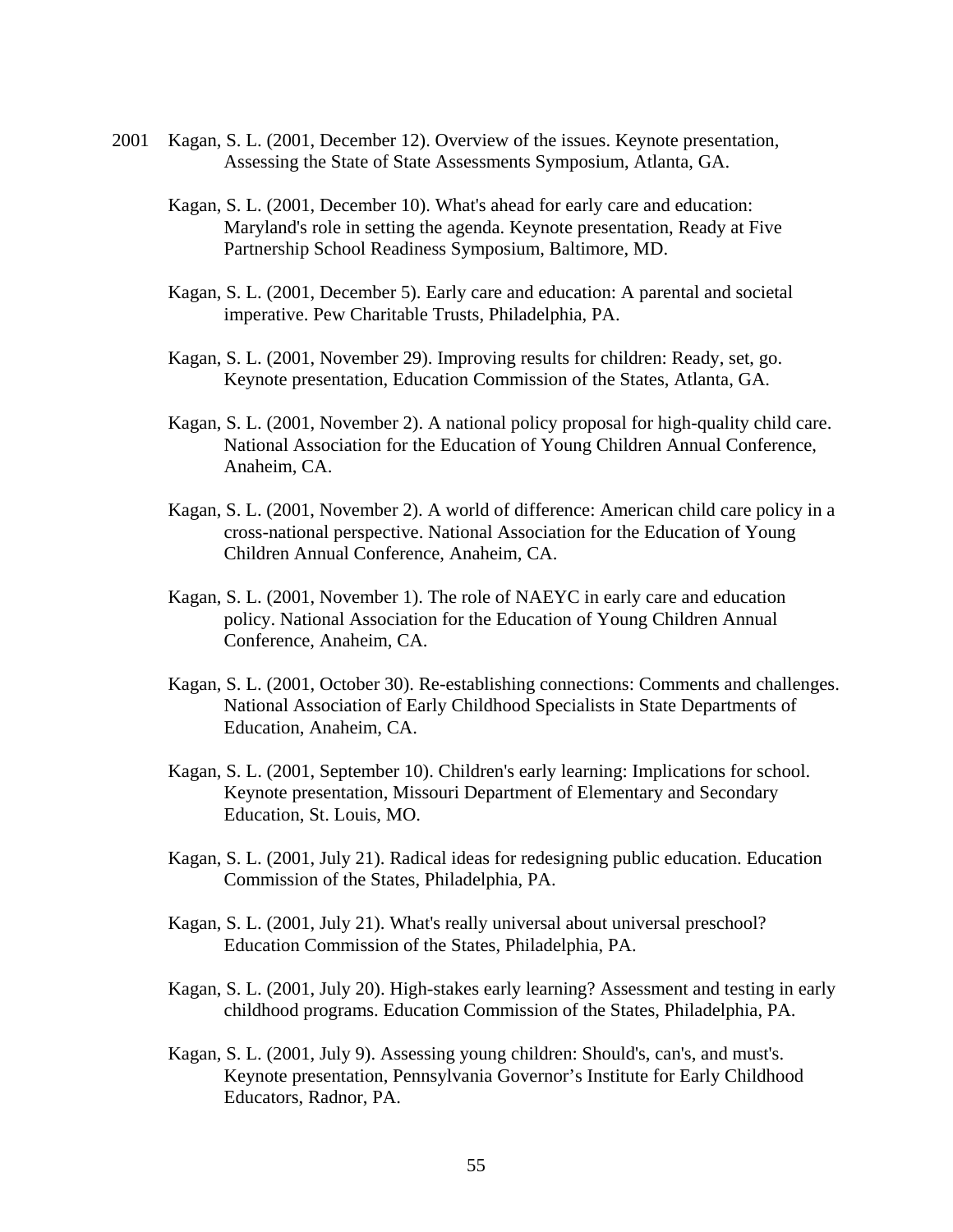2001 Kagan, S. L. (2001, December 12). Overview of the issues. Keynote presentation, Assessing the State of State Assessments Symposium, Atlanta, GA.

Kagan, S. L. (2001, December 10). What's ahead for early care and education: Maryland's role in setting the agenda. Keynote presentation, Ready at Five Partnership School Readiness Symposium, Baltimore, MD.

Kagan, S. L. (2001, December 5). Early care and education: A parental and societal imperative. Pew Charitable Trusts, Philadelphia, PA.

Kagan, S. L. (2001, November 29). Improving results for children: Ready, set, go. Keynote presentation, Education Commission of the States, Atlanta, GA.

Kagan, S. L. (2001, November 2). A national policy proposal for high-quality child care. National Association for the Education of Young Children Annual Conference, Anaheim, CA.

Kagan, S. L. (2001, November 2). A world of difference: American child care policy in a cross-national perspective. National Association for the Education of Young Children Annual Conference, Anaheim, CA.

Kagan, S. L. (2001, November 1). The role of NAEYC in early care and education policy. National Association for the Education of Young Children Annual Conference, Anaheim, CA.

Kagan, S. L. (2001, October 30). Re-establishing connections: Comments and challenges. National Association of Early Childhood Specialists in State Departments of Education, Anaheim, CA.

Kagan, S. L. (2001, September 10). Children's early learning: Implications for school. Keynote presentation, Missouri Department of Elementary and Secondary Education, St. Louis, MO.

Kagan, S. L. (2001, July 21). Radical ideas for redesigning public education. Education Commission of the States, Philadelphia, PA.

Kagan, S. L. (2001, July 21). What's really universal about universal preschool? Education Commission of the States, Philadelphia, PA.

Kagan, S. L. (2001, July 20). High-stakes early learning? Assessment and testing in early childhood programs. Education Commission of the States, Philadelphia, PA.

Kagan, S. L. (2001, July 9). Assessing young children: Should's, can's, and must's. Keynote presentation, Pennsylvania Governor's Institute for Early Childhood Educators, Radnor, PA.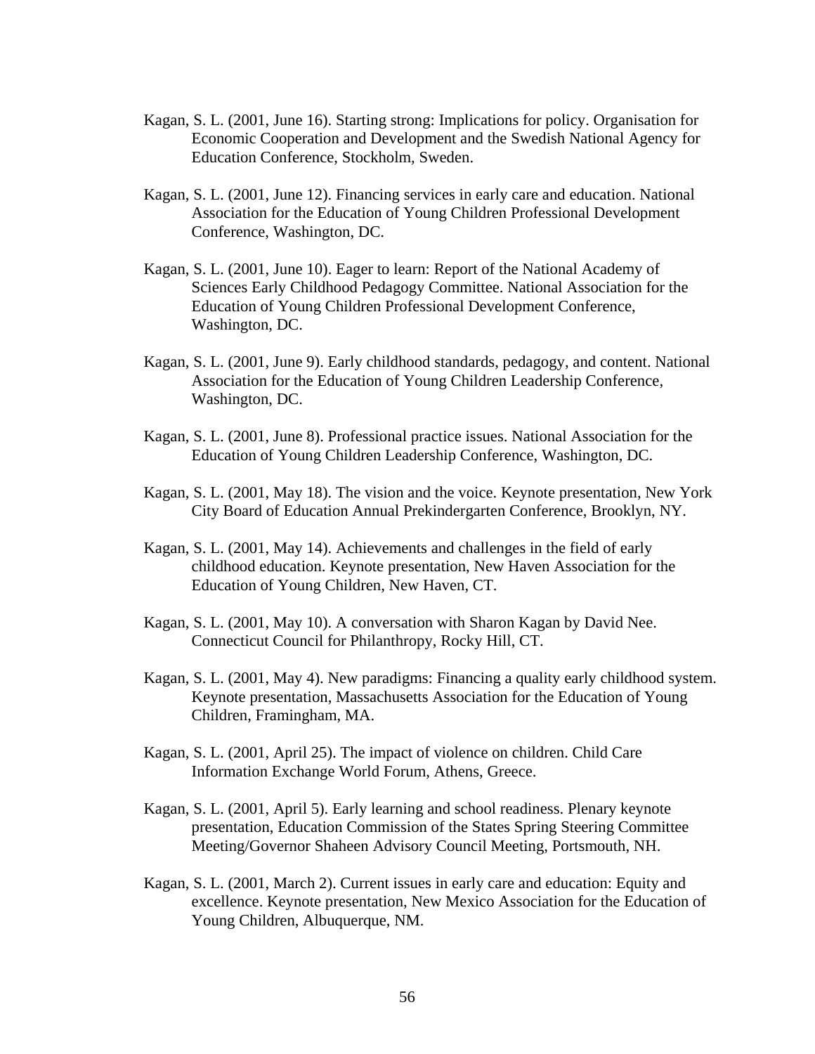Kagan, S. L. (2001, June 16). Starting strong: Implications for policy. Organisation for Economic Cooperation and Development and the Swedish National Agency for Education Conference, Stockholm, Sweden.

Kagan, S. L. (2001, June 12). Financing services in early care and education. National Association for the Education of Young Children Professional Development Conference, Washington, DC.

Kagan, S. L. (2001, June 10). Eager to learn: Report of the National Academy of Sciences Early Childhood Pedagogy Committee. National Association for the Education of Young Children Professional Development Conference, Washington, DC.

Kagan, S. L. (2001, June 9). Early childhood standards, pedagogy, and content. National Association for the Education of Young Children Leadership Conference, Washington, DC.

Kagan, S. L. (2001, June 8). Professional practice issues. National Association for the Education of Young Children Leadership Conference, Washington, DC.

Kagan, S. L. (2001, May 18). The vision and the voice. Keynote presentation, New York City Board of Education Annual Prekindergarten Conference, Brooklyn, NY.

Kagan, S. L. (2001, May 14). Achievements and challenges in the field of early childhood education. Keynote presentation, New Haven Association for the Education of Young Children, New Haven, CT.

Kagan, S. L. (2001, May 10). A conversation with Sharon Kagan by David Nee. Connecticut Council for Philanthropy, Rocky Hill, CT.

Kagan, S. L. (2001, May 4). New paradigms: Financing a quality early childhood system. Keynote presentation, Massachusetts Association for the Education of Young Children, Framingham, MA.

Kagan, S. L. (2001, April 25). The impact of violence on children. Child Care Information Exchange World Forum, Athens, Greece.

Kagan, S. L. (2001, April 5). Early learning and school readiness. Plenary keynote presentation, Education Commission of the States Spring Steering Committee Meeting/Governor Shaheen Advisory Council Meeting, Portsmouth, NH.

Kagan, S. L. (2001, March 2). Current issues in early care and education: Equity and excellence. Keynote presentation, New Mexico Association for the Education of Young Children, Albuquerque, NM.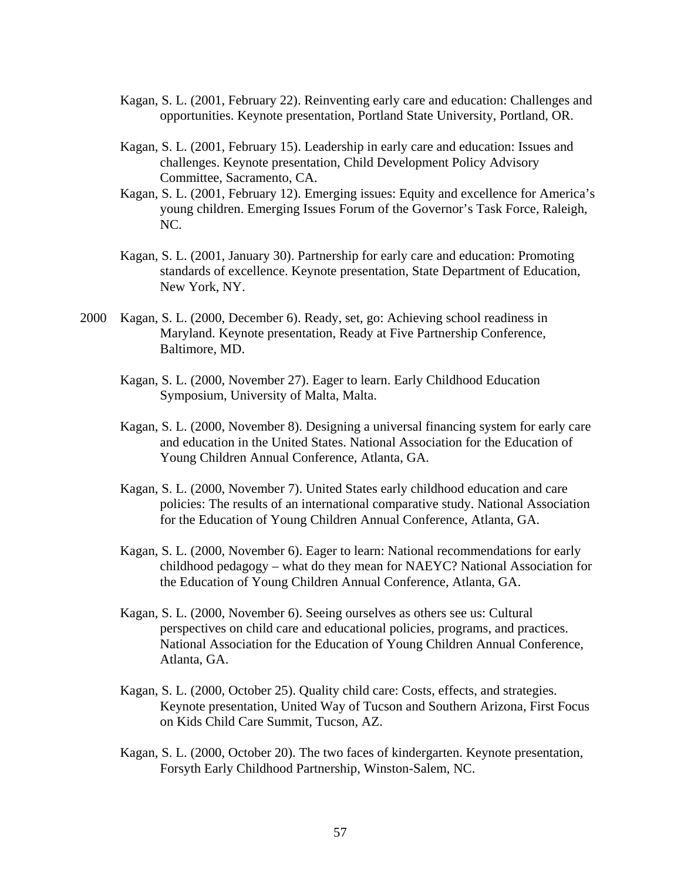Kagan, S. L. (2001, February 22). Reinventing early care and education: Challenges and opportunities. Keynote presentation, Portland State University, Portland, OR.

Kagan, S. L. (2001, February 15). Leadership in early care and education: Issues and challenges. Keynote presentation, Child Development Policy Advisory Committee, Sacramento, CA.

Kagan, S. L. (2001, February 12). Emerging issues: Equity and excellence for America's young children. Emerging Issues Forum of the Governor's Task Force, Raleigh, NC.

Kagan, S. L. (2001, January 30). Partnership for early care and education: Promoting standards of excellence. Keynote presentation, State Department of Education, New York, NY.

2000 Kagan, S. L. (2000, December 6). Ready, set, go: Achieving school readiness in Maryland. Keynote presentation, Ready at Five Partnership Conference, Baltimore, MD.

Kagan, S. L. (2000, November 27). Eager to learn. Early Childhood Education Symposium, University of Malta, Malta.

Kagan, S. L. (2000, November 8). Designing a universal financing system for early care and education in the United States. National Association for the Education of Young Children Annual Conference, Atlanta, GA.

Kagan, S. L. (2000, November 7). United States early childhood education and care policies: The results of an international comparative study. National Association for the Education of Young Children Annual Conference, Atlanta, GA.

Kagan, S. L. (2000, November 6). Eager to learn: National recommendations for early childhood pedagogy – what do they mean for NAEYC? National Association for the Education of Young Children Annual Conference, Atlanta, GA.

Kagan, S. L. (2000, November 6). Seeing ourselves as others see us: Cultural perspectives on child care and educational policies, programs, and practices. National Association for the Education of Young Children Annual Conference, Atlanta, GA.

Kagan, S. L. (2000, October 25). Quality child care: Costs, effects, and strategies. Keynote presentation, United Way of Tucson and Southern Arizona, First Focus on Kids Child Care Summit, Tucson, AZ.

Kagan, S. L. (2000, October 20). The two faces of kindergarten. Keynote presentation, Forsyth Early Childhood Partnership, Winston-Salem, NC.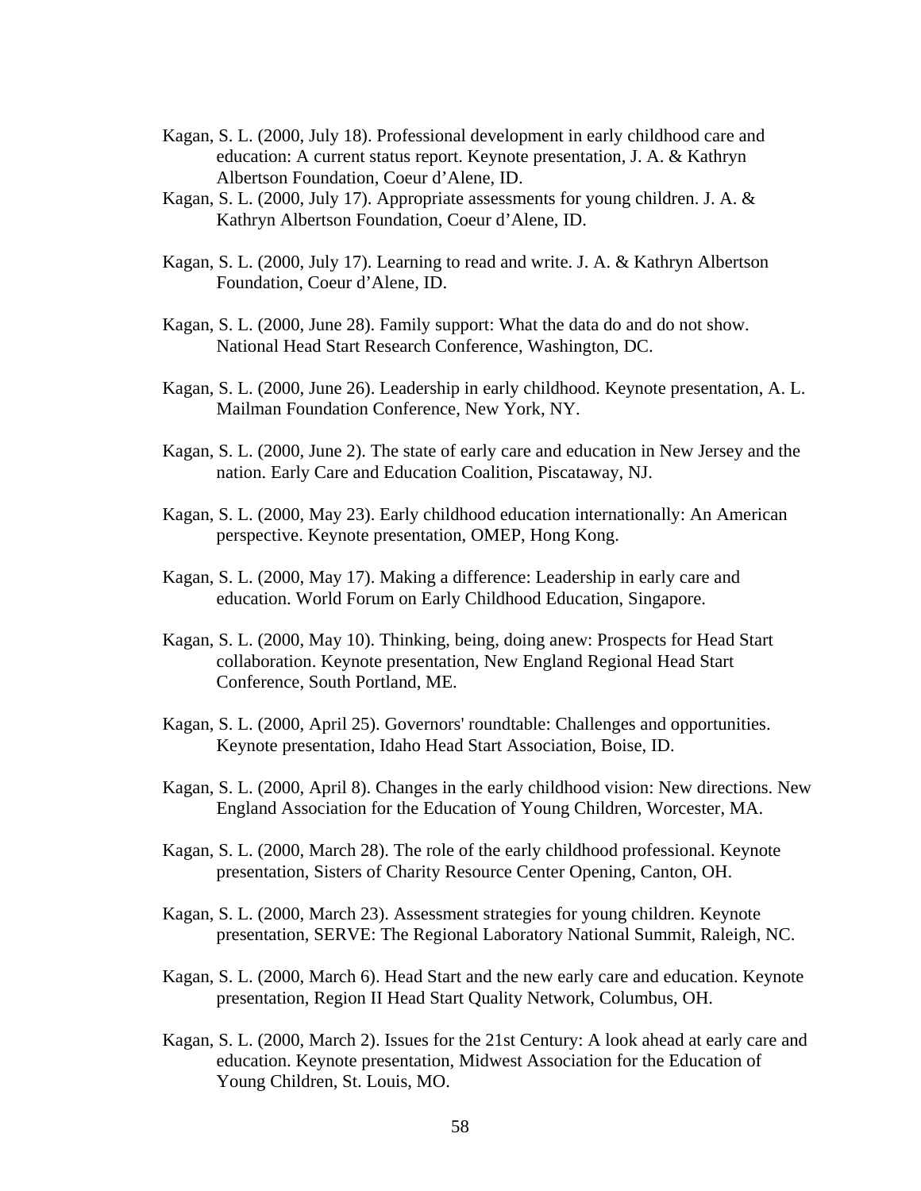Kagan, S. L. (2000, July 18). Professional development in early childhood care and education: A current status report. Keynote presentation, J. A. & Kathryn Albertson Foundation, Coeur d'Alene, ID.

Kagan, S. L. (2000, July 17). Appropriate assessments for young children. J. A. & Kathryn Albertson Foundation, Coeur d'Alene, ID.

Kagan, S. L. (2000, July 17). Learning to read and write. J. A. & Kathryn Albertson Foundation, Coeur d'Alene, ID.

Kagan, S. L. (2000, June 28). Family support: What the data do and do not show. National Head Start Research Conference, Washington, DC.

Kagan, S. L. (2000, June 26). Leadership in early childhood. Keynote presentation, A. L. Mailman Foundation Conference, New York, NY.

Kagan, S. L. (2000, June 2). The state of early care and education in New Jersey and the nation. Early Care and Education Coalition, Piscataway, NJ.

Kagan, S. L. (2000, May 23). Early childhood education internationally: An American perspective. Keynote presentation, OMEP, Hong Kong.

Kagan, S. L. (2000, May 17). Making a difference: Leadership in early care and education. World Forum on Early Childhood Education, Singapore.

Kagan, S. L. (2000, May 10). Thinking, being, doing anew: Prospects for Head Start collaboration. Keynote presentation, New England Regional Head Start Conference, South Portland, ME.

Kagan, S. L. (2000, April 25). Governors' roundtable: Challenges and opportunities. Keynote presentation, Idaho Head Start Association, Boise, ID.

Kagan, S. L. (2000, April 8). Changes in the early childhood vision: New directions. New England Association for the Education of Young Children, Worcester, MA.

Kagan, S. L. (2000, March 28). The role of the early childhood professional. Keynote presentation, Sisters of Charity Resource Center Opening, Canton, OH.

Kagan, S. L. (2000, March 23). Assessment strategies for young children. Keynote presentation, SERVE: The Regional Laboratory National Summit, Raleigh, NC.

Kagan, S. L. (2000, March 6). Head Start and the new early care and education. Keynote presentation, Region II Head Start Quality Network, Columbus, OH.

Kagan, S. L. (2000, March 2). Issues for the 21st Century: A look ahead at early care and education. Keynote presentation, Midwest Association for the Education of Young Children, St. Louis, MO.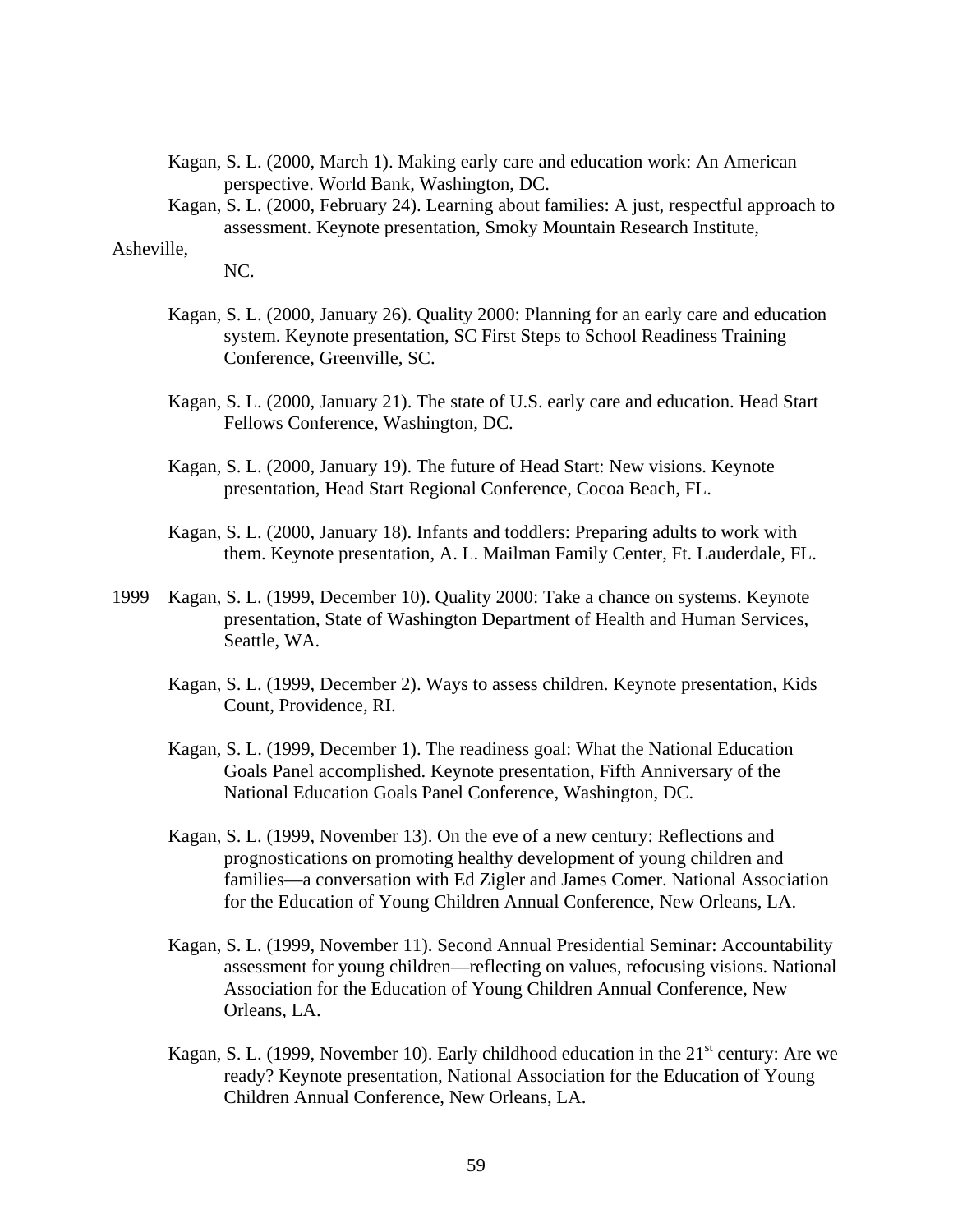Kagan, S. L. (2000, March 1). Making early care and education work: An American perspective. World Bank, Washington, DC.

Kagan, S. L. (2000, February 24). Learning about families: A just, respectful approach to assessment. Keynote presentation, Smoky Mountain Research Institute, Asheville, NC.

Kagan, S. L. (2000, January 26). Quality 2000: Planning for an early care and education system. Keynote presentation, SC First Steps to School Readiness Training Conference, Greenville, SC.

Kagan, S. L. (2000, January 21). The state of U.S. early care and education. Head Start Fellows Conference, Washington, DC.

Kagan, S. L. (2000, January 19). The future of Head Start: New visions. Keynote presentation, Head Start Regional Conference, Cocoa Beach, FL.

Kagan, S. L. (2000, January 18). Infants and toddlers: Preparing adults to work with them. Keynote presentation, A. L. Mailman Family Center, Ft. Lauderdale, FL.

1999 Kagan, S. L. (1999, December 10). Quality 2000: Take a chance on systems. Keynote presentation, State of Washington Department of Health and Human Services, Seattle, WA.

Kagan, S. L. (1999, December 2). Ways to assess children. Keynote presentation, Kids Count, Providence, RI.

Kagan, S. L. (1999, December 1). The readiness goal: What the National Education Goals Panel accomplished. Keynote presentation, Fifth Anniversary of the National Education Goals Panel Conference, Washington, DC.

Kagan, S. L. (1999, November 13). On the eve of a new century: Reflections and prognostications on promoting healthy development of young children and families—a conversation with Ed Zigler and James Comer. National Association for the Education of Young Children Annual Conference, New Orleans, LA.

Kagan, S. L. (1999, November 11). Second Annual Presidential Seminar: Accountability assessment for young children—reflecting on values, refocusing visions. National Association for the Education of Young Children Annual Conference, New Orleans, LA.

Kagan, S. L. (1999, November 10). Early childhood education in the 21st century: Are we ready? Keynote presentation, National Association for the Education of Young Children Annual Conference, New Orleans, LA.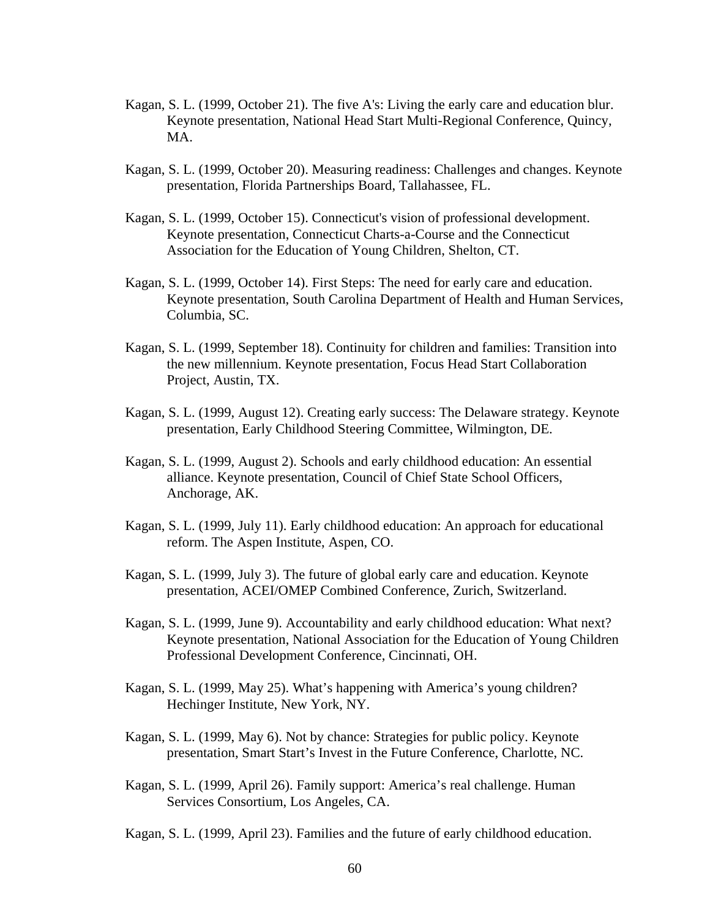Kagan, S. L. (1999, October 21). The five A's: Living the early care and education blur. Keynote presentation, National Head Start Multi-Regional Conference, Quincy, MA.

Kagan, S. L. (1999, October 20). Measuring readiness: Challenges and changes. Keynote presentation, Florida Partnerships Board, Tallahassee, FL.

Kagan, S. L. (1999, October 15). Connecticut's vision of professional development. Keynote presentation, Connecticut Charts-a-Course and the Connecticut Association for the Education of Young Children, Shelton, CT.

Kagan, S. L. (1999, October 14). First Steps: The need for early care and education. Keynote presentation, South Carolina Department of Health and Human Services, Columbia, SC.

Kagan, S. L. (1999, September 18). Continuity for children and families: Transition into the new millennium. Keynote presentation, Focus Head Start Collaboration Project, Austin, TX.

Kagan, S. L. (1999, August 12). Creating early success: The Delaware strategy. Keynote presentation, Early Childhood Steering Committee, Wilmington, DE.

Kagan, S. L. (1999, August 2). Schools and early childhood education: An essential alliance. Keynote presentation, Council of Chief State School Officers, Anchorage, AK.

Kagan, S. L. (1999, July 11). Early childhood education: An approach for educational reform. The Aspen Institute, Aspen, CO.

Kagan, S. L. (1999, July 3). The future of global early care and education. Keynote presentation, ACEI/OMEP Combined Conference, Zurich, Switzerland.

Kagan, S. L. (1999, June 9). Accountability and early childhood education: What next? Keynote presentation, National Association for the Education of Young Children Professional Development Conference, Cincinnati, OH.

Kagan, S. L. (1999, May 25). What's happening with America's young children? Hechinger Institute, New York, NY.

Kagan, S. L. (1999, May 6). Not by chance: Strategies for public policy. Keynote presentation, Smart Start's Invest in the Future Conference, Charlotte, NC.

Kagan, S. L. (1999, April 26). Family support: America's real challenge. Human Services Consortium, Los Angeles, CA.

Kagan, S. L. (1999, April 23). Families and the future of early childhood education.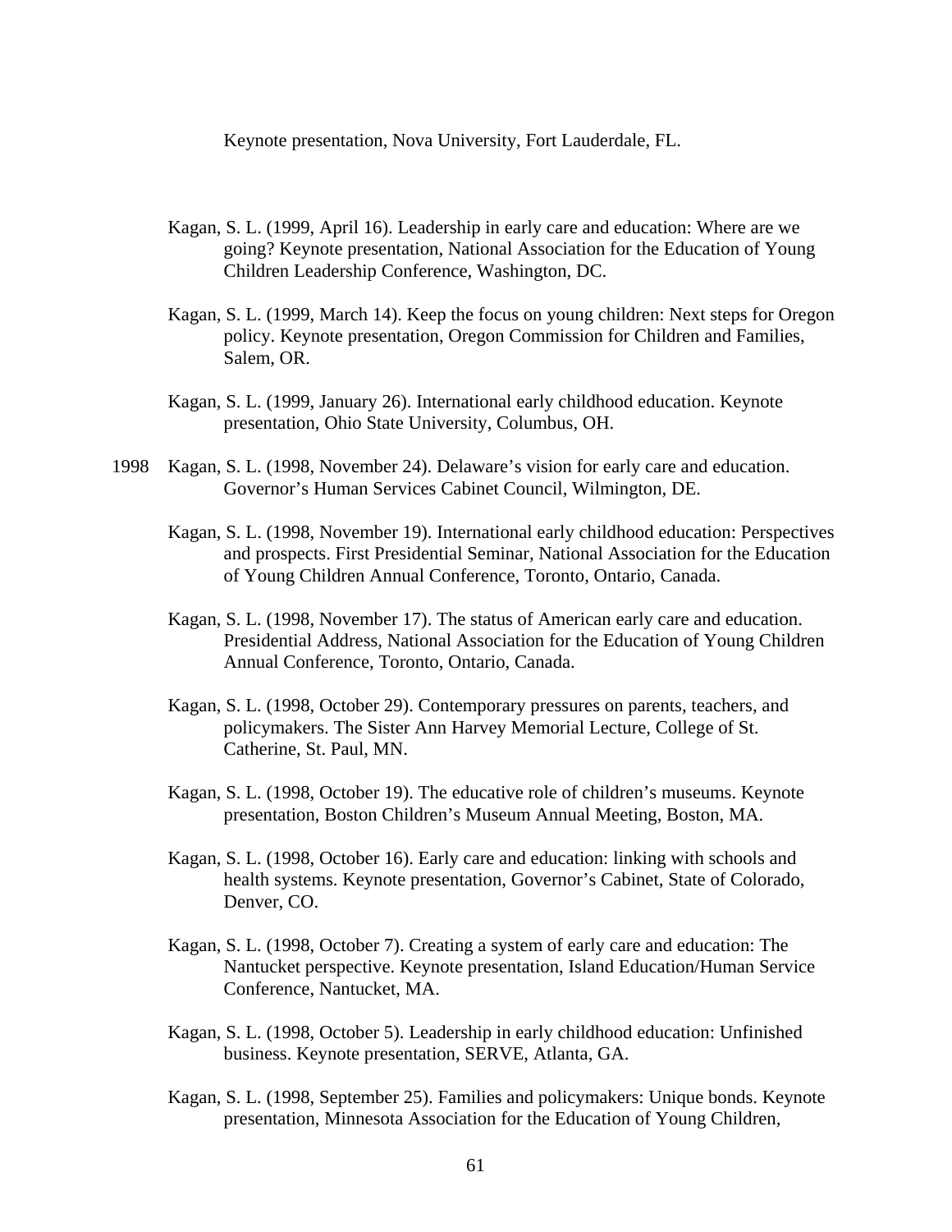Keynote presentation, Nova University, Fort Lauderdale, FL.

Kagan, S. L. (1999, April 16). Leadership in early care and education: Where are we going? Keynote presentation, National Association for the Education of Young Children Leadership Conference, Washington, DC.

Kagan, S. L. (1999, March 14). Keep the focus on young children: Next steps for Oregon policy. Keynote presentation, Oregon Commission for Children and Families, Salem, OR.

Kagan, S. L. (1999, January 26). International early childhood education. Keynote presentation, Ohio State University, Columbus, OH.

1998 Kagan, S. L. (1998, November 24). Delaware's vision for early care and education. Governor's Human Services Cabinet Council, Wilmington, DE.

Kagan, S. L. (1998, November 19). International early childhood education: Perspectives and prospects. First Presidential Seminar, National Association for the Education of Young Children Annual Conference, Toronto, Ontario, Canada.

Kagan, S. L. (1998, November 17). The status of American early care and education. Presidential Address, National Association for the Education of Young Children Annual Conference, Toronto, Ontario, Canada.

Kagan, S. L. (1998, October 29). Contemporary pressures on parents, teachers, and policymakers. The Sister Ann Harvey Memorial Lecture, College of St. Catherine, St. Paul, MN.

Kagan, S. L. (1998, October 19). The educative role of children's museums. Keynote presentation, Boston Children's Museum Annual Meeting, Boston, MA.

Kagan, S. L. (1998, October 16). Early care and education: linking with schools and health systems. Keynote presentation, Governor's Cabinet, State of Colorado, Denver, CO.

Kagan, S. L. (1998, October 7). Creating a system of early care and education: The Nantucket perspective. Keynote presentation, Island Education/Human Service Conference, Nantucket, MA.

Kagan, S. L. (1998, October 5). Leadership in early childhood education: Unfinished business. Keynote presentation, SERVE, Atlanta, GA.

Kagan, S. L. (1998, September 25). Families and policymakers: Unique bonds. Keynote presentation, Minnesota Association for the Education of Young Children,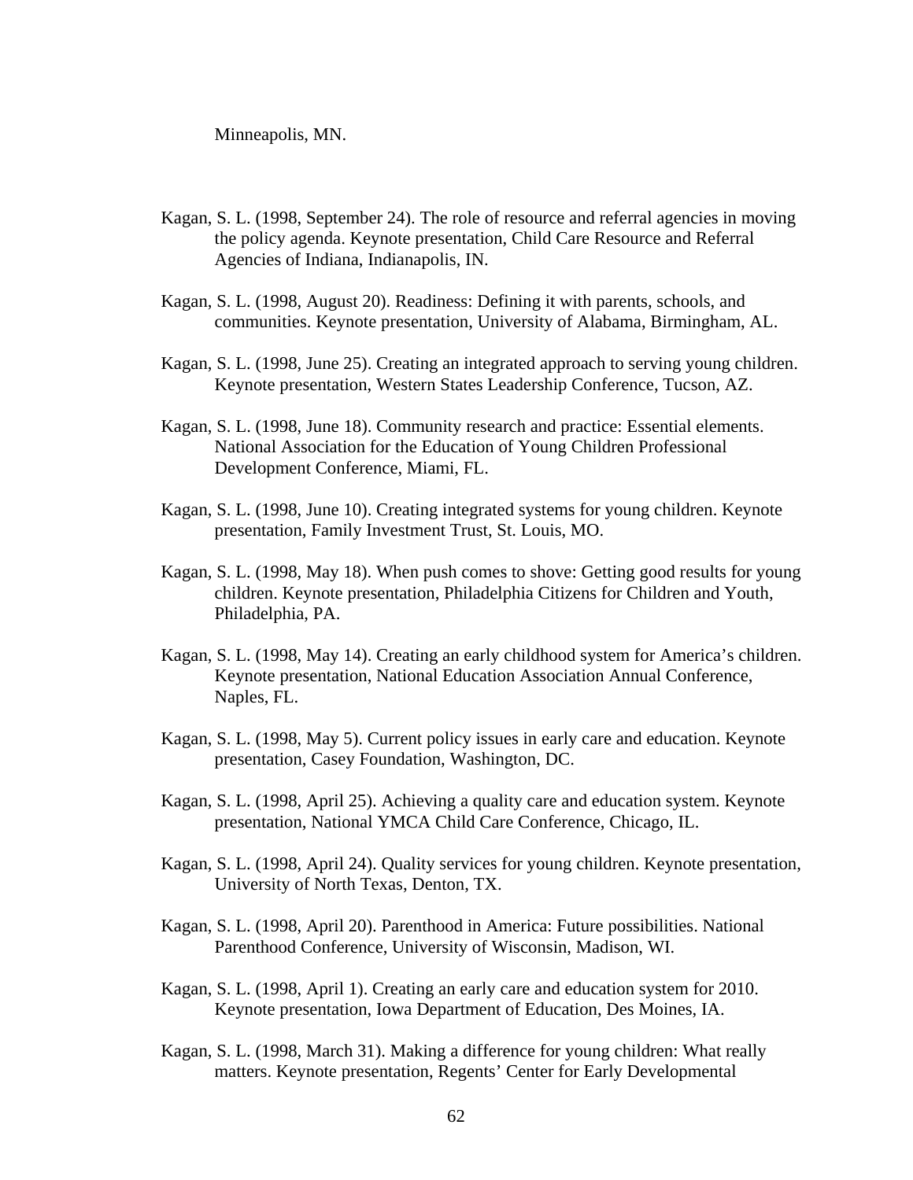Minneapolis, MN.

Kagan, S. L. (1998, September 24). The role of resource and referral agencies in moving the policy agenda. Keynote presentation, Child Care Resource and Referral Agencies of Indiana, Indianapolis, IN.

Kagan, S. L. (1998, August 20). Readiness: Defining it with parents, schools, and communities. Keynote presentation, University of Alabama, Birmingham, AL.

Kagan, S. L. (1998, June 25). Creating an integrated approach to serving young children. Keynote presentation, Western States Leadership Conference, Tucson, AZ.

Kagan, S. L. (1998, June 18). Community research and practice: Essential elements. National Association for the Education of Young Children Professional Development Conference, Miami, FL.

Kagan, S. L. (1998, June 10). Creating integrated systems for young children. Keynote presentation, Family Investment Trust, St. Louis, MO.

Kagan, S. L. (1998, May 18). When push comes to shove: Getting good results for young children. Keynote presentation, Philadelphia Citizens for Children and Youth, Philadelphia, PA.

Kagan, S. L. (1998, May 14). Creating an early childhood system for America's children. Keynote presentation, National Education Association Annual Conference, Naples, FL.

Kagan, S. L. (1998, May 5). Current policy issues in early care and education. Keynote presentation, Casey Foundation, Washington, DC.

Kagan, S. L. (1998, April 25). Achieving a quality care and education system. Keynote presentation, National YMCA Child Care Conference, Chicago, IL.

Kagan, S. L. (1998, April 24). Quality services for young children. Keynote presentation, University of North Texas, Denton, TX.

Kagan, S. L. (1998, April 20). Parenthood in America: Future possibilities. National Parenthood Conference, University of Wisconsin, Madison, WI.

Kagan, S. L. (1998, April 1). Creating an early care and education system for 2010. Keynote presentation, Iowa Department of Education, Des Moines, IA.

Kagan, S. L. (1998, March 31). Making a difference for young children: What really matters. Keynote presentation, Regents' Center for Early Developmental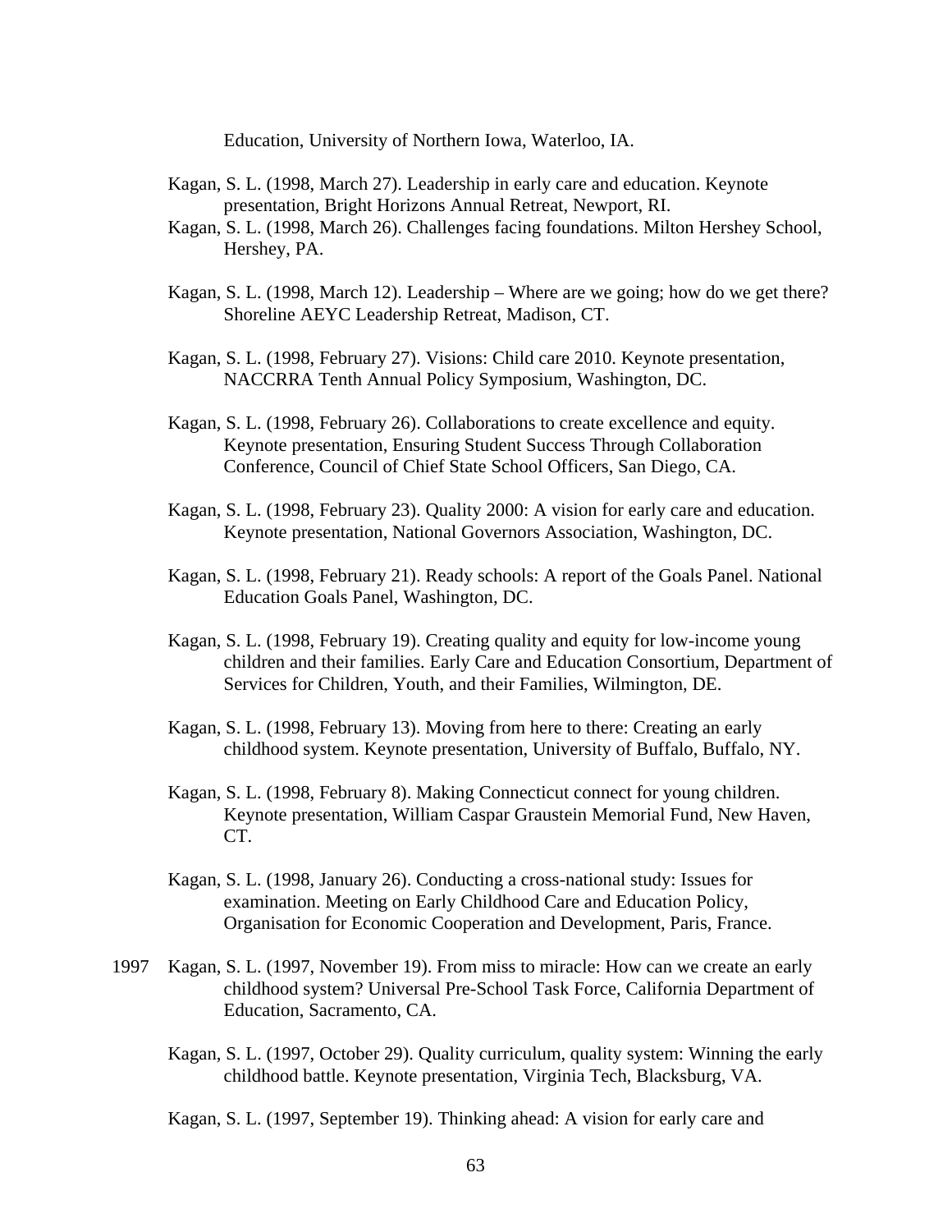Education, University of Northern Iowa, Waterloo, IA.

Kagan, S. L. (1998, March 27). Leadership in early care and education. Keynote presentation, Bright Horizons Annual Retreat, Newport, RI.

Kagan, S. L. (1998, March 26). Challenges facing foundations. Milton Hershey School, Hershey, PA.

Kagan, S. L. (1998, March 12). Leadership – Where are we going; how do we get there? Shoreline AEYC Leadership Retreat, Madison, CT.

Kagan, S. L. (1998, February 27). Visions: Child care 2010. Keynote presentation, NACCRRA Tenth Annual Policy Symposium, Washington, DC.

Kagan, S. L. (1998, February 26). Collaborations to create excellence and equity. Keynote presentation, Ensuring Student Success Through Collaboration Conference, Council of Chief State School Officers, San Diego, CA.

Kagan, S. L. (1998, February 23). Quality 2000: A vision for early care and education. Keynote presentation, National Governors Association, Washington, DC.

Kagan, S. L. (1998, February 21). Ready schools: A report of the Goals Panel. National Education Goals Panel, Washington, DC.

Kagan, S. L. (1998, February 19). Creating quality and equity for low-income young children and their families. Early Care and Education Consortium, Department of Services for Children, Youth, and their Families, Wilmington, DE.

Kagan, S. L. (1998, February 13). Moving from here to there: Creating an early childhood system. Keynote presentation, University of Buffalo, Buffalo, NY.

Kagan, S. L. (1998, February 8). Making Connecticut connect for young children. Keynote presentation, William Caspar Graustein Memorial Fund, New Haven, CT.

Kagan, S. L. (1998, January 26). Conducting a cross-national study: Issues for examination. Meeting on Early Childhood Care and Education Policy, Organisation for Economic Cooperation and Development, Paris, France.

1997 Kagan, S. L. (1997, November 19). From miss to miracle: How can we create an early childhood system? Universal Pre-School Task Force, California Department of Education, Sacramento, CA.

Kagan, S. L. (1997, October 29). Quality curriculum, quality system: Winning the early childhood battle. Keynote presentation, Virginia Tech, Blacksburg, VA.

Kagan, S. L. (1997, September 19). Thinking ahead: A vision for early care and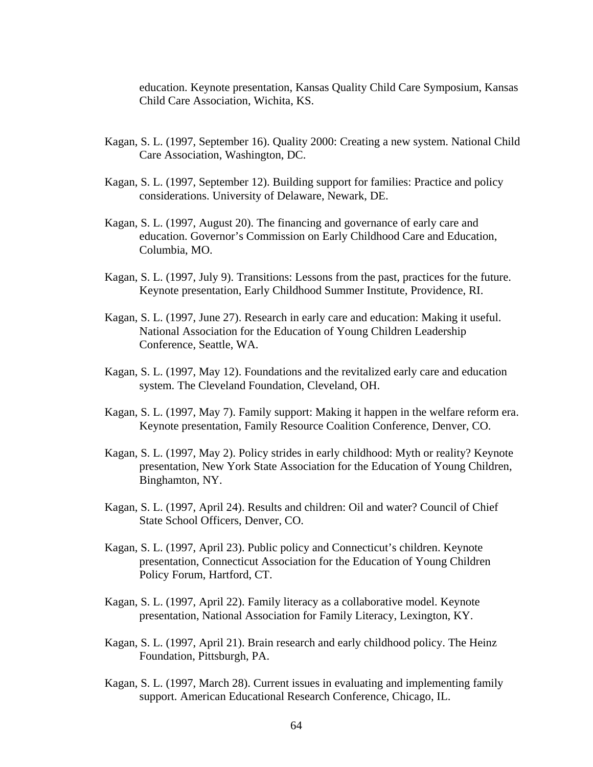education. Keynote presentation, Kansas Quality Child Care Symposium, Kansas Child Care Association, Wichita, KS.

Kagan, S. L. (1997, September 16). Quality 2000: Creating a new system. National Child Care Association, Washington, DC.

Kagan, S. L. (1997, September 12). Building support for families: Practice and policy considerations. University of Delaware, Newark, DE.

Kagan, S. L. (1997, August 20). The financing and governance of early care and education. Governor's Commission on Early Childhood Care and Education, Columbia, MO.

Kagan, S. L. (1997, July 9). Transitions: Lessons from the past, practices for the future. Keynote presentation, Early Childhood Summer Institute, Providence, RI.

Kagan, S. L. (1997, June 27). Research in early care and education: Making it useful. National Association for the Education of Young Children Leadership Conference, Seattle, WA.

Kagan, S. L. (1997, May 12). Foundations and the revitalized early care and education system. The Cleveland Foundation, Cleveland, OH.

Kagan, S. L. (1997, May 7). Family support: Making it happen in the welfare reform era. Keynote presentation, Family Resource Coalition Conference, Denver, CO.

Kagan, S. L. (1997, May 2). Policy strides in early childhood: Myth or reality? Keynote presentation, New York State Association for the Education of Young Children, Binghamton, NY.

Kagan, S. L. (1997, April 24). Results and children: Oil and water? Council of Chief State School Officers, Denver, CO.

Kagan, S. L. (1997, April 23). Public policy and Connecticut's children. Keynote presentation, Connecticut Association for the Education of Young Children Policy Forum, Hartford, CT.

Kagan, S. L. (1997, April 22). Family literacy as a collaborative model. Keynote presentation, National Association for Family Literacy, Lexington, KY.

Kagan, S. L. (1997, April 21). Brain research and early childhood policy. The Heinz Foundation, Pittsburgh, PA.

Kagan, S. L. (1997, March 28). Current issues in evaluating and implementing family support. American Educational Research Conference, Chicago, IL.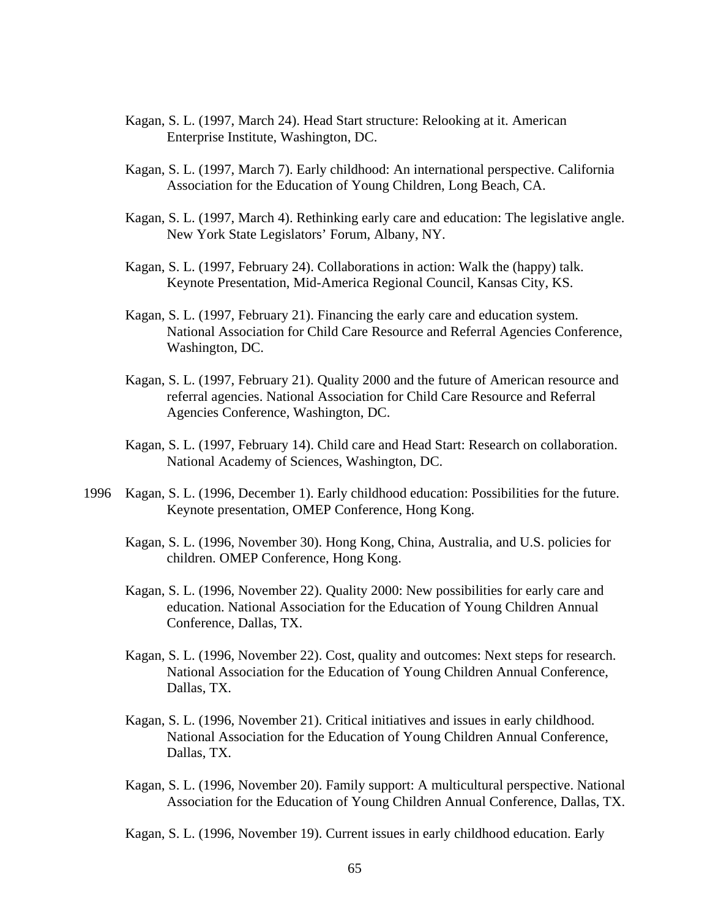Kagan, S. L. (1997, March 24). Head Start structure: Relooking at it. American Enterprise Institute, Washington, DC.

Kagan, S. L. (1997, March 7). Early childhood: An international perspective. California Association for the Education of Young Children, Long Beach, CA.

Kagan, S. L. (1997, March 4). Rethinking early care and education: The legislative angle. New York State Legislators' Forum, Albany, NY.

Kagan, S. L. (1997, February 24). Collaborations in action: Walk the (happy) talk. Keynote Presentation, Mid-America Regional Council, Kansas City, KS.

Kagan, S. L. (1997, February 21). Financing the early care and education system. National Association for Child Care Resource and Referral Agencies Conference, Washington, DC.

Kagan, S. L. (1997, February 21). Quality 2000 and the future of American resource and referral agencies. National Association for Child Care Resource and Referral Agencies Conference, Washington, DC.

Kagan, S. L. (1997, February 14). Child care and Head Start: Research on collaboration. National Academy of Sciences, Washington, DC.

1996 Kagan, S. L. (1996, December 1). Early childhood education: Possibilities for the future. Keynote presentation, OMEP Conference, Hong Kong.

Kagan, S. L. (1996, November 30). Hong Kong, China, Australia, and U.S. policies for children. OMEP Conference, Hong Kong.

Kagan, S. L. (1996, November 22). Quality 2000: New possibilities for early care and education. National Association for the Education of Young Children Annual Conference, Dallas, TX.

Kagan, S. L. (1996, November 22). Cost, quality and outcomes: Next steps for research. National Association for the Education of Young Children Annual Conference, Dallas, TX.

Kagan, S. L. (1996, November 21). Critical initiatives and issues in early childhood. National Association for the Education of Young Children Annual Conference, Dallas, TX.

Kagan, S. L. (1996, November 20). Family support: A multicultural perspective. National Association for the Education of Young Children Annual Conference, Dallas, TX.

Kagan, S. L. (1996, November 19). Current issues in early childhood education. Early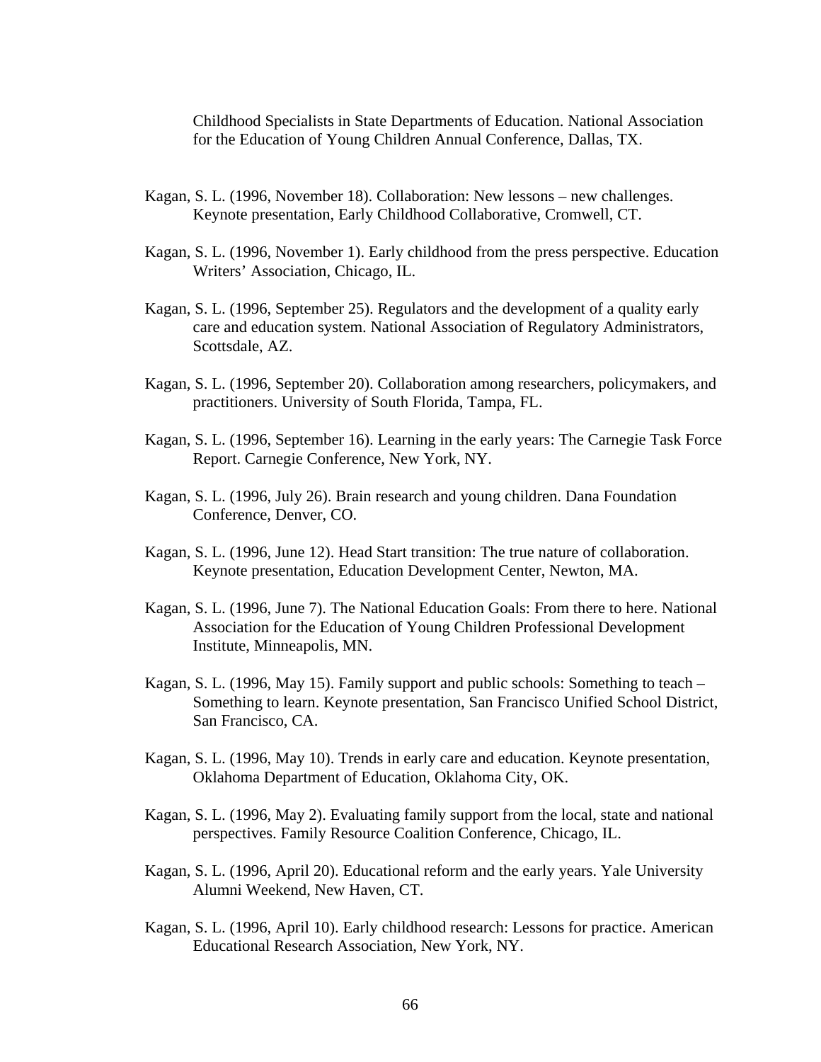Childhood Specialists in State Departments of Education. National Association for the Education of Young Children Annual Conference, Dallas, TX.

Kagan, S. L. (1996, November 18). Collaboration: New lessons – new challenges. Keynote presentation, Early Childhood Collaborative, Cromwell, CT.

Kagan, S. L. (1996, November 1). Early childhood from the press perspective. Education Writers' Association, Chicago, IL.

Kagan, S. L. (1996, September 25). Regulators and the development of a quality early care and education system. National Association of Regulatory Administrators, Scottsdale, AZ.

Kagan, S. L. (1996, September 20). Collaboration among researchers, policymakers, and practitioners. University of South Florida, Tampa, FL.

Kagan, S. L. (1996, September 16). Learning in the early years: The Carnegie Task Force Report. Carnegie Conference, New York, NY.

Kagan, S. L. (1996, July 26). Brain research and young children. Dana Foundation Conference, Denver, CO.

Kagan, S. L. (1996, June 12). Head Start transition: The true nature of collaboration. Keynote presentation, Education Development Center, Newton, MA.

Kagan, S. L. (1996, June 7). The National Education Goals: From there to here. National Association for the Education of Young Children Professional Development Institute, Minneapolis, MN.

Kagan, S. L. (1996, May 15). Family support and public schools: Something to teach – Something to learn. Keynote presentation, San Francisco Unified School District, San Francisco, CA.

Kagan, S. L. (1996, May 10). Trends in early care and education. Keynote presentation, Oklahoma Department of Education, Oklahoma City, OK.

Kagan, S. L. (1996, May 2). Evaluating family support from the local, state and national perspectives. Family Resource Coalition Conference, Chicago, IL.

Kagan, S. L. (1996, April 20). Educational reform and the early years. Yale University Alumni Weekend, New Haven, CT.

Kagan, S. L. (1996, April 10). Early childhood research: Lessons for practice. American Educational Research Association, New York, NY.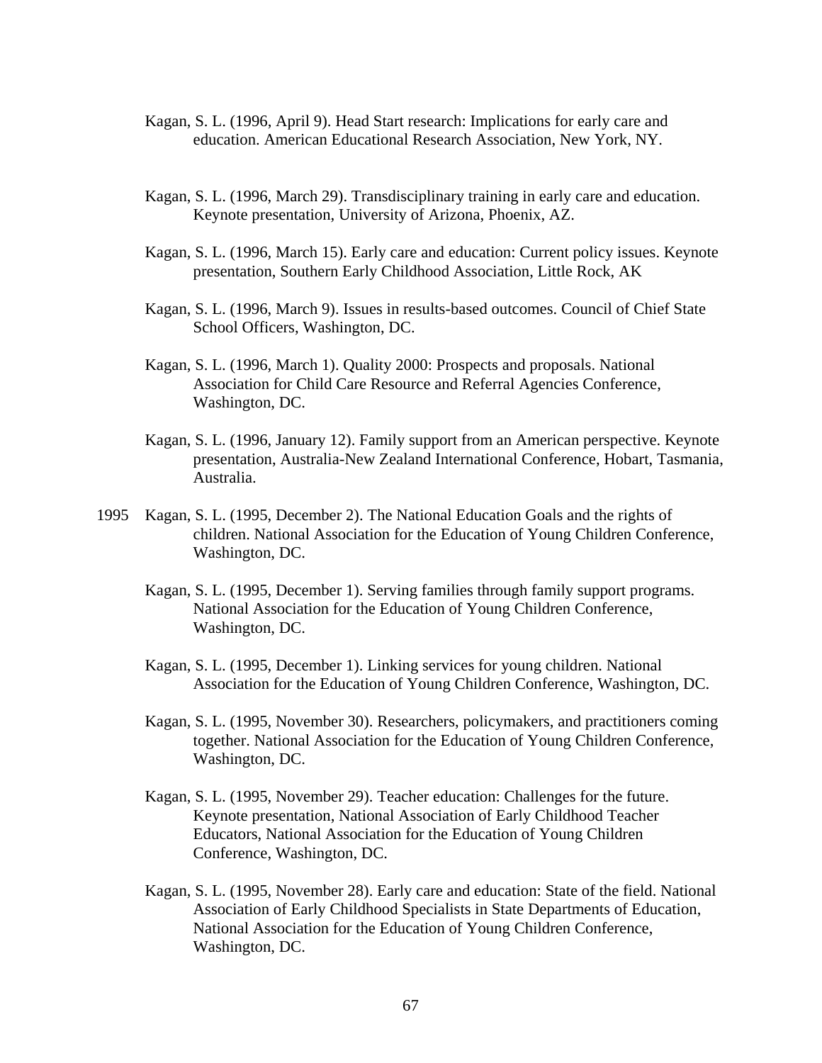Kagan, S. L. (1996, April 9). Head Start research: Implications for early care and education. American Educational Research Association, New York, NY.

Kagan, S. L. (1996, March 29). Transdisciplinary training in early care and education. Keynote presentation, University of Arizona, Phoenix, AZ.

Kagan, S. L. (1996, March 15). Early care and education: Current policy issues. Keynote presentation, Southern Early Childhood Association, Little Rock, AK

Kagan, S. L. (1996, March 9). Issues in results-based outcomes. Council of Chief State School Officers, Washington, DC.

Kagan, S. L. (1996, March 1). Quality 2000: Prospects and proposals. National Association for Child Care Resource and Referral Agencies Conference, Washington, DC.

Kagan, S. L. (1996, January 12). Family support from an American perspective. Keynote presentation, Australia-New Zealand International Conference, Hobart, Tasmania, Australia.

1995 Kagan, S. L. (1995, December 2). The National Education Goals and the rights of children. National Association for the Education of Young Children Conference, Washington, DC.

Kagan, S. L. (1995, December 1). Serving families through family support programs. National Association for the Education of Young Children Conference, Washington, DC.

Kagan, S. L. (1995, December 1). Linking services for young children. National Association for the Education of Young Children Conference, Washington, DC.

Kagan, S. L. (1995, November 30). Researchers, policymakers, and practitioners coming together. National Association for the Education of Young Children Conference, Washington, DC.

Kagan, S. L. (1995, November 29). Teacher education: Challenges for the future. Keynote presentation, National Association of Early Childhood Teacher Educators, National Association for the Education of Young Children Conference, Washington, DC.

Kagan, S. L. (1995, November 28). Early care and education: State of the field. National Association of Early Childhood Specialists in State Departments of Education, National Association for the Education of Young Children Conference, Washington, DC.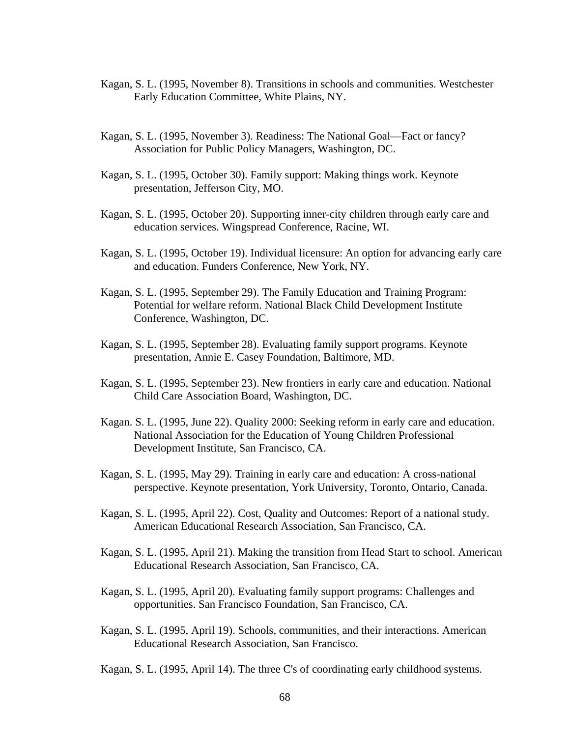Kagan, S. L. (1995, November 8). Transitions in schools and communities. Westchester Early Education Committee, White Plains, NY.

Kagan, S. L. (1995, November 3). Readiness: The National Goal—Fact or fancy? Association for Public Policy Managers, Washington, DC.

Kagan, S. L. (1995, October 30). Family support: Making things work. Keynote presentation, Jefferson City, MO.

Kagan, S. L. (1995, October 20). Supporting inner-city children through early care and education services. Wingspread Conference, Racine, WI.

Kagan, S. L. (1995, October 19). Individual licensure: An option for advancing early care and education. Funders Conference, New York, NY.

Kagan, S. L. (1995, September 29). The Family Education and Training Program: Potential for welfare reform. National Black Child Development Institute Conference, Washington, DC.

Kagan, S. L. (1995, September 28). Evaluating family support programs. Keynote presentation, Annie E. Casey Foundation, Baltimore, MD.

Kagan, S. L. (1995, September 23). New frontiers in early care and education. National Child Care Association Board, Washington, DC.

Kagan. S. L. (1995, June 22). Quality 2000: Seeking reform in early care and education. National Association for the Education of Young Children Professional Development Institute, San Francisco, CA.

Kagan, S. L. (1995, May 29). Training in early care and education: A cross-national perspective. Keynote presentation, York University, Toronto, Ontario, Canada.

Kagan, S. L. (1995, April 22). Cost, Quality and Outcomes: Report of a national study. American Educational Research Association, San Francisco, CA.

Kagan, S. L. (1995, April 21). Making the transition from Head Start to school. American Educational Research Association, San Francisco, CA.

Kagan, S. L. (1995, April 20). Evaluating family support programs: Challenges and opportunities. San Francisco Foundation, San Francisco, CA.

Kagan, S. L. (1995, April 19). Schools, communities, and their interactions. American Educational Research Association, San Francisco.

Kagan, S. L. (1995, April 14). The three C's of coordinating early childhood systems.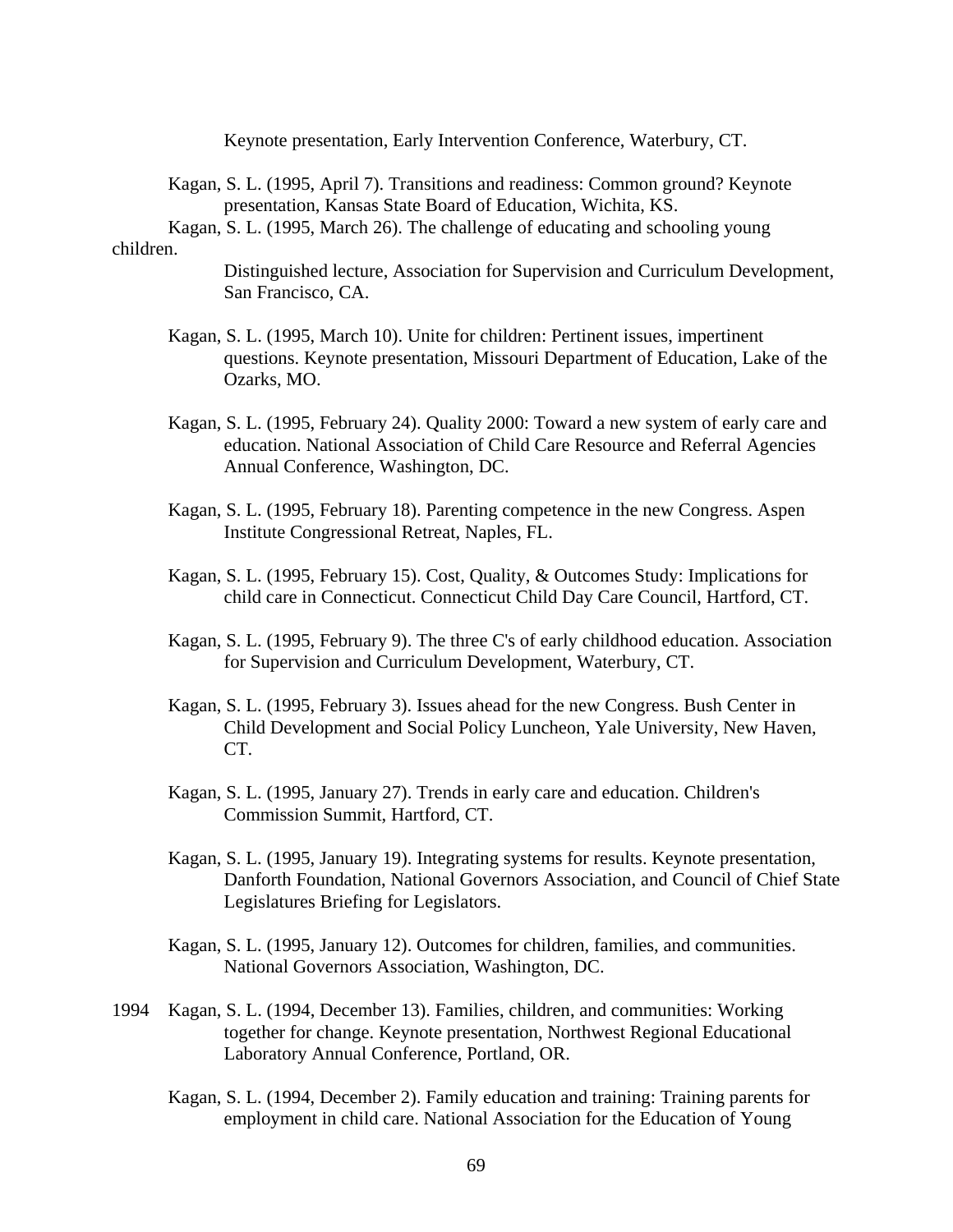Keynote presentation, Early Intervention Conference, Waterbury, CT.

Kagan, S. L. (1995, April 7). Transitions and readiness: Common ground? Keynote presentation, Kansas State Board of Education, Wichita, KS.

Kagan, S. L. (1995, March 26). The challenge of educating and schooling young children. Distinguished lecture, Association for Supervision and Curriculum Development, San Francisco, CA.

Kagan, S. L. (1995, March 10). Unite for children: Pertinent issues, impertinent questions. Keynote presentation, Missouri Department of Education, Lake of the Ozarks, MO.

Kagan, S. L. (1995, February 24). Quality 2000: Toward a new system of early care and education. National Association of Child Care Resource and Referral Agencies Annual Conference, Washington, DC.

Kagan, S. L. (1995, February 18). Parenting competence in the new Congress. Aspen Institute Congressional Retreat, Naples, FL.

Kagan, S. L. (1995, February 15). Cost, Quality, & Outcomes Study: Implications for child care in Connecticut. Connecticut Child Day Care Council, Hartford, CT.

Kagan, S. L. (1995, February 9). The three C's of early childhood education. Association for Supervision and Curriculum Development, Waterbury, CT.

Kagan, S. L. (1995, February 3). Issues ahead for the new Congress. Bush Center in Child Development and Social Policy Luncheon, Yale University, New Haven, CT.

Kagan, S. L. (1995, January 27). Trends in early care and education. Children's Commission Summit, Hartford, CT.

Kagan, S. L. (1995, January 19). Integrating systems for results. Keynote presentation, Danforth Foundation, National Governors Association, and Council of Chief State Legislatures Briefing for Legislators.

Kagan, S. L. (1995, January 12). Outcomes for children, families, and communities. National Governors Association, Washington, DC.

1994 Kagan, S. L. (1994, December 13). Families, children, and communities: Working together for change. Keynote presentation, Northwest Regional Educational Laboratory Annual Conference, Portland, OR.

Kagan, S. L. (1994, December 2). Family education and training: Training parents for employment in child care. National Association for the Education of Young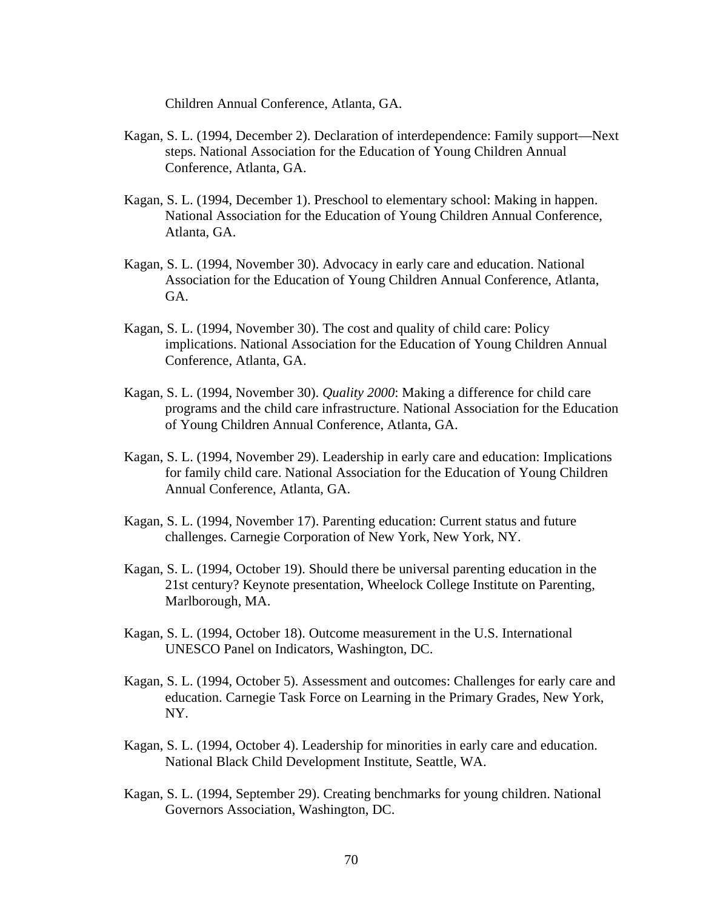Children Annual Conference, Atlanta, GA.

Kagan, S. L. (1994, December 2). Declaration of interdependence: Family support—Next steps. National Association for the Education of Young Children Annual Conference, Atlanta, GA.

Kagan, S. L. (1994, December 1). Preschool to elementary school: Making in happen. National Association for the Education of Young Children Annual Conference, Atlanta, GA.

Kagan, S. L. (1994, November 30). Advocacy in early care and education. National Association for the Education of Young Children Annual Conference, Atlanta, GA.

Kagan, S. L. (1994, November 30). The cost and quality of child care: Policy implications. National Association for the Education of Young Children Annual Conference, Atlanta, GA.

Kagan, S. L. (1994, November 30). *Quality 2000*: Making a difference for child care programs and the child care infrastructure. National Association for the Education of Young Children Annual Conference, Atlanta, GA.

Kagan, S. L. (1994, November 29). Leadership in early care and education: Implications for family child care. National Association for the Education of Young Children Annual Conference, Atlanta, GA.

Kagan, S. L. (1994, November 17). Parenting education: Current status and future challenges. Carnegie Corporation of New York, New York, NY.

Kagan, S. L. (1994, October 19). Should there be universal parenting education in the 21st century? Keynote presentation, Wheelock College Institute on Parenting, Marlborough, MA.

Kagan, S. L. (1994, October 18). Outcome measurement in the U.S. International UNESCO Panel on Indicators, Washington, DC.

Kagan, S. L. (1994, October 5). Assessment and outcomes: Challenges for early care and education. Carnegie Task Force on Learning in the Primary Grades, New York, NY.

Kagan, S. L. (1994, October 4). Leadership for minorities in early care and education. National Black Child Development Institute, Seattle, WA.

Kagan, S. L. (1994, September 29). Creating benchmarks for young children. National Governors Association, Washington, DC.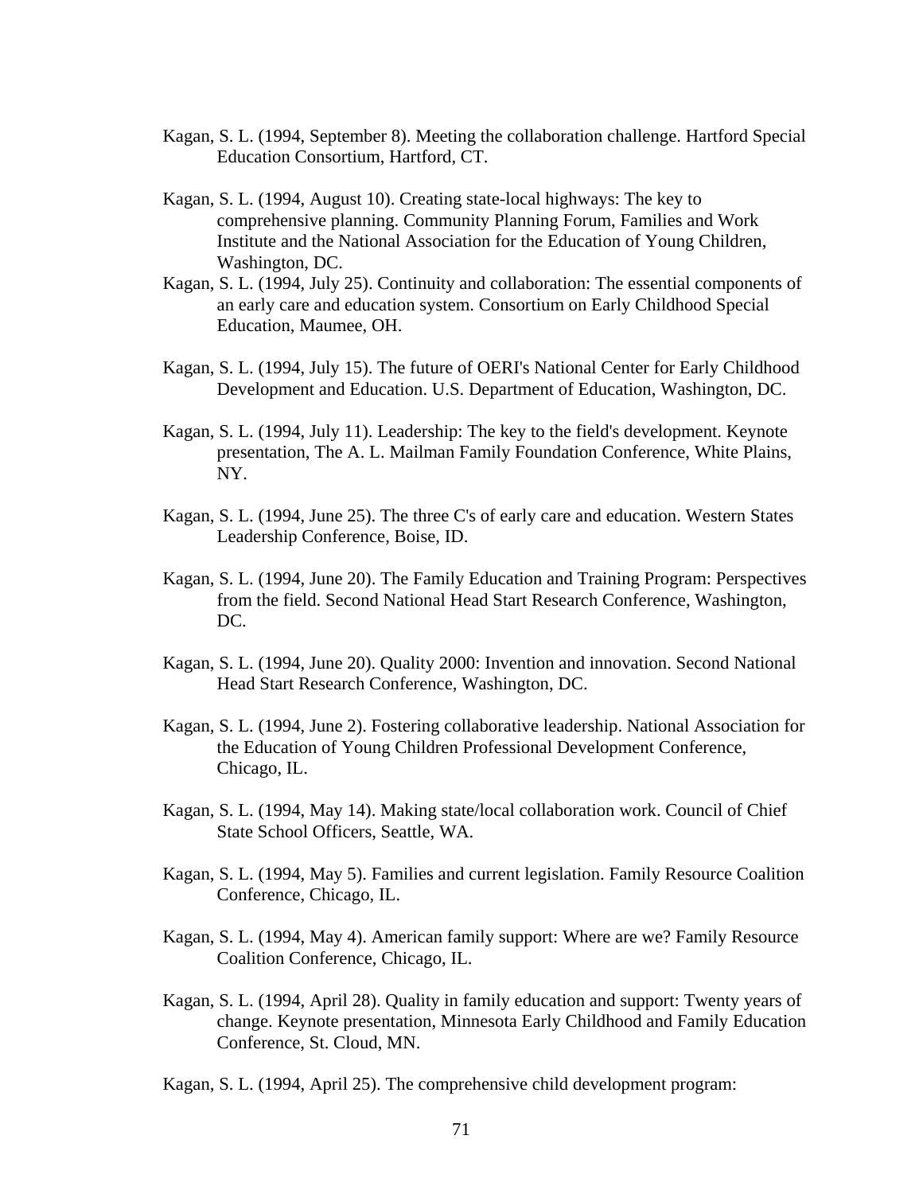Kagan, S. L. (1994, September 8). Meeting the collaboration challenge. Hartford Special Education Consortium, Hartford, CT.

Kagan, S. L. (1994, August 10). Creating state-local highways: The key to comprehensive planning. Community Planning Forum, Families and Work Institute and the National Association for the Education of Young Children, Washington, DC.

Kagan, S. L. (1994, July 25). Continuity and collaboration: The essential components of an early care and education system. Consortium on Early Childhood Special Education, Maumee, OH.

Kagan, S. L. (1994, July 15). The future of OERI's National Center for Early Childhood Development and Education. U.S. Department of Education, Washington, DC.

Kagan, S. L. (1994, July 11). Leadership: The key to the field's development. Keynote presentation, The A. L. Mailman Family Foundation Conference, White Plains, NY.

Kagan, S. L. (1994, June 25). The three C's of early care and education. Western States Leadership Conference, Boise, ID.

Kagan, S. L. (1994, June 20). The Family Education and Training Program: Perspectives from the field. Second National Head Start Research Conference, Washington, DC.

Kagan, S. L. (1994, June 20). Quality 2000: Invention and innovation. Second National Head Start Research Conference, Washington, DC.

Kagan, S. L. (1994, June 2). Fostering collaborative leadership. National Association for the Education of Young Children Professional Development Conference, Chicago, IL.

Kagan, S. L. (1994, May 14). Making state/local collaboration work. Council of Chief State School Officers, Seattle, WA.

Kagan, S. L. (1994, May 5). Families and current legislation. Family Resource Coalition Conference, Chicago, IL.

Kagan, S. L. (1994, May 4). American family support: Where are we? Family Resource Coalition Conference, Chicago, IL.

Kagan, S. L. (1994, April 28). Quality in family education and support: Twenty years of change. Keynote presentation, Minnesota Early Childhood and Family Education Conference, St. Cloud, MN.

Kagan, S. L. (1994, April 25). The comprehensive child development program: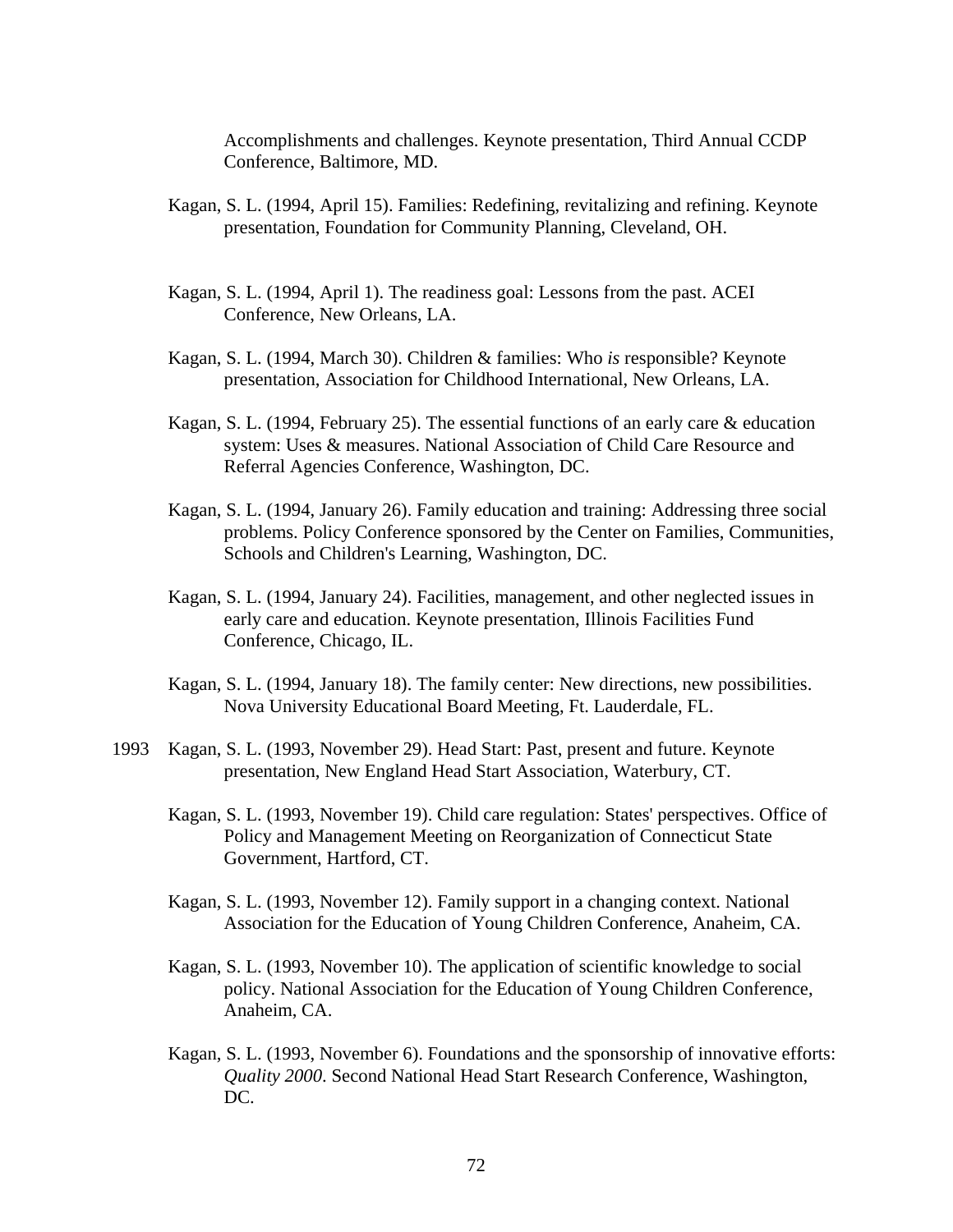Accomplishments and challenges. Keynote presentation, Third Annual CCDP Conference, Baltimore, MD.

Kagan, S. L. (1994, April 15). Families: Redefining, revitalizing and refining. Keynote presentation, Foundation for Community Planning, Cleveland, OH.

Kagan, S. L. (1994, April 1). The readiness goal: Lessons from the past. ACEI Conference, New Orleans, LA.

Kagan, S. L. (1994, March 30). Children & families: Who *is* responsible? Keynote presentation, Association for Childhood International, New Orleans, LA.

Kagan, S. L. (1994, February 25). The essential functions of an early care & education system: Uses & measures. National Association of Child Care Resource and Referral Agencies Conference, Washington, DC.

Kagan, S. L. (1994, January 26). Family education and training: Addressing three social problems. Policy Conference sponsored by the Center on Families, Communities, Schools and Children's Learning, Washington, DC.

Kagan, S. L. (1994, January 24). Facilities, management, and other neglected issues in early care and education. Keynote presentation, Illinois Facilities Fund Conference, Chicago, IL.

Kagan, S. L. (1994, January 18). The family center: New directions, new possibilities. Nova University Educational Board Meeting, Ft. Lauderdale, FL.

1993 Kagan, S. L. (1993, November 29). Head Start: Past, present and future. Keynote presentation, New England Head Start Association, Waterbury, CT.

Kagan, S. L. (1993, November 19). Child care regulation: States' perspectives. Office of Policy and Management Meeting on Reorganization of Connecticut State Government, Hartford, CT.

Kagan, S. L. (1993, November 12). Family support in a changing context. National Association for the Education of Young Children Conference, Anaheim, CA.

Kagan, S. L. (1993, November 10). The application of scientific knowledge to social policy. National Association for the Education of Young Children Conference, Anaheim, CA.

Kagan, S. L. (1993, November 6). Foundations and the sponsorship of innovative efforts: *Quality 2000.* Second National Head Start Research Conference, Washington, DC.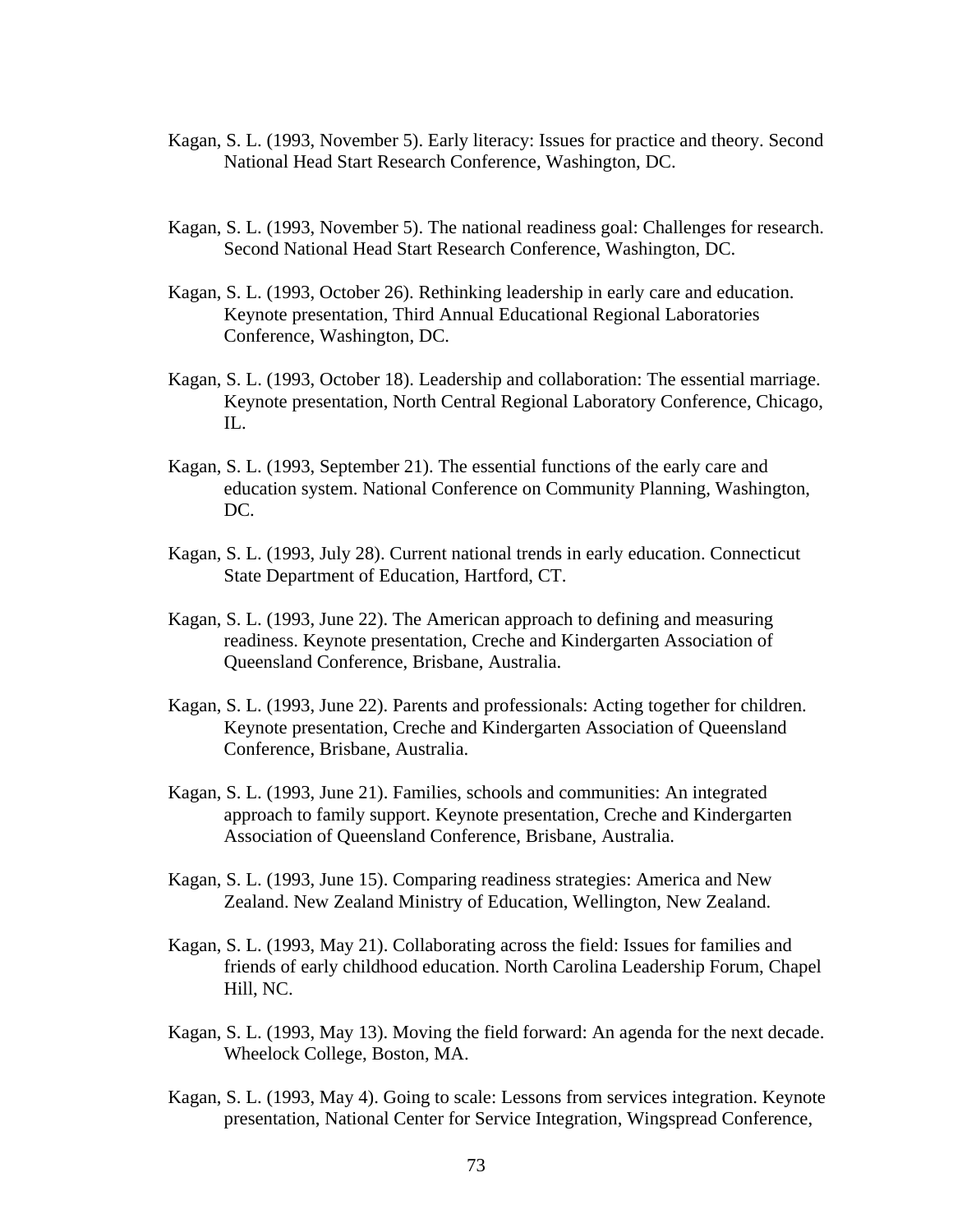Kagan, S. L. (1993, November 5). Early literacy: Issues for practice and theory. Second National Head Start Research Conference, Washington, DC.

Kagan, S. L. (1993, November 5). The national readiness goal: Challenges for research. Second National Head Start Research Conference, Washington, DC.

Kagan, S. L. (1993, October 26). Rethinking leadership in early care and education. Keynote presentation, Third Annual Educational Regional Laboratories Conference, Washington, DC.

Kagan, S. L. (1993, October 18). Leadership and collaboration: The essential marriage. Keynote presentation, North Central Regional Laboratory Conference, Chicago, IL.

Kagan, S. L. (1993, September 21). The essential functions of the early care and education system. National Conference on Community Planning, Washington, DC.

Kagan, S. L. (1993, July 28). Current national trends in early education. Connecticut State Department of Education, Hartford, CT.

Kagan, S. L. (1993, June 22). The American approach to defining and measuring readiness. Keynote presentation, Creche and Kindergarten Association of Queensland Conference, Brisbane, Australia.

Kagan, S. L. (1993, June 22). Parents and professionals: Acting together for children. Keynote presentation, Creche and Kindergarten Association of Queensland Conference, Brisbane, Australia.

Kagan, S. L. (1993, June 21). Families, schools and communities: An integrated approach to family support. Keynote presentation, Creche and Kindergarten Association of Queensland Conference, Brisbane, Australia.

Kagan, S. L. (1993, June 15). Comparing readiness strategies: America and New Zealand. New Zealand Ministry of Education, Wellington, New Zealand.

Kagan, S. L. (1993, May 21). Collaborating across the field: Issues for families and friends of early childhood education. North Carolina Leadership Forum, Chapel Hill, NC.

Kagan, S. L. (1993, May 13). Moving the field forward: An agenda for the next decade. Wheelock College, Boston, MA.

Kagan, S. L. (1993, May 4). Going to scale: Lessons from services integration. Keynote presentation, National Center for Service Integration, Wingspread Conference,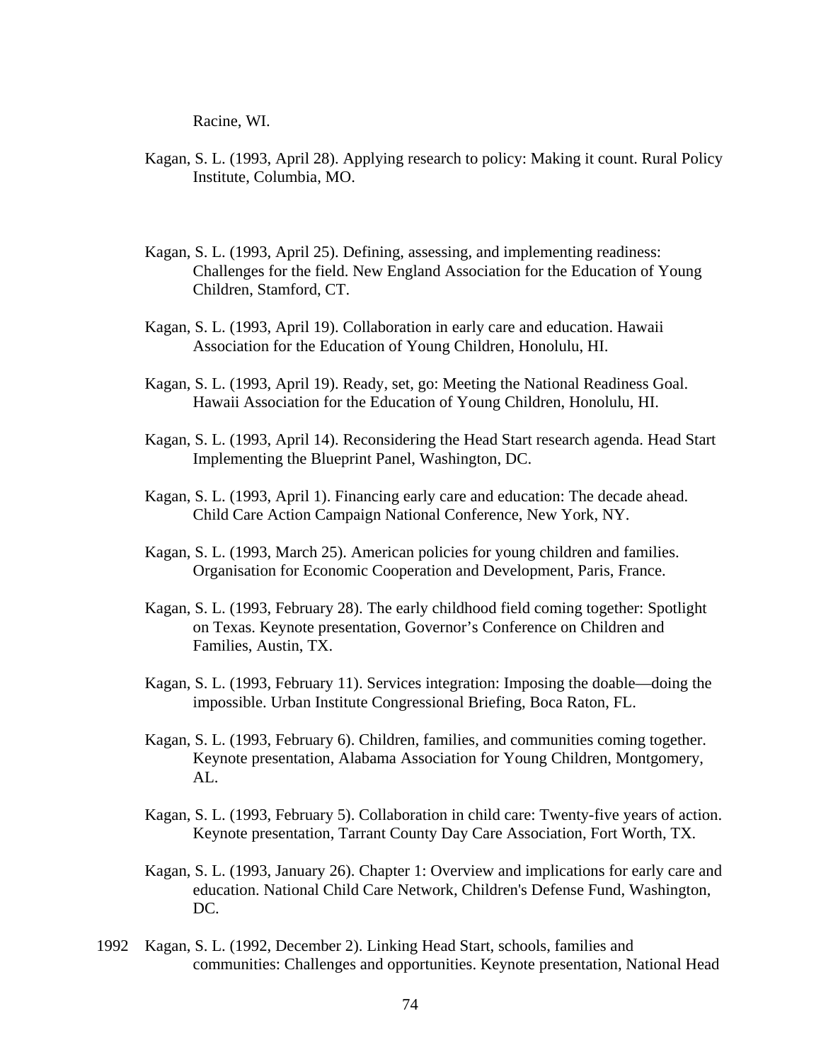Racine, WI.

Kagan, S. L. (1993, April 28). Applying research to policy: Making it count. Rural Policy Institute, Columbia, MO.

Kagan, S. L. (1993, April 25). Defining, assessing, and implementing readiness: Challenges for the field. New England Association for the Education of Young Children, Stamford, CT.

Kagan, S. L. (1993, April 19). Collaboration in early care and education. Hawaii Association for the Education of Young Children, Honolulu, HI.

Kagan, S. L. (1993, April 19). Ready, set, go: Meeting the National Readiness Goal. Hawaii Association for the Education of Young Children, Honolulu, HI.

Kagan, S. L. (1993, April 14). Reconsidering the Head Start research agenda. Head Start Implementing the Blueprint Panel, Washington, DC.

Kagan, S. L. (1993, April 1). Financing early care and education: The decade ahead. Child Care Action Campaign National Conference, New York, NY.

Kagan, S. L. (1993, March 25). American policies for young children and families. Organisation for Economic Cooperation and Development, Paris, France.

Kagan, S. L. (1993, February 28). The early childhood field coming together: Spotlight on Texas. Keynote presentation, Governor's Conference on Children and Families, Austin, TX.

Kagan, S. L. (1993, February 11). Services integration: Imposing the doable—doing the impossible. Urban Institute Congressional Briefing, Boca Raton, FL.

Kagan, S. L. (1993, February 6). Children, families, and communities coming together. Keynote presentation, Alabama Association for Young Children, Montgomery, AL.

Kagan, S. L. (1993, February 5). Collaboration in child care: Twenty-five years of action. Keynote presentation, Tarrant County Day Care Association, Fort Worth, TX.

Kagan, S. L. (1993, January 26). Chapter 1: Overview and implications for early care and education. National Child Care Network, Children's Defense Fund, Washington, DC.

1992 Kagan, S. L. (1992, December 2). Linking Head Start, schools, families and communities: Challenges and opportunities. Keynote presentation, National Head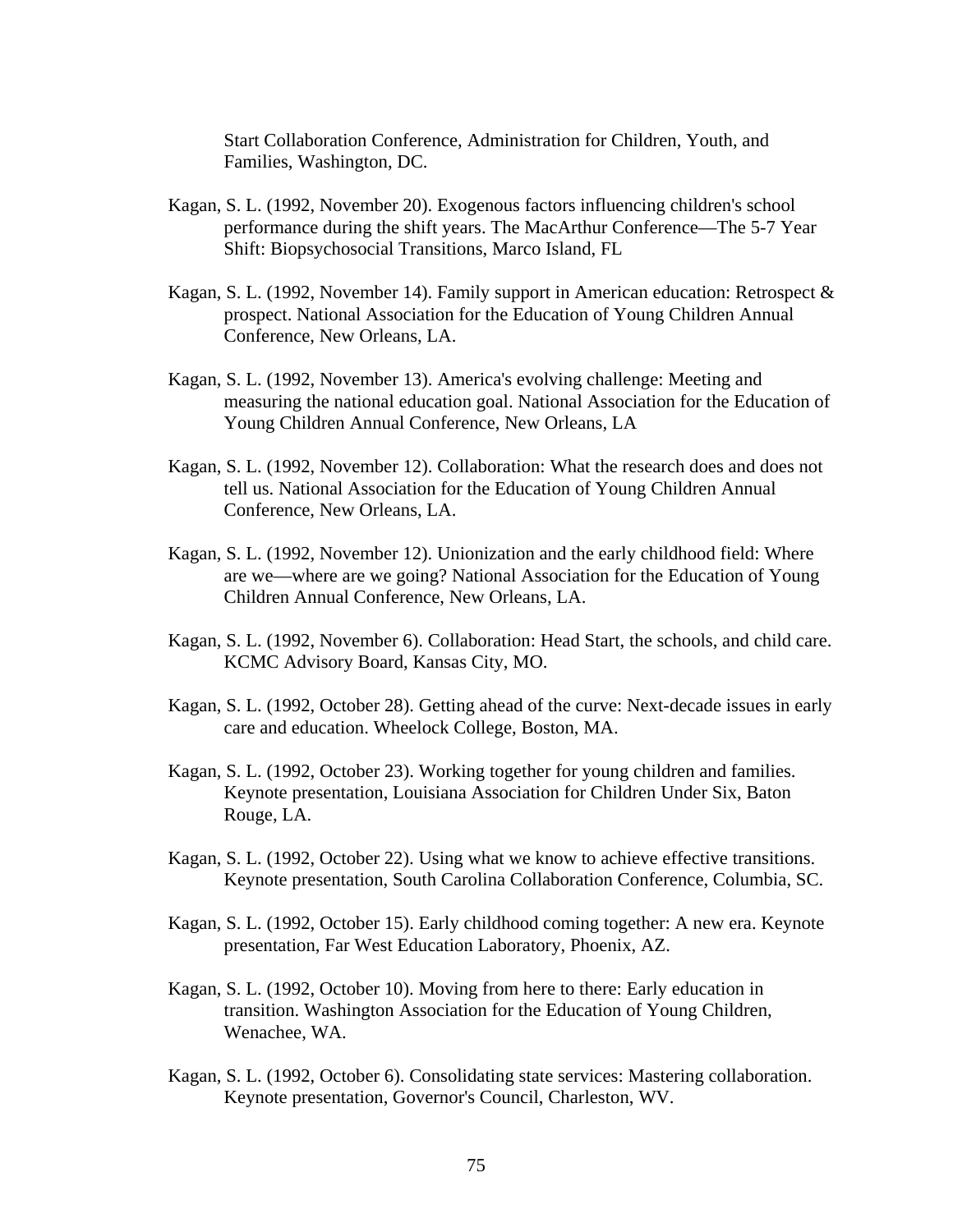Start Collaboration Conference, Administration for Children, Youth, and Families, Washington, DC.

Kagan, S. L. (1992, November 20). Exogenous factors influencing children's school performance during the shift years. The MacArthur Conference—The 5-7 Year Shift: Biopsychosocial Transitions, Marco Island, FL

Kagan, S. L. (1992, November 14). Family support in American education: Retrospect & prospect. National Association for the Education of Young Children Annual Conference, New Orleans, LA.

Kagan, S. L. (1992, November 13). America's evolving challenge: Meeting and measuring the national education goal. National Association for the Education of Young Children Annual Conference, New Orleans, LA

Kagan, S. L. (1992, November 12). Collaboration: What the research does and does not tell us. National Association for the Education of Young Children Annual Conference, New Orleans, LA.

Kagan, S. L. (1992, November 12). Unionization and the early childhood field: Where are we—where are we going? National Association for the Education of Young Children Annual Conference, New Orleans, LA.

Kagan, S. L. (1992, November 6). Collaboration: Head Start, the schools, and child care. KCMC Advisory Board, Kansas City, MO.

Kagan, S. L. (1992, October 28). Getting ahead of the curve: Next-decade issues in early care and education. Wheelock College, Boston, MA.

Kagan, S. L. (1992, October 23). Working together for young children and families. Keynote presentation, Louisiana Association for Children Under Six, Baton Rouge, LA.

Kagan, S. L. (1992, October 22). Using what we know to achieve effective transitions. Keynote presentation, South Carolina Collaboration Conference, Columbia, SC.

Kagan, S. L. (1992, October 15). Early childhood coming together: A new era. Keynote presentation, Far West Education Laboratory, Phoenix, AZ.

Kagan, S. L. (1992, October 10). Moving from here to there: Early education in transition. Washington Association for the Education of Young Children, Wenachee, WA.

Kagan, S. L. (1992, October 6). Consolidating state services: Mastering collaboration. Keynote presentation, Governor's Council, Charleston, WV.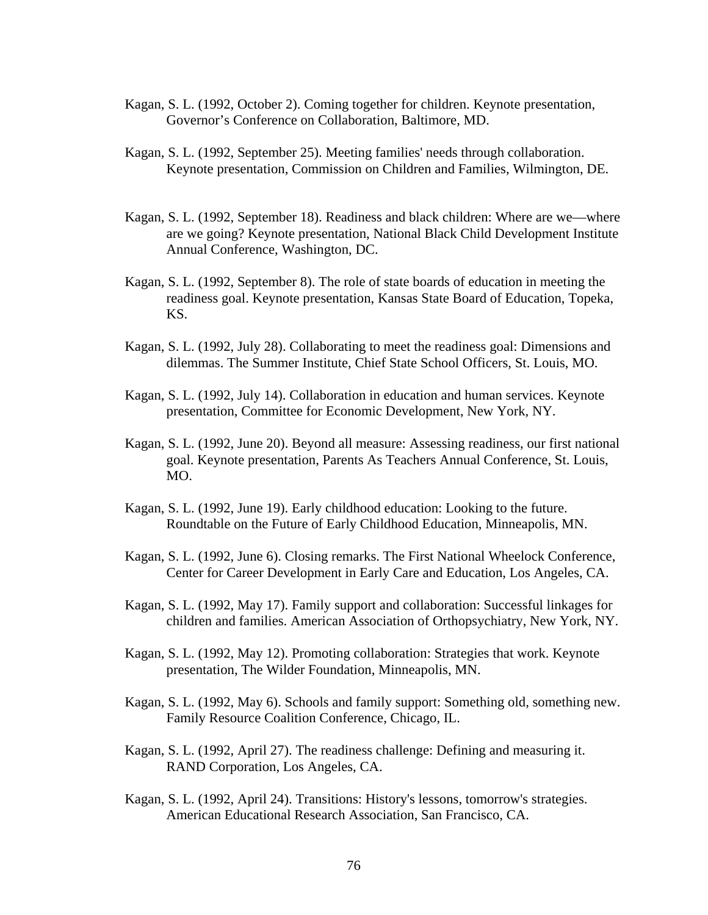Kagan, S. L. (1992, October 2). Coming together for children. Keynote presentation, Governor's Conference on Collaboration, Baltimore, MD.

Kagan, S. L. (1992, September 25). Meeting families' needs through collaboration. Keynote presentation, Commission on Children and Families, Wilmington, DE.

Kagan, S. L. (1992, September 18). Readiness and black children: Where are we—where are we going? Keynote presentation, National Black Child Development Institute Annual Conference, Washington, DC.

Kagan, S. L. (1992, September 8). The role of state boards of education in meeting the readiness goal. Keynote presentation, Kansas State Board of Education, Topeka, KS.

Kagan, S. L. (1992, July 28). Collaborating to meet the readiness goal: Dimensions and dilemmas. The Summer Institute, Chief State School Officers, St. Louis, MO.

Kagan, S. L. (1992, July 14). Collaboration in education and human services. Keynote presentation, Committee for Economic Development, New York, NY.

Kagan, S. L. (1992, June 20). Beyond all measure: Assessing readiness, our first national goal. Keynote presentation, Parents As Teachers Annual Conference, St. Louis, MO.

Kagan, S. L. (1992, June 19). Early childhood education: Looking to the future. Roundtable on the Future of Early Childhood Education, Minneapolis, MN.

Kagan, S. L. (1992, June 6). Closing remarks. The First National Wheelock Conference, Center for Career Development in Early Care and Education, Los Angeles, CA.

Kagan, S. L. (1992, May 17). Family support and collaboration: Successful linkages for children and families. American Association of Orthopsychiatry, New York, NY.

Kagan, S. L. (1992, May 12). Promoting collaboration: Strategies that work. Keynote presentation, The Wilder Foundation, Minneapolis, MN.

Kagan, S. L. (1992, May 6). Schools and family support: Something old, something new. Family Resource Coalition Conference, Chicago, IL.

Kagan, S. L. (1992, April 27). The readiness challenge: Defining and measuring it. RAND Corporation, Los Angeles, CA.

Kagan, S. L. (1992, April 24). Transitions: History's lessons, tomorrow's strategies. American Educational Research Association, San Francisco, CA.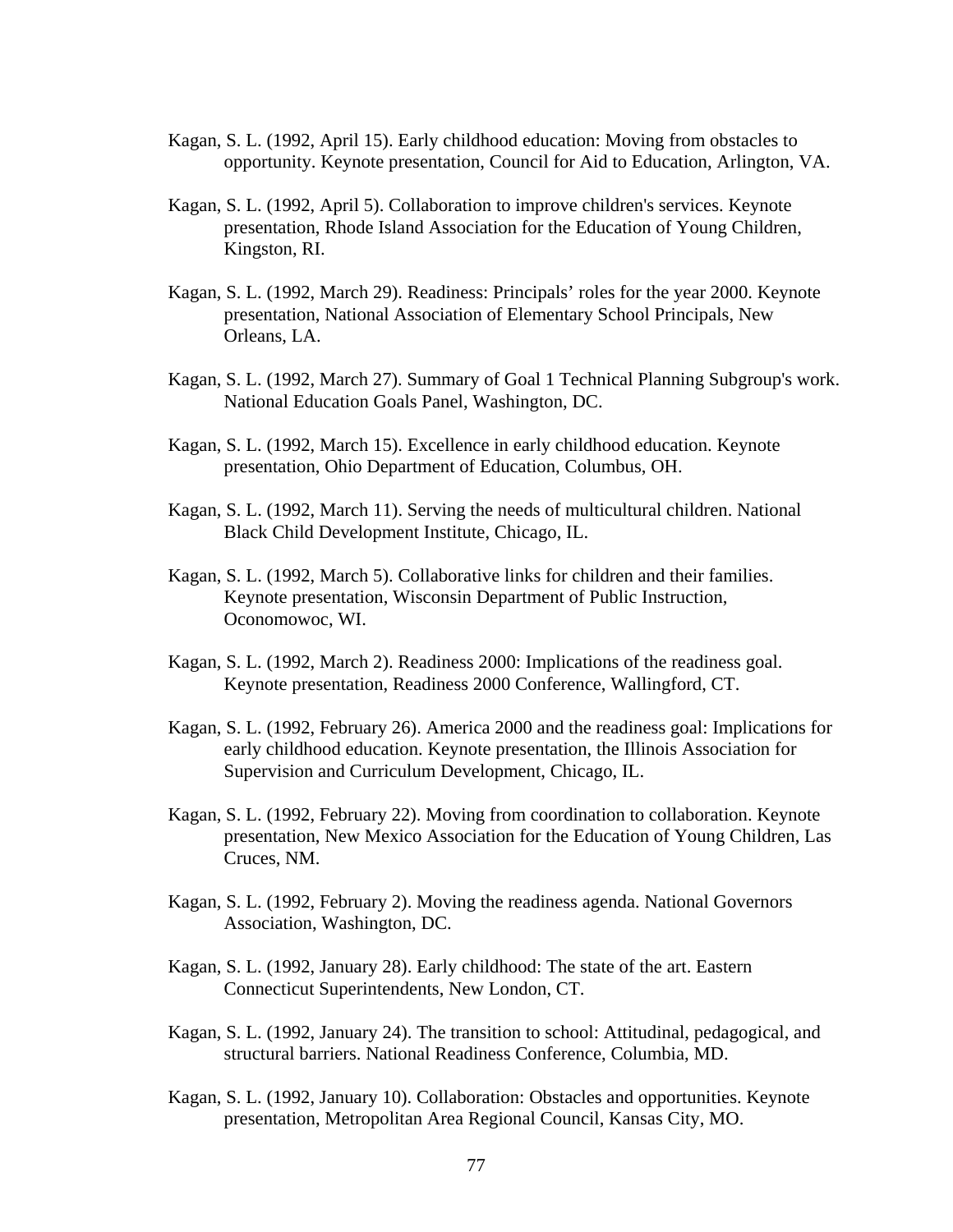Kagan, S. L. (1992, April 15). Early childhood education: Moving from obstacles to opportunity. Keynote presentation, Council for Aid to Education, Arlington, VA.

Kagan, S. L. (1992, April 5). Collaboration to improve children's services. Keynote presentation, Rhode Island Association for the Education of Young Children, Kingston, RI.

Kagan, S. L. (1992, March 29). Readiness: Principals' roles for the year 2000. Keynote presentation, National Association of Elementary School Principals, New Orleans, LA.

Kagan, S. L. (1992, March 27). Summary of Goal 1 Technical Planning Subgroup's work. National Education Goals Panel, Washington, DC.

Kagan, S. L. (1992, March 15). Excellence in early childhood education. Keynote presentation, Ohio Department of Education, Columbus, OH.

Kagan, S. L. (1992, March 11). Serving the needs of multicultural children. National Black Child Development Institute, Chicago, IL.

Kagan, S. L. (1992, March 5). Collaborative links for children and their families. Keynote presentation, Wisconsin Department of Public Instruction, Oconomowoc, WI.

Kagan, S. L. (1992, March 2). Readiness 2000: Implications of the readiness goal. Keynote presentation, Readiness 2000 Conference, Wallingford, CT.

Kagan, S. L. (1992, February 26). America 2000 and the readiness goal: Implications for early childhood education. Keynote presentation, the Illinois Association for Supervision and Curriculum Development, Chicago, IL.

Kagan, S. L. (1992, February 22). Moving from coordination to collaboration. Keynote presentation, New Mexico Association for the Education of Young Children, Las Cruces, NM.

Kagan, S. L. (1992, February 2). Moving the readiness agenda. National Governors Association, Washington, DC.

Kagan, S. L. (1992, January 28). Early childhood: The state of the art. Eastern Connecticut Superintendents, New London, CT.

Kagan, S. L. (1992, January 24). The transition to school: Attitudinal, pedagogical, and structural barriers. National Readiness Conference, Columbia, MD.

Kagan, S. L. (1992, January 10). Collaboration: Obstacles and opportunities. Keynote presentation, Metropolitan Area Regional Council, Kansas City, MO.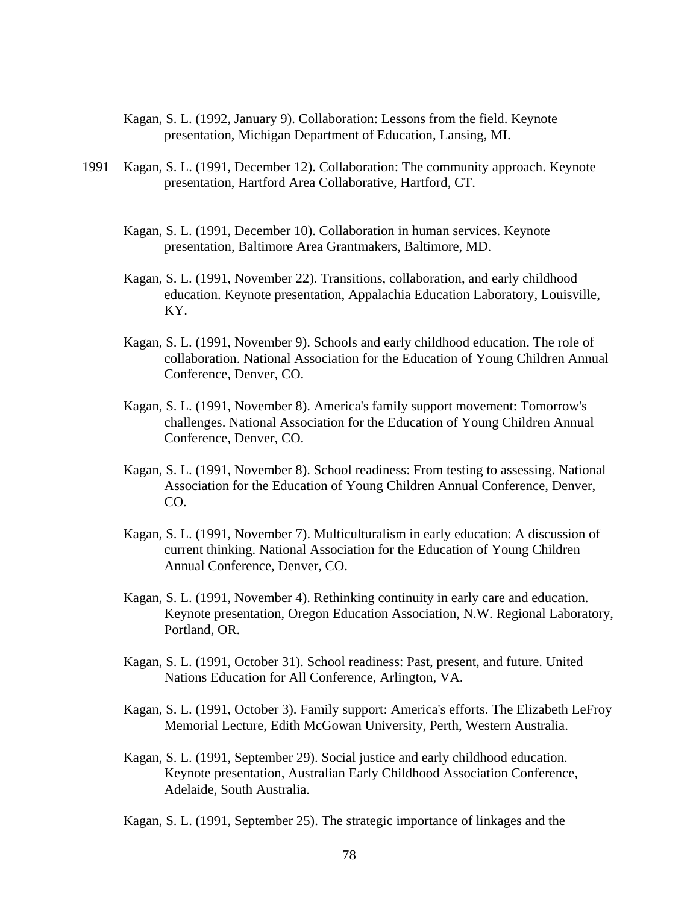Kagan, S. L. (1992, January 9). Collaboration: Lessons from the field. Keynote presentation, Michigan Department of Education, Lansing, MI.

1991 Kagan, S. L. (1991, December 12). Collaboration: The community approach. Keynote presentation, Hartford Area Collaborative, Hartford, CT.

Kagan, S. L. (1991, December 10). Collaboration in human services. Keynote presentation, Baltimore Area Grantmakers, Baltimore, MD.

Kagan, S. L. (1991, November 22). Transitions, collaboration, and early childhood education. Keynote presentation, Appalachia Education Laboratory, Louisville, KY.

Kagan, S. L. (1991, November 9). Schools and early childhood education. The role of collaboration. National Association for the Education of Young Children Annual Conference, Denver, CO.

Kagan, S. L. (1991, November 8). America's family support movement: Tomorrow's challenges. National Association for the Education of Young Children Annual Conference, Denver, CO.

Kagan, S. L. (1991, November 8). School readiness: From testing to assessing. National Association for the Education of Young Children Annual Conference, Denver, CO.

Kagan, S. L. (1991, November 7). Multiculturalism in early education: A discussion of current thinking. National Association for the Education of Young Children Annual Conference, Denver, CO.

Kagan, S. L. (1991, November 4). Rethinking continuity in early care and education. Keynote presentation, Oregon Education Association, N.W. Regional Laboratory, Portland, OR.

Kagan, S. L. (1991, October 31). School readiness: Past, present, and future. United Nations Education for All Conference, Arlington, VA.

Kagan, S. L. (1991, October 3). Family support: America's efforts. The Elizabeth LeFroy Memorial Lecture, Edith McGowan University, Perth, Western Australia.

Kagan, S. L. (1991, September 29). Social justice and early childhood education. Keynote presentation, Australian Early Childhood Association Conference, Adelaide, South Australia.

Kagan, S. L. (1991, September 25). The strategic importance of linkages and the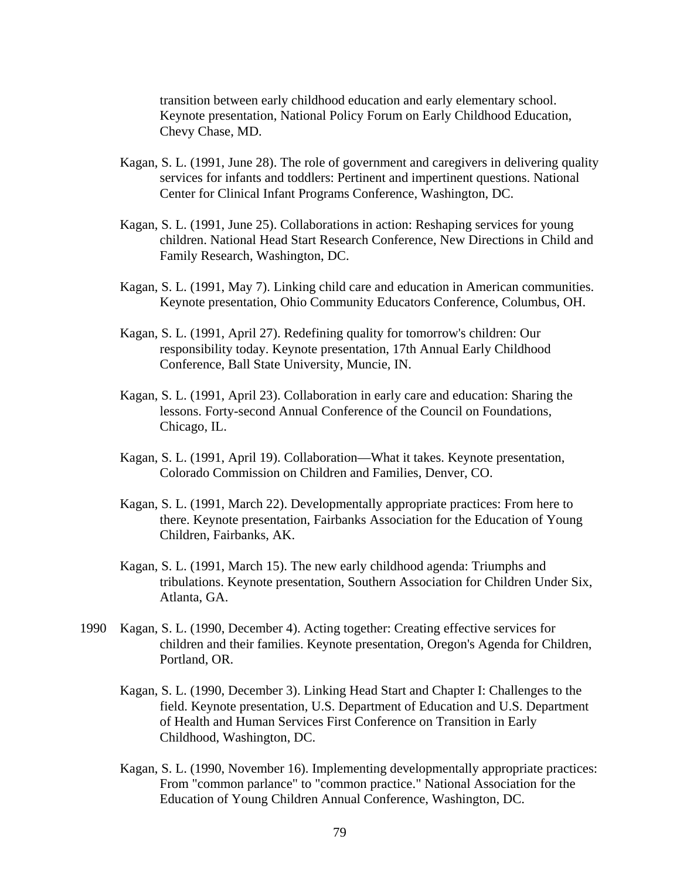transition between early childhood education and early elementary school. Keynote presentation, National Policy Forum on Early Childhood Education, Chevy Chase, MD.

Kagan, S. L. (1991, June 28). The role of government and caregivers in delivering quality services for infants and toddlers: Pertinent and impertinent questions. National Center for Clinical Infant Programs Conference, Washington, DC.

Kagan, S. L. (1991, June 25). Collaborations in action: Reshaping services for young children. National Head Start Research Conference, New Directions in Child and Family Research, Washington, DC.

Kagan, S. L. (1991, May 7). Linking child care and education in American communities. Keynote presentation, Ohio Community Educators Conference, Columbus, OH.

Kagan, S. L. (1991, April 27). Redefining quality for tomorrow's children: Our responsibility today. Keynote presentation, 17th Annual Early Childhood Conference, Ball State University, Muncie, IN.

Kagan, S. L. (1991, April 23). Collaboration in early care and education: Sharing the lessons. Forty-second Annual Conference of the Council on Foundations, Chicago, IL.

Kagan, S. L. (1991, April 19). Collaboration—What it takes. Keynote presentation, Colorado Commission on Children and Families, Denver, CO.

Kagan, S. L. (1991, March 22). Developmentally appropriate practices: From here to there. Keynote presentation, Fairbanks Association for the Education of Young Children, Fairbanks, AK.

Kagan, S. L. (1991, March 15). The new early childhood agenda: Triumphs and tribulations. Keynote presentation, Southern Association for Children Under Six, Atlanta, GA.

1990 Kagan, S. L. (1990, December 4). Acting together: Creating effective services for children and their families. Keynote presentation, Oregon's Agenda for Children, Portland, OR.

Kagan, S. L. (1990, December 3). Linking Head Start and Chapter I: Challenges to the field. Keynote presentation, U.S. Department of Education and U.S. Department of Health and Human Services First Conference on Transition in Early Childhood, Washington, DC.

Kagan, S. L. (1990, November 16). Implementing developmentally appropriate practices: From "common parlance" to "common practice." National Association for the Education of Young Children Annual Conference, Washington, DC.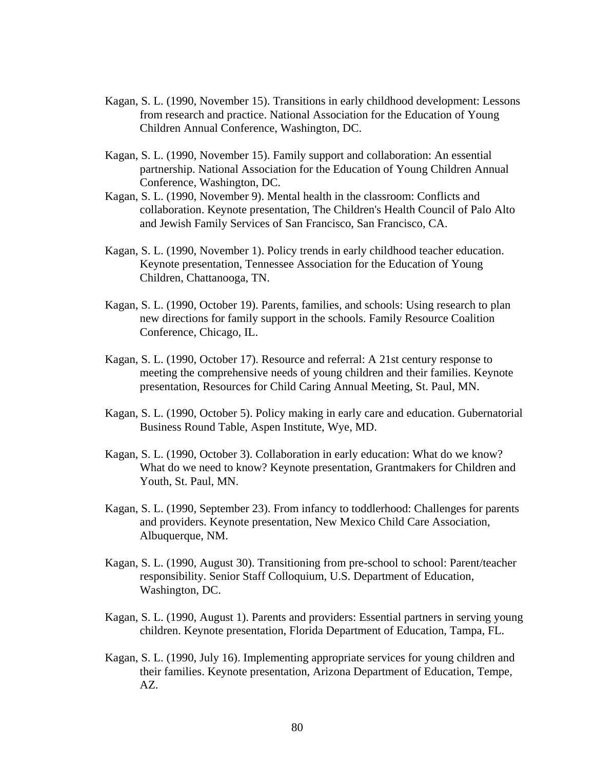Kagan, S. L. (1990, November 15). Transitions in early childhood development: Lessons from research and practice. National Association for the Education of Young Children Annual Conference, Washington, DC.

Kagan, S. L. (1990, November 15). Family support and collaboration: An essential partnership. National Association for the Education of Young Children Annual Conference, Washington, DC.

Kagan, S. L. (1990, November 9). Mental health in the classroom: Conflicts and collaboration. Keynote presentation, The Children's Health Council of Palo Alto and Jewish Family Services of San Francisco, San Francisco, CA.

Kagan, S. L. (1990, November 1). Policy trends in early childhood teacher education. Keynote presentation, Tennessee Association for the Education of Young Children, Chattanooga, TN.

Kagan, S. L. (1990, October 19). Parents, families, and schools: Using research to plan new directions for family support in the schools. Family Resource Coalition Conference, Chicago, IL.

Kagan, S. L. (1990, October 17). Resource and referral: A 21st century response to meeting the comprehensive needs of young children and their families. Keynote presentation, Resources for Child Caring Annual Meeting, St. Paul, MN.

Kagan, S. L. (1990, October 5). Policy making in early care and education. Gubernatorial Business Round Table, Aspen Institute, Wye, MD.

Kagan, S. L. (1990, October 3). Collaboration in early education: What do we know? What do we need to know? Keynote presentation, Grantmakers for Children and Youth, St. Paul, MN.

Kagan, S. L. (1990, September 23). From infancy to toddlerhood: Challenges for parents and providers. Keynote presentation, New Mexico Child Care Association, Albuquerque, NM.

Kagan, S. L. (1990, August 30). Transitioning from pre-school to school: Parent/teacher responsibility. Senior Staff Colloquium, U.S. Department of Education, Washington, DC.

Kagan, S. L. (1990, August 1). Parents and providers: Essential partners in serving young children. Keynote presentation, Florida Department of Education, Tampa, FL.

Kagan, S. L. (1990, July 16). Implementing appropriate services for young children and their families. Keynote presentation, Arizona Department of Education, Tempe, AZ.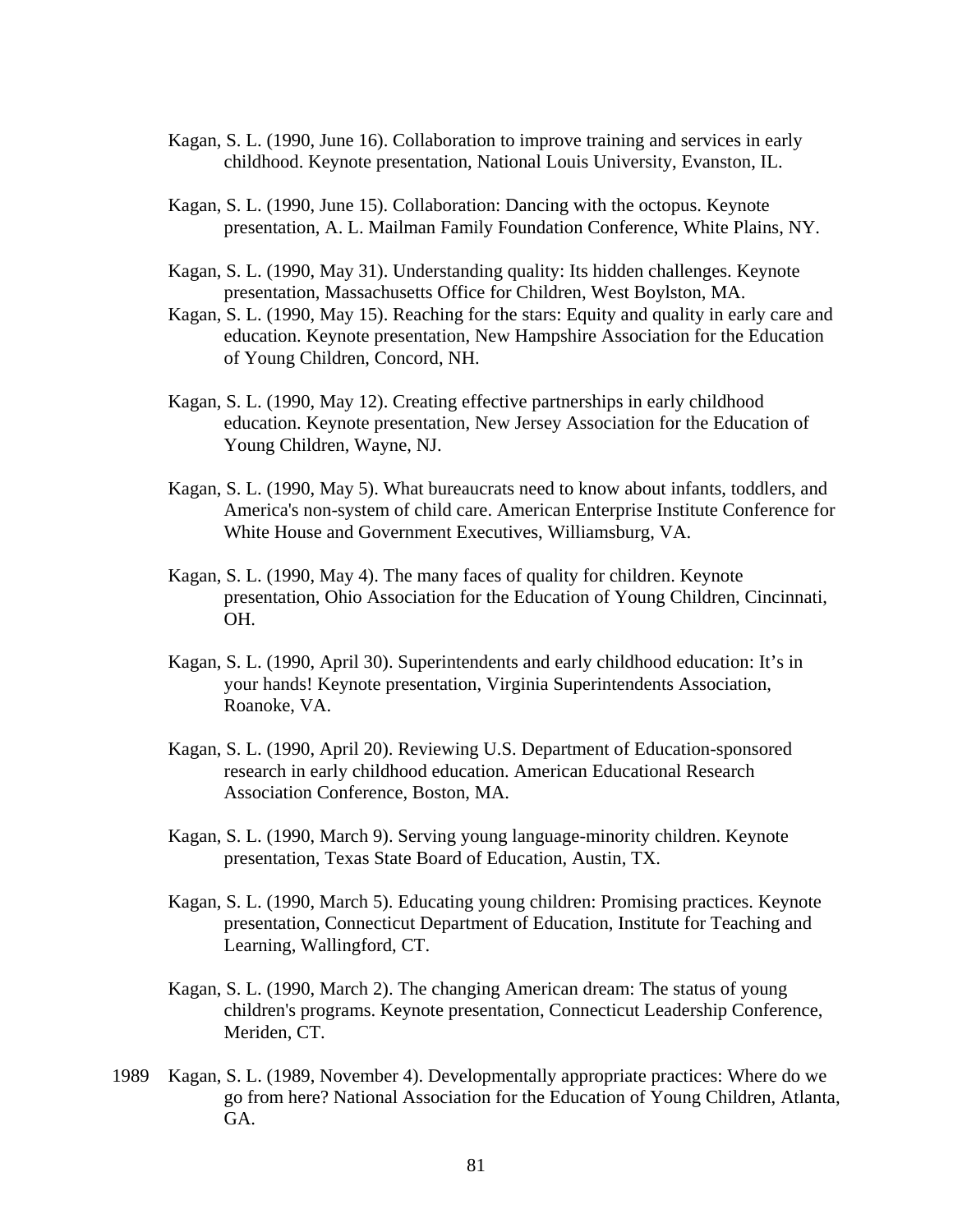Kagan, S. L. (1990, June 16). Collaboration to improve training and services in early childhood. Keynote presentation, National Louis University, Evanston, IL.

Kagan, S. L. (1990, June 15). Collaboration: Dancing with the octopus. Keynote presentation, A. L. Mailman Family Foundation Conference, White Plains, NY.

Kagan, S. L. (1990, May 31). Understanding quality: Its hidden challenges. Keynote presentation, Massachusetts Office for Children, West Boylston, MA.

Kagan, S. L. (1990, May 15). Reaching for the stars: Equity and quality in early care and education. Keynote presentation, New Hampshire Association for the Education of Young Children, Concord, NH.

Kagan, S. L. (1990, May 12). Creating effective partnerships in early childhood education. Keynote presentation, New Jersey Association for the Education of Young Children, Wayne, NJ.

Kagan, S. L. (1990, May 5). What bureaucrats need to know about infants, toddlers, and America's non-system of child care. American Enterprise Institute Conference for White House and Government Executives, Williamsburg, VA.

Kagan, S. L. (1990, May 4). The many faces of quality for children. Keynote presentation, Ohio Association for the Education of Young Children, Cincinnati, OH.

Kagan, S. L. (1990, April 30). Superintendents and early childhood education: It's in your hands! Keynote presentation, Virginia Superintendents Association, Roanoke, VA.

Kagan, S. L. (1990, April 20). Reviewing U.S. Department of Education-sponsored research in early childhood education. American Educational Research Association Conference, Boston, MA.

Kagan, S. L. (1990, March 9). Serving young language-minority children. Keynote presentation, Texas State Board of Education, Austin, TX.

Kagan, S. L. (1990, March 5). Educating young children: Promising practices. Keynote presentation, Connecticut Department of Education, Institute for Teaching and Learning, Wallingford, CT.

Kagan, S. L. (1990, March 2). The changing American dream: The status of young children's programs. Keynote presentation, Connecticut Leadership Conference, Meriden, CT.

1989 Kagan, S. L. (1989, November 4). Developmentally appropriate practices: Where do we go from here? National Association for the Education of Young Children, Atlanta, GA.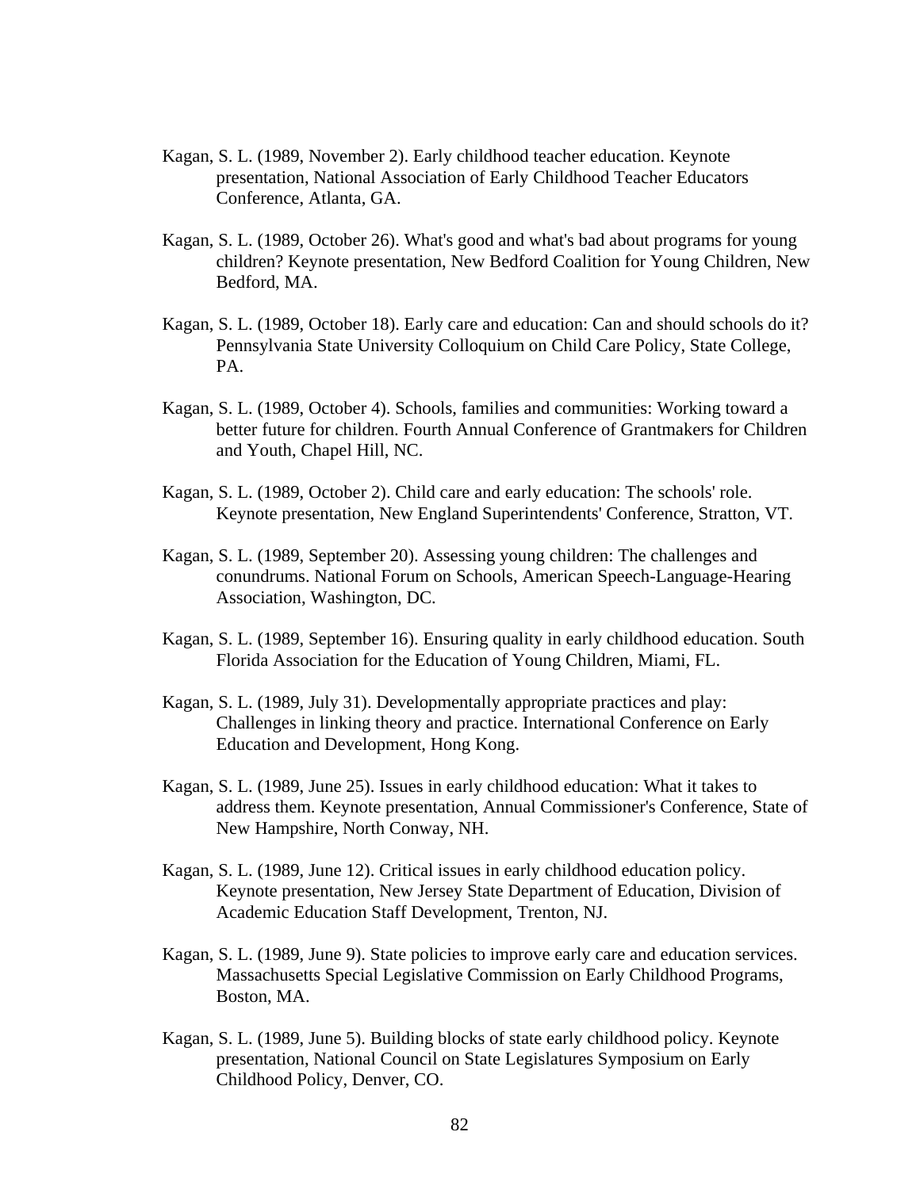Kagan, S. L. (1989, November 2). Early childhood teacher education. Keynote presentation, National Association of Early Childhood Teacher Educators Conference, Atlanta, GA.

Kagan, S. L. (1989, October 26). What's good and what's bad about programs for young children? Keynote presentation, New Bedford Coalition for Young Children, New Bedford, MA.

Kagan, S. L. (1989, October 18). Early care and education: Can and should schools do it? Pennsylvania State University Colloquium on Child Care Policy, State College, PA.

Kagan, S. L. (1989, October 4). Schools, families and communities: Working toward a better future for children. Fourth Annual Conference of Grantmakers for Children and Youth, Chapel Hill, NC.

Kagan, S. L. (1989, October 2). Child care and early education: The schools' role. Keynote presentation, New England Superintendents' Conference, Stratton, VT.

Kagan, S. L. (1989, September 20). Assessing young children: The challenges and conundrums. National Forum on Schools, American Speech-Language-Hearing Association, Washington, DC.

Kagan, S. L. (1989, September 16). Ensuring quality in early childhood education. South Florida Association for the Education of Young Children, Miami, FL.

Kagan, S. L. (1989, July 31). Developmentally appropriate practices and play: Challenges in linking theory and practice. International Conference on Early Education and Development, Hong Kong.

Kagan, S. L. (1989, June 25). Issues in early childhood education: What it takes to address them. Keynote presentation, Annual Commissioner's Conference, State of New Hampshire, North Conway, NH.

Kagan, S. L. (1989, June 12). Critical issues in early childhood education policy. Keynote presentation, New Jersey State Department of Education, Division of Academic Education Staff Development, Trenton, NJ.

Kagan, S. L. (1989, June 9). State policies to improve early care and education services. Massachusetts Special Legislative Commission on Early Childhood Programs, Boston, MA.

Kagan, S. L. (1989, June 5). Building blocks of state early childhood policy. Keynote presentation, National Council on State Legislatures Symposium on Early Childhood Policy, Denver, CO.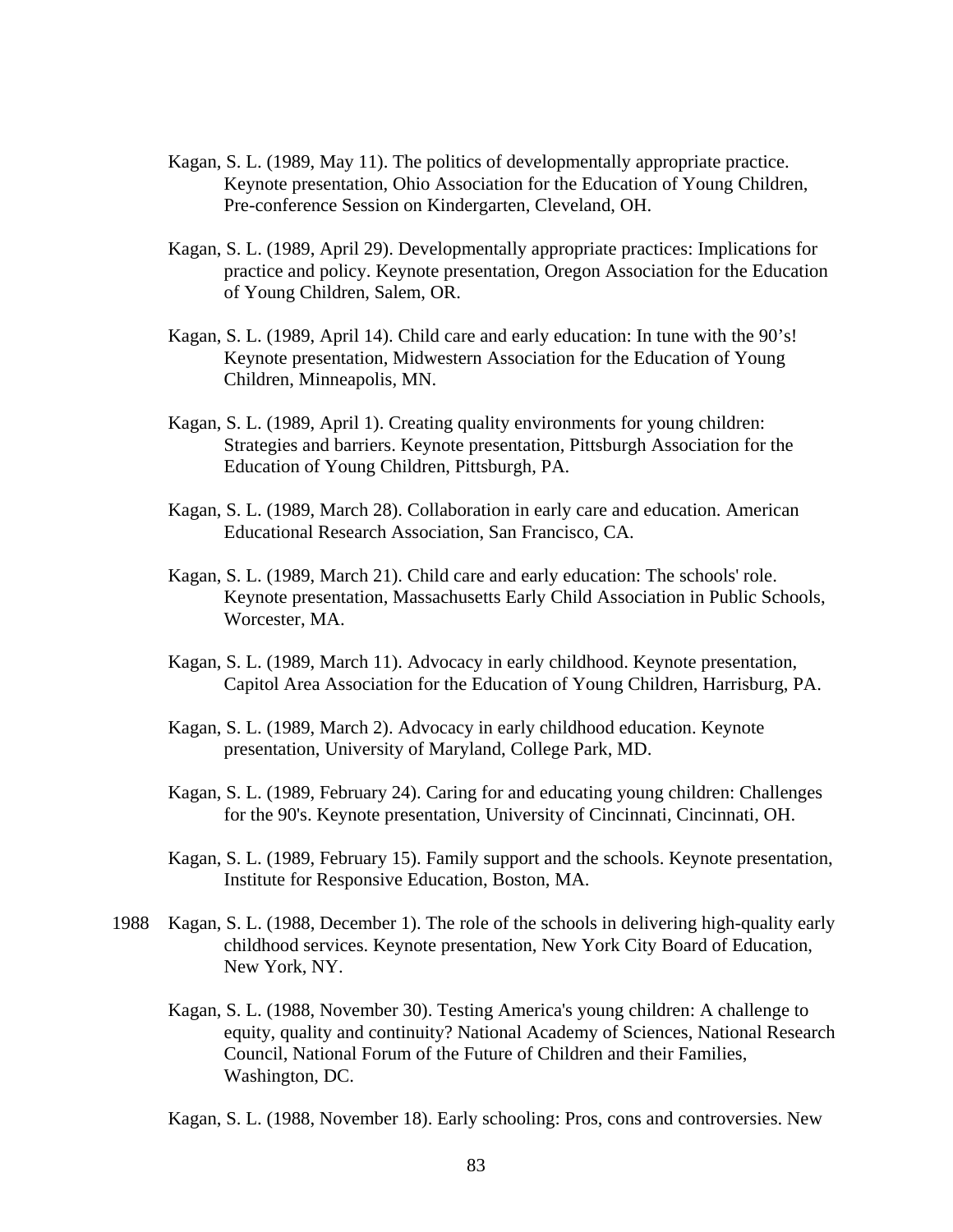Kagan, S. L. (1989, May 11). The politics of developmentally appropriate practice. Keynote presentation, Ohio Association for the Education of Young Children, Pre-conference Session on Kindergarten, Cleveland, OH.

Kagan, S. L. (1989, April 29). Developmentally appropriate practices: Implications for practice and policy. Keynote presentation, Oregon Association for the Education of Young Children, Salem, OR.

Kagan, S. L. (1989, April 14). Child care and early education: In tune with the 90's! Keynote presentation, Midwestern Association for the Education of Young Children, Minneapolis, MN.

Kagan, S. L. (1989, April 1). Creating quality environments for young children: Strategies and barriers. Keynote presentation, Pittsburgh Association for the Education of Young Children, Pittsburgh, PA.

Kagan, S. L. (1989, March 28). Collaboration in early care and education. American Educational Research Association, San Francisco, CA.

Kagan, S. L. (1989, March 21). Child care and early education: The schools' role. Keynote presentation, Massachusetts Early Child Association in Public Schools, Worcester, MA.

Kagan, S. L. (1989, March 11). Advocacy in early childhood. Keynote presentation, Capitol Area Association for the Education of Young Children, Harrisburg, PA.

Kagan, S. L. (1989, March 2). Advocacy in early childhood education. Keynote presentation, University of Maryland, College Park, MD.

Kagan, S. L. (1989, February 24). Caring for and educating young children: Challenges for the 90's. Keynote presentation, University of Cincinnati, Cincinnati, OH.

Kagan, S. L. (1989, February 15). Family support and the schools. Keynote presentation, Institute for Responsive Education, Boston, MA.

1988 Kagan, S. L. (1988, December 1). The role of the schools in delivering high-quality early childhood services. Keynote presentation, New York City Board of Education, New York, NY.

Kagan, S. L. (1988, November 30). Testing America's young children: A challenge to equity, quality and continuity? National Academy of Sciences, National Research Council, National Forum of the Future of Children and their Families, Washington, DC.

Kagan, S. L. (1988, November 18). Early schooling: Pros, cons and controversies. New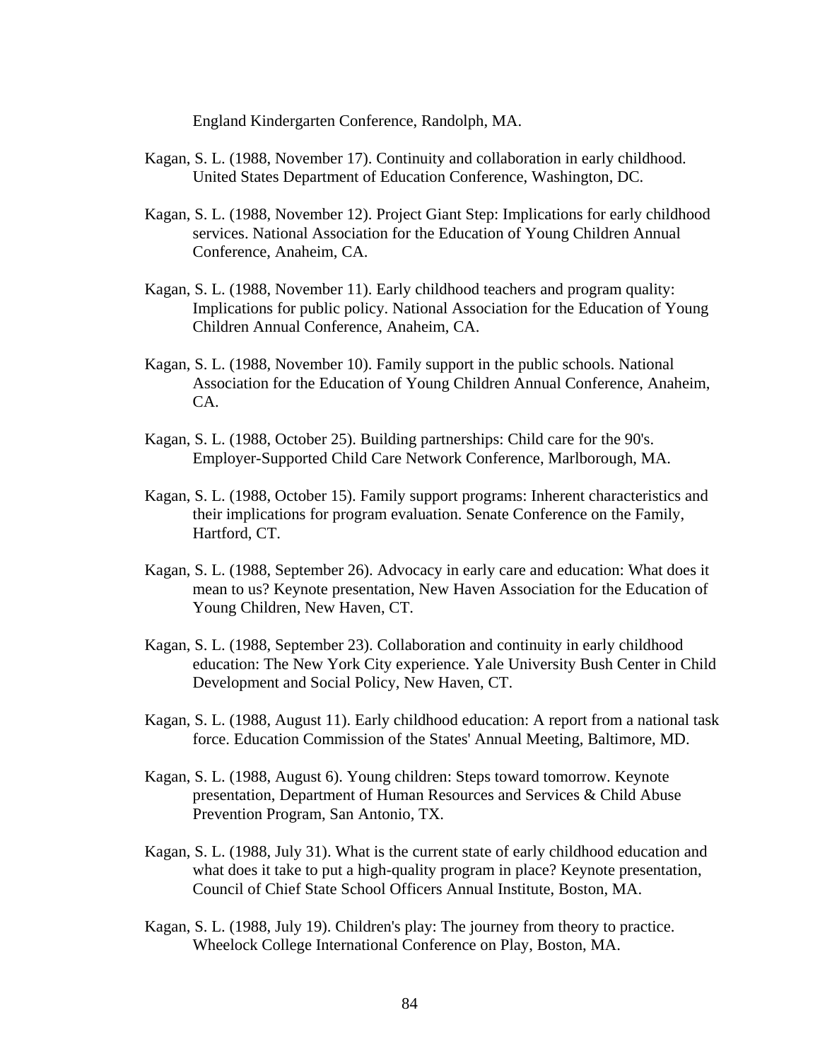England Kindergarten Conference, Randolph, MA.

Kagan, S. L. (1988, November 17). Continuity and collaboration in early childhood. United States Department of Education Conference, Washington, DC.

Kagan, S. L. (1988, November 12). Project Giant Step: Implications for early childhood services. National Association for the Education of Young Children Annual Conference, Anaheim, CA.

Kagan, S. L. (1988, November 11). Early childhood teachers and program quality: Implications for public policy. National Association for the Education of Young Children Annual Conference, Anaheim, CA.

Kagan, S. L. (1988, November 10). Family support in the public schools. National Association for the Education of Young Children Annual Conference, Anaheim, CA.

Kagan, S. L. (1988, October 25). Building partnerships: Child care for the 90's. Employer-Supported Child Care Network Conference, Marlborough, MA.

Kagan, S. L. (1988, October 15). Family support programs: Inherent characteristics and their implications for program evaluation. Senate Conference on the Family, Hartford, CT.

Kagan, S. L. (1988, September 26). Advocacy in early care and education: What does it mean to us? Keynote presentation, New Haven Association for the Education of Young Children, New Haven, CT.

Kagan, S. L. (1988, September 23). Collaboration and continuity in early childhood education: The New York City experience. Yale University Bush Center in Child Development and Social Policy, New Haven, CT.

Kagan, S. L. (1988, August 11). Early childhood education: A report from a national task force. Education Commission of the States' Annual Meeting, Baltimore, MD.

Kagan, S. L. (1988, August 6). Young children: Steps toward tomorrow. Keynote presentation, Department of Human Resources and Services & Child Abuse Prevention Program, San Antonio, TX.

Kagan, S. L. (1988, July 31). What is the current state of early childhood education and what does it take to put a high-quality program in place? Keynote presentation, Council of Chief State School Officers Annual Institute, Boston, MA.

Kagan, S. L. (1988, July 19). Children's play: The journey from theory to practice. Wheelock College International Conference on Play, Boston, MA.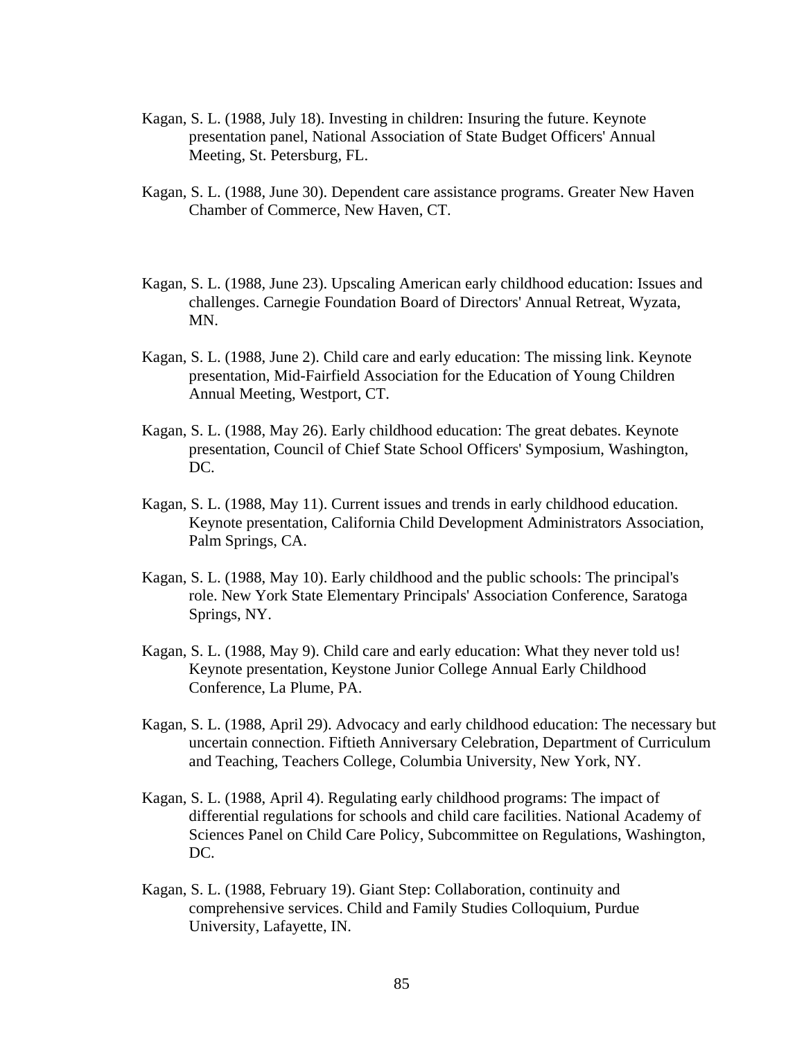Kagan, S. L. (1988, July 18). Investing in children: Insuring the future. Keynote presentation panel, National Association of State Budget Officers' Annual Meeting, St. Petersburg, FL.

Kagan, S. L. (1988, June 30). Dependent care assistance programs. Greater New Haven Chamber of Commerce, New Haven, CT.

Kagan, S. L. (1988, June 23). Upscaling American early childhood education: Issues and challenges. Carnegie Foundation Board of Directors' Annual Retreat, Wyzata, MN.

Kagan, S. L. (1988, June 2). Child care and early education: The missing link. Keynote presentation, Mid-Fairfield Association for the Education of Young Children Annual Meeting, Westport, CT.

Kagan, S. L. (1988, May 26). Early childhood education: The great debates. Keynote presentation, Council of Chief State School Officers' Symposium, Washington, DC.

Kagan, S. L. (1988, May 11). Current issues and trends in early childhood education. Keynote presentation, California Child Development Administrators Association, Palm Springs, CA.

Kagan, S. L. (1988, May 10). Early childhood and the public schools: The principal's role. New York State Elementary Principals' Association Conference, Saratoga Springs, NY.

Kagan, S. L. (1988, May 9). Child care and early education: What they never told us! Keynote presentation, Keystone Junior College Annual Early Childhood Conference, La Plume, PA.

Kagan, S. L. (1988, April 29). Advocacy and early childhood education: The necessary but uncertain connection. Fiftieth Anniversary Celebration, Department of Curriculum and Teaching, Teachers College, Columbia University, New York, NY.

Kagan, S. L. (1988, April 4). Regulating early childhood programs: The impact of differential regulations for schools and child care facilities. National Academy of Sciences Panel on Child Care Policy, Subcommittee on Regulations, Washington, DC.

Kagan, S. L. (1988, February 19). Giant Step: Collaboration, continuity and comprehensive services. Child and Family Studies Colloquium, Purdue University, Lafayette, IN.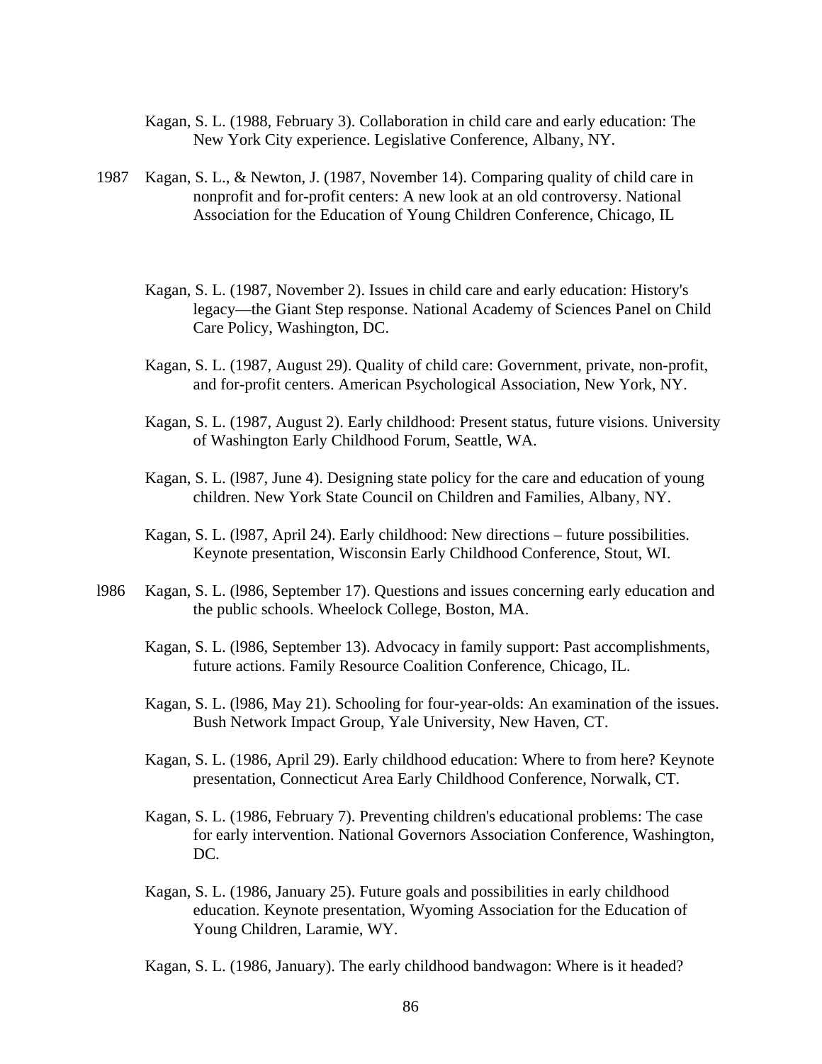Kagan, S. L. (1988, February 3). Collaboration in child care and early education: The New York City experience. Legislative Conference, Albany, NY.

1987 Kagan, S. L., & Newton, J. (1987, November 14). Comparing quality of child care in nonprofit and for-profit centers: A new look at an old controversy. National Association for the Education of Young Children Conference, Chicago, IL

Kagan, S. L. (1987, November 2). Issues in child care and early education: History's legacy—the Giant Step response. National Academy of Sciences Panel on Child Care Policy, Washington, DC.

Kagan, S. L. (1987, August 29). Quality of child care: Government, private, non-profit, and for-profit centers. American Psychological Association, New York, NY.

Kagan, S. L. (1987, August 2). Early childhood: Present status, future visions. University of Washington Early Childhood Forum, Seattle, WA.

Kagan, S. L. (l987, June 4). Designing state policy for the care and education of young children. New York State Council on Children and Families, Albany, NY.

Kagan, S. L. (l987, April 24). Early childhood: New directions – future possibilities. Keynote presentation, Wisconsin Early Childhood Conference, Stout, WI.

l986 Kagan, S. L. (l986, September 17). Questions and issues concerning early education and the public schools. Wheelock College, Boston, MA.

Kagan, S. L. (l986, September 13). Advocacy in family support: Past accomplishments, future actions. Family Resource Coalition Conference, Chicago, IL.

Kagan, S. L. (l986, May 21). Schooling for four-year-olds: An examination of the issues. Bush Network Impact Group, Yale University, New Haven, CT.

Kagan, S. L. (1986, April 29). Early childhood education: Where to from here? Keynote presentation, Connecticut Area Early Childhood Conference, Norwalk, CT.

Kagan, S. L. (1986, February 7). Preventing children's educational problems: The case for early intervention. National Governors Association Conference, Washington, DC.

Kagan, S. L. (1986, January 25). Future goals and possibilities in early childhood education. Keynote presentation, Wyoming Association for the Education of Young Children, Laramie, WY.

Kagan, S. L. (1986, January). The early childhood bandwagon: Where is it headed?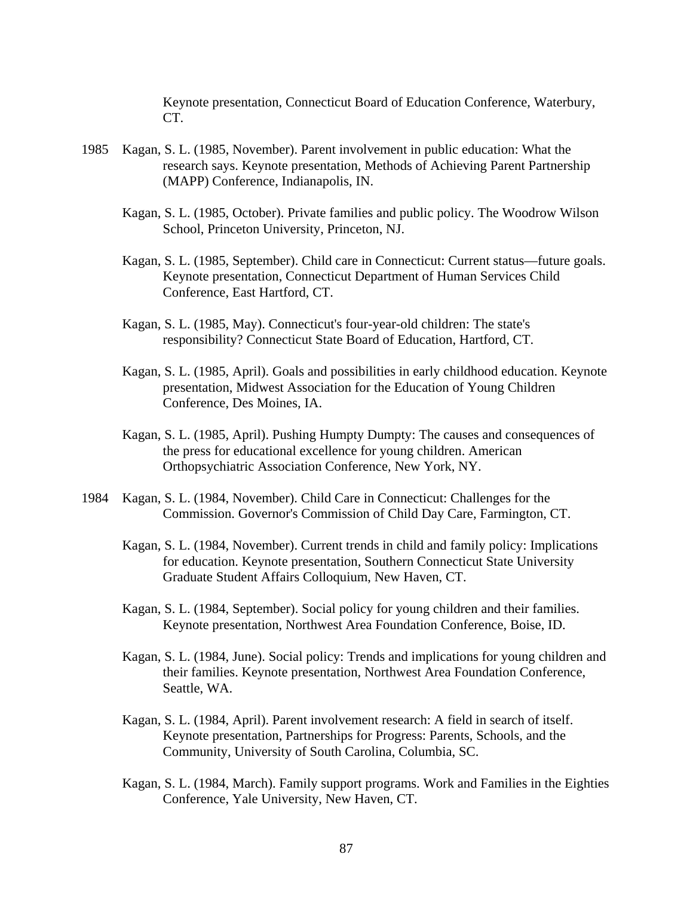Keynote presentation, Connecticut Board of Education Conference, Waterbury, CT.

1985 Kagan, S. L. (1985, November). Parent involvement in public education: What the research says. Keynote presentation, Methods of Achieving Parent Partnership (MAPP) Conference, Indianapolis, IN.

Kagan, S. L. (1985, October). Private families and public policy. The Woodrow Wilson School, Princeton University, Princeton, NJ.

Kagan, S. L. (1985, September). Child care in Connecticut: Current status—future goals. Keynote presentation, Connecticut Department of Human Services Child Conference, East Hartford, CT.

Kagan, S. L. (1985, May). Connecticut's four-year-old children: The state's responsibility? Connecticut State Board of Education, Hartford, CT.

Kagan, S. L. (1985, April). Goals and possibilities in early childhood education. Keynote presentation, Midwest Association for the Education of Young Children Conference, Des Moines, IA.

Kagan, S. L. (1985, April). Pushing Humpty Dumpty: The causes and consequences of the press for educational excellence for young children. American Orthopsychiatric Association Conference, New York, NY.

1984 Kagan, S. L. (1984, November). Child Care in Connecticut: Challenges for the Commission. Governor's Commission of Child Day Care, Farmington, CT.

Kagan, S. L. (1984, November). Current trends in child and family policy: Implications for education. Keynote presentation, Southern Connecticut State University Graduate Student Affairs Colloquium, New Haven, CT.

Kagan, S. L. (1984, September). Social policy for young children and their families. Keynote presentation, Northwest Area Foundation Conference, Boise, ID.

Kagan, S. L. (1984, June). Social policy: Trends and implications for young children and their families. Keynote presentation, Northwest Area Foundation Conference, Seattle, WA.

Kagan, S. L. (1984, April). Parent involvement research: A field in search of itself. Keynote presentation, Partnerships for Progress: Parents, Schools, and the Community, University of South Carolina, Columbia, SC.

Kagan, S. L. (1984, March). Family support programs. Work and Families in the Eighties Conference, Yale University, New Haven, CT.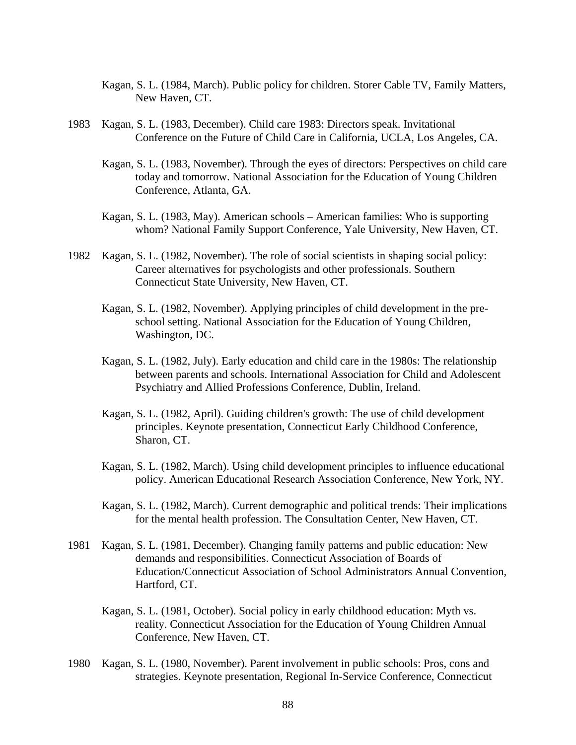Kagan, S. L. (1984, March). Public policy for children. Storer Cable TV, Family Matters, New Haven, CT.

1983 Kagan, S. L. (1983, December). Child care 1983: Directors speak. Invitational Conference on the Future of Child Care in California, UCLA, Los Angeles, CA.

Kagan, S. L. (1983, November). Through the eyes of directors: Perspectives on child care today and tomorrow. National Association for the Education of Young Children Conference, Atlanta, GA.

Kagan, S. L. (1983, May). American schools – American families: Who is supporting whom? National Family Support Conference, Yale University, New Haven, CT.

1982 Kagan, S. L. (1982, November). The role of social scientists in shaping social policy: Career alternatives for psychologists and other professionals. Southern Connecticut State University, New Haven, CT.

Kagan, S. L. (1982, November). Applying principles of child development in the pre-school setting. National Association for the Education of Young Children, Washington, DC.

Kagan, S. L. (1982, July). Early education and child care in the 1980s: The relationship between parents and schools. International Association for Child and Adolescent Psychiatry and Allied Professions Conference, Dublin, Ireland.

Kagan, S. L. (1982, April). Guiding children's growth: The use of child development principles. Keynote presentation, Connecticut Early Childhood Conference, Sharon, CT.

Kagan, S. L. (1982, March). Using child development principles to influence educational policy. American Educational Research Association Conference, New York, NY.

Kagan, S. L. (1982, March). Current demographic and political trends: Their implications for the mental health profession. The Consultation Center, New Haven, CT.

1981 Kagan, S. L. (1981, December). Changing family patterns and public education: New demands and responsibilities. Connecticut Association of Boards of Education/Connecticut Association of School Administrators Annual Convention, Hartford, CT.

Kagan, S. L. (1981, October). Social policy in early childhood education: Myth vs. reality. Connecticut Association for the Education of Young Children Annual Conference, New Haven, CT.

1980 Kagan, S. L. (1980, November). Parent involvement in public schools: Pros, cons and strategies. Keynote presentation, Regional In-Service Conference, Connecticut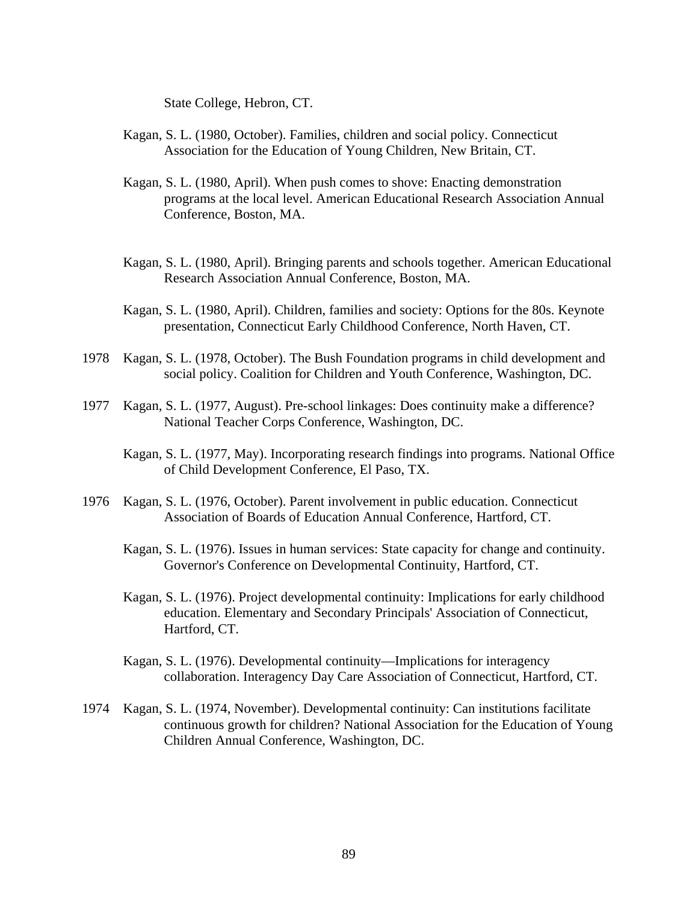State College, Hebron, CT.

Kagan, S. L. (1980, October). Families, children and social policy. Connecticut Association for the Education of Young Children, New Britain, CT.

Kagan, S. L. (1980, April). When push comes to shove: Enacting demonstration programs at the local level. American Educational Research Association Annual Conference, Boston, MA.

Kagan, S. L. (1980, April). Bringing parents and schools together. American Educational Research Association Annual Conference, Boston, MA.

Kagan, S. L. (1980, April). Children, families and society: Options for the 80s. Keynote presentation, Connecticut Early Childhood Conference, North Haven, CT.

1978 Kagan, S. L. (1978, October). The Bush Foundation programs in child development and social policy. Coalition for Children and Youth Conference, Washington, DC.

1977 Kagan, S. L. (1977, August). Pre-school linkages: Does continuity make a difference? National Teacher Corps Conference, Washington, DC.

Kagan, S. L. (1977, May). Incorporating research findings into programs. National Office of Child Development Conference, El Paso, TX.

1976 Kagan, S. L. (1976, October). Parent involvement in public education. Connecticut Association of Boards of Education Annual Conference, Hartford, CT.

Kagan, S. L. (1976). Issues in human services: State capacity for change and continuity. Governor's Conference on Developmental Continuity, Hartford, CT.

Kagan, S. L. (1976). Project developmental continuity: Implications for early childhood education. Elementary and Secondary Principals' Association of Connecticut, Hartford, CT.

Kagan, S. L. (1976). Developmental continuity—Implications for interagency collaboration. Interagency Day Care Association of Connecticut, Hartford, CT.

1974 Kagan, S. L. (1974, November). Developmental continuity: Can institutions facilitate continuous growth for children? National Association for the Education of Young Children Annual Conference, Washington, DC.